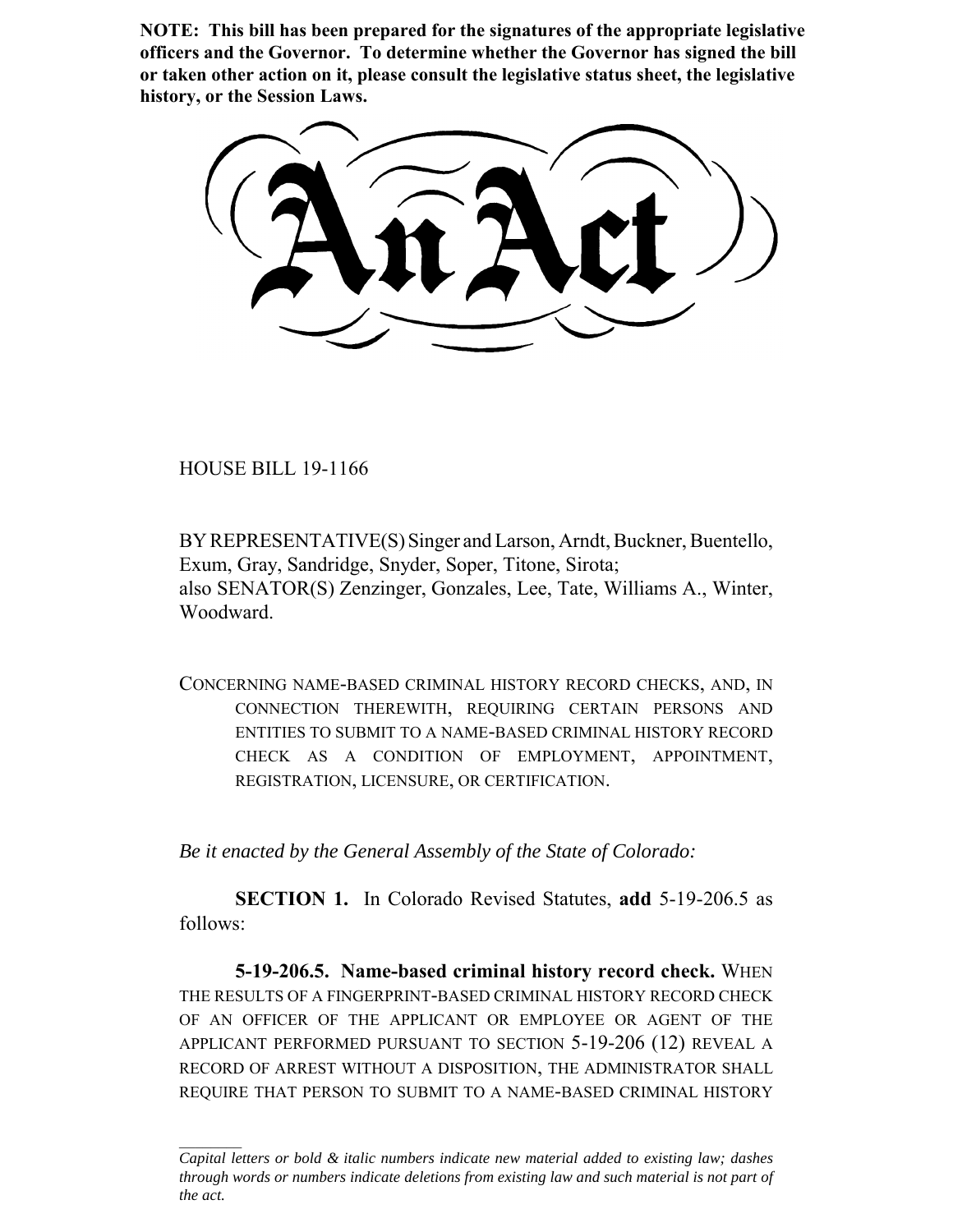**NOTE: This bill has been prepared for the signatures of the appropriate legislative officers and the Governor. To determine whether the Governor has signed the bill or taken other action on it, please consult the legislative status sheet, the legislative history, or the Session Laws.**

# An Act

HOUSE BILL 19-1166

BY REPRESENTATIVE(S) Singer and Larson, Arndt, Buckner, Buentello, Exum, Gray, Sandridge, Snyder, Soper, Titone, Sirota;
also SENATOR(S) Zenzinger, Gonzales, Lee, Tate, Williams A., Winter, Woodward.

CONCERNING NAME-BASED CRIMINAL HISTORY RECORD CHECKS, AND, IN CONNECTION THEREWITH, REQUIRING CERTAIN PERSONS AND ENTITIES TO SUBMIT TO A NAME-BASED CRIMINAL HISTORY RECORD CHECK AS A CONDITION OF EMPLOYMENT, APPOINTMENT, REGISTRATION, LICENSURE, OR CERTIFICATION.

*Be it enacted by the General Assembly of the State of Colorado:*

**SECTION 1.** In Colorado Revised Statutes, **add** 5-19-206.5 as follows:

**5-19-206.5. Name-based criminal history record check.** WHEN THE RESULTS OF A FINGERPRINT-BASED CRIMINAL HISTORY RECORD CHECK OF AN OFFICER OF THE APPLICANT OR EMPLOYEE OR AGENT OF THE APPLICANT PERFORMED PURSUANT TO SECTION 5-19-206 (12) REVEAL A RECORD OF ARREST WITHOUT A DISPOSITION, THE ADMINISTRATOR SHALL REQUIRE THAT PERSON TO SUBMIT TO A NAME-BASED CRIMINAL HISTORY

---

*Capital letters or bold & italic numbers indicate new material added to existing law; dashes through words or numbers indicate deletions from existing law and such material is not part of the act.*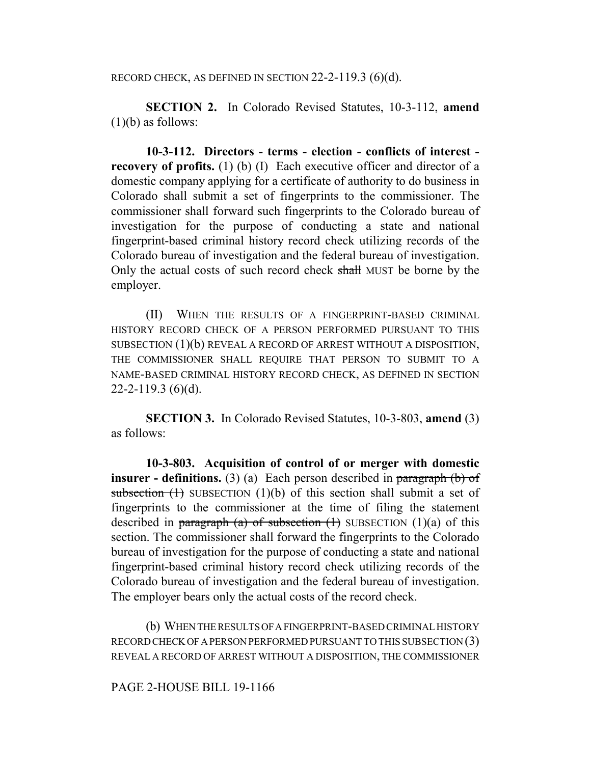RECORD CHECK, AS DEFINED IN SECTION 22-2-119.3 (6)(d).

**SECTION 2.** In Colorado Revised Statutes, 10-3-112, **amend** (1)(b) as follows:

**10-3-112. Directors - terms - election - conflicts of interest - recovery of profits.** (1) (b) (I) Each executive officer and director of a domestic company applying for a certificate of authority to do business in Colorado shall submit a set of fingerprints to the commissioner. The commissioner shall forward such fingerprints to the Colorado bureau of investigation for the purpose of conducting a state and national fingerprint-based criminal history record check utilizing records of the Colorado bureau of investigation and the federal bureau of investigation. Only the actual costs of such record check ~~shall~~ MUST be borne by the employer.

(II) WHEN THE RESULTS OF A FINGERPRINT-BASED CRIMINAL HISTORY RECORD CHECK OF A PERSON PERFORMED PURSUANT TO THIS SUBSECTION (1)(b) REVEAL A RECORD OF ARREST WITHOUT A DISPOSITION, THE COMMISSIONER SHALL REQUIRE THAT PERSON TO SUBMIT TO A NAME-BASED CRIMINAL HISTORY RECORD CHECK, AS DEFINED IN SECTION 22-2-119.3 (6)(d).

**SECTION 3.** In Colorado Revised Statutes, 10-3-803, **amend** (3) as follows:

**10-3-803. Acquisition of control of or merger with domestic insurer - definitions.** (3) (a) Each person described in ~~paragraph (b) of subsection (1)~~ SUBSECTION (1)(b) of this section shall submit a set of fingerprints to the commissioner at the time of filing the statement described in ~~paragraph (a) of subsection (1)~~ SUBSECTION (1)(a) of this section. The commissioner shall forward the fingerprints to the Colorado bureau of investigation for the purpose of conducting a state and national fingerprint-based criminal history record check utilizing records of the Colorado bureau of investigation and the federal bureau of investigation. The employer bears only the actual costs of the record check.

(b) WHEN THE RESULTS OF A FINGERPRINT-BASED CRIMINAL HISTORY RECORD CHECK OF A PERSON PERFORMED PURSUANT TO THIS SUBSECTION (3) REVEAL A RECORD OF ARREST WITHOUT A DISPOSITION, THE COMMISSIONER

PAGE 2-HOUSE BILL 19-1166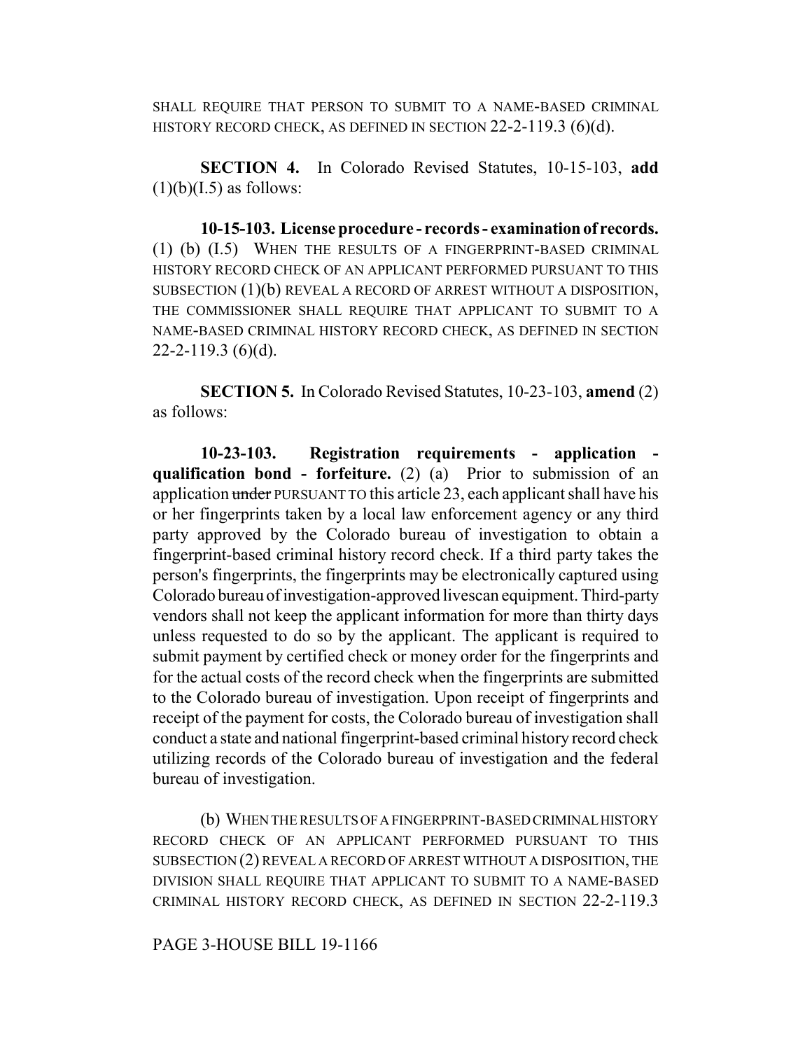SHALL REQUIRE THAT PERSON TO SUBMIT TO A NAME-BASED CRIMINAL HISTORY RECORD CHECK, AS DEFINED IN SECTION 22-2-119.3 (6)(d).

**SECTION 4.** In Colorado Revised Statutes, 10-15-103, **add** (1)(b)(I.5) as follows:

**10-15-103. License procedure - records - examination of records.** (1) (b) (I.5) WHEN THE RESULTS OF A FINGERPRINT-BASED CRIMINAL HISTORY RECORD CHECK OF AN APPLICANT PERFORMED PURSUANT TO THIS SUBSECTION (1)(b) REVEAL A RECORD OF ARREST WITHOUT A DISPOSITION, THE COMMISSIONER SHALL REQUIRE THAT APPLICANT TO SUBMIT TO A NAME-BASED CRIMINAL HISTORY RECORD CHECK, AS DEFINED IN SECTION 22-2-119.3 (6)(d).

**SECTION 5.** In Colorado Revised Statutes, 10-23-103, **amend** (2) as follows:

**10-23-103. Registration requirements - application - qualification bond - forfeiture.** (2) (a) Prior to submission of an application ~~under~~ PURSUANT TO this article 23, each applicant shall have his or her fingerprints taken by a local law enforcement agency or any third party approved by the Colorado bureau of investigation to obtain a fingerprint-based criminal history record check. If a third party takes the person's fingerprints, the fingerprints may be electronically captured using Colorado bureau of investigation-approved livescan equipment. Third-party vendors shall not keep the applicant information for more than thirty days unless requested to do so by the applicant. The applicant is required to submit payment by certified check or money order for the fingerprints and for the actual costs of the record check when the fingerprints are submitted to the Colorado bureau of investigation. Upon receipt of fingerprints and receipt of the payment for costs, the Colorado bureau of investigation shall conduct a state and national fingerprint-based criminal history record check utilizing records of the Colorado bureau of investigation and the federal bureau of investigation.

(b) WHEN THE RESULTS OF A FINGERPRINT-BASED CRIMINAL HISTORY RECORD CHECK OF AN APPLICANT PERFORMED PURSUANT TO THIS SUBSECTION (2) REVEAL A RECORD OF ARREST WITHOUT A DISPOSITION, THE DIVISION SHALL REQUIRE THAT APPLICANT TO SUBMIT TO A NAME-BASED CRIMINAL HISTORY RECORD CHECK, AS DEFINED IN SECTION 22-2-119.3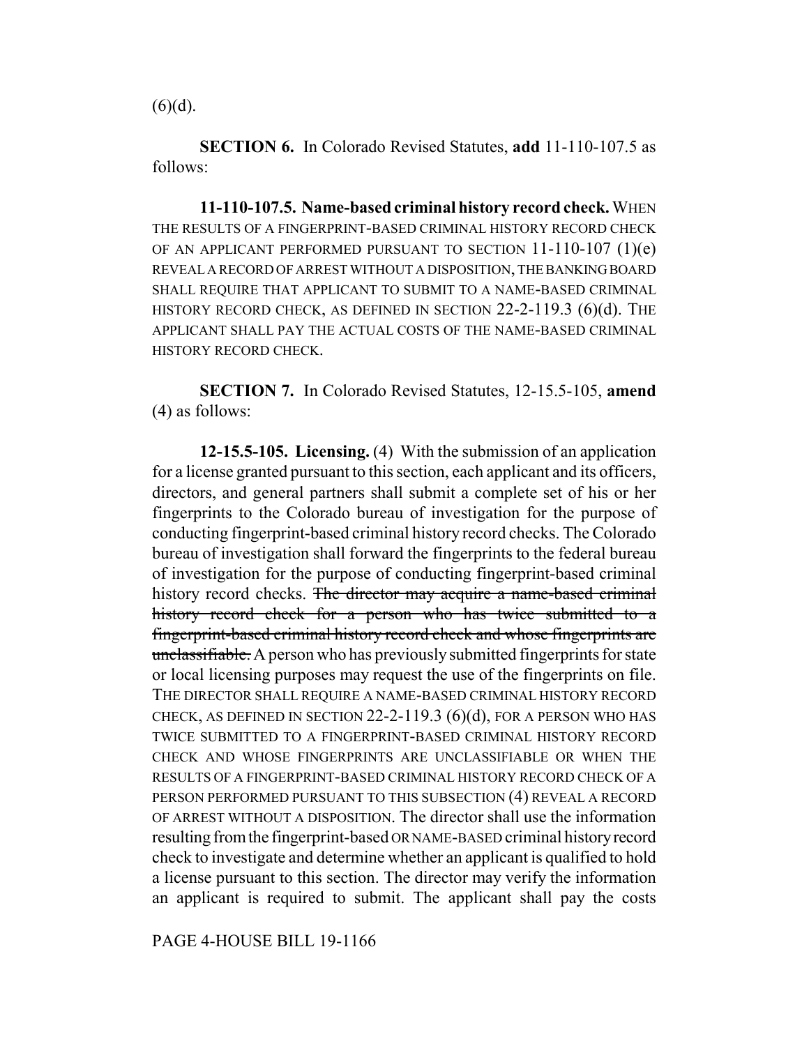(6)(d).

**SECTION 6.** In Colorado Revised Statutes, **add** 11-110-107.5 as follows:

**11-110-107.5. Name-based criminal history record check.** WHEN THE RESULTS OF A FINGERPRINT-BASED CRIMINAL HISTORY RECORD CHECK OF AN APPLICANT PERFORMED PURSUANT TO SECTION 11-110-107 (1)(e) REVEAL A RECORD OF ARREST WITHOUT A DISPOSITION, THE BANKING BOARD SHALL REQUIRE THAT APPLICANT TO SUBMIT TO A NAME-BASED CRIMINAL HISTORY RECORD CHECK, AS DEFINED IN SECTION 22-2-119.3 (6)(d). THE APPLICANT SHALL PAY THE ACTUAL COSTS OF THE NAME-BASED CRIMINAL HISTORY RECORD CHECK.

**SECTION 7.** In Colorado Revised Statutes, 12-15.5-105, **amend** (4) as follows:

**12-15.5-105. Licensing.** (4) With the submission of an application for a license granted pursuant to this section, each applicant and its officers, directors, and general partners shall submit a complete set of his or her fingerprints to the Colorado bureau of investigation for the purpose of conducting fingerprint-based criminal history record checks. The Colorado bureau of investigation shall forward the fingerprints to the federal bureau of investigation for the purpose of conducting fingerprint-based criminal history record checks. ~~The director may acquire a name-based criminal history record check for a person who has twice submitted to a fingerprint-based criminal history record check and whose fingerprints are unclassifiable.~~ A person who has previously submitted fingerprints for state or local licensing purposes may request the use of the fingerprints on file. THE DIRECTOR SHALL REQUIRE A NAME-BASED CRIMINAL HISTORY RECORD CHECK, AS DEFINED IN SECTION 22-2-119.3 (6)(d), FOR A PERSON WHO HAS TWICE SUBMITTED TO A FINGERPRINT-BASED CRIMINAL HISTORY RECORD CHECK AND WHOSE FINGERPRINTS ARE UNCLASSIFIABLE OR WHEN THE RESULTS OF A FINGERPRINT-BASED CRIMINAL HISTORY RECORD CHECK OF A PERSON PERFORMED PURSUANT TO THIS SUBSECTION (4) REVEAL A RECORD OF ARREST WITHOUT A DISPOSITION. The director shall use the information resulting from the fingerprint-based OR NAME-BASED criminal history record check to investigate and determine whether an applicant is qualified to hold a license pursuant to this section. The director may verify the information an applicant is required to submit. The applicant shall pay the costs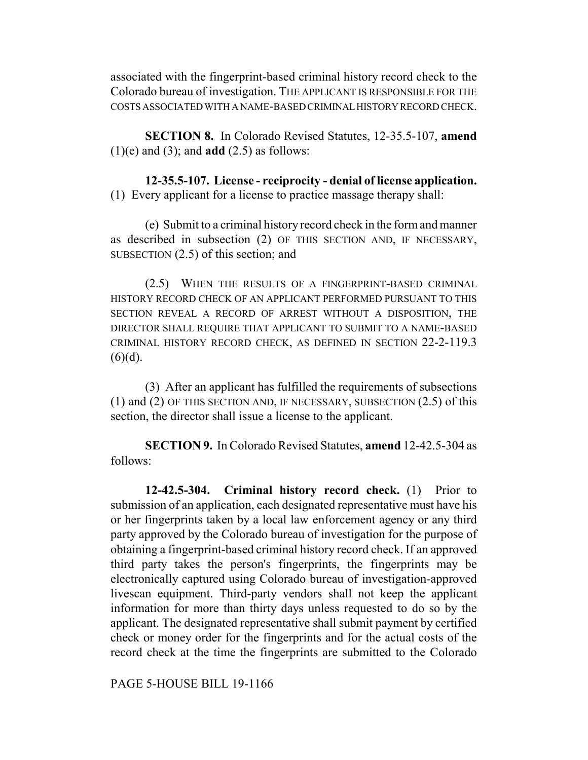associated with the fingerprint-based criminal history record check to the Colorado bureau of investigation. THE APPLICANT IS RESPONSIBLE FOR THE COSTS ASSOCIATED WITH A NAME-BASED CRIMINAL HISTORY RECORD CHECK.

**SECTION 8.** In Colorado Revised Statutes, 12-35.5-107, **amend** (1)(e) and (3); and **add** (2.5) as follows:

**12-35.5-107. License - reciprocity - denial of license application.** (1) Every applicant for a license to practice massage therapy shall:

(e) Submit to a criminal history record check in the form and manner as described in subsection (2) OF THIS SECTION AND, IF NECESSARY, SUBSECTION (2.5) of this section; and

(2.5) WHEN THE RESULTS OF A FINGERPRINT-BASED CRIMINAL HISTORY RECORD CHECK OF AN APPLICANT PERFORMED PURSUANT TO THIS SECTION REVEAL A RECORD OF ARREST WITHOUT A DISPOSITION, THE DIRECTOR SHALL REQUIRE THAT APPLICANT TO SUBMIT TO A NAME-BASED CRIMINAL HISTORY RECORD CHECK, AS DEFINED IN SECTION 22-2-119.3 (6)(d).

(3) After an applicant has fulfilled the requirements of subsections (1) and (2) OF THIS SECTION AND, IF NECESSARY, SUBSECTION (2.5) of this section, the director shall issue a license to the applicant.

**SECTION 9.** In Colorado Revised Statutes, **amend** 12-42.5-304 as follows:

**12-42.5-304. Criminal history record check.** (1) Prior to submission of an application, each designated representative must have his or her fingerprints taken by a local law enforcement agency or any third party approved by the Colorado bureau of investigation for the purpose of obtaining a fingerprint-based criminal history record check. If an approved third party takes the person's fingerprints, the fingerprints may be electronically captured using Colorado bureau of investigation-approved livescan equipment. Third-party vendors shall not keep the applicant information for more than thirty days unless requested to do so by the applicant. The designated representative shall submit payment by certified check or money order for the fingerprints and for the actual costs of the record check at the time the fingerprints are submitted to the Colorado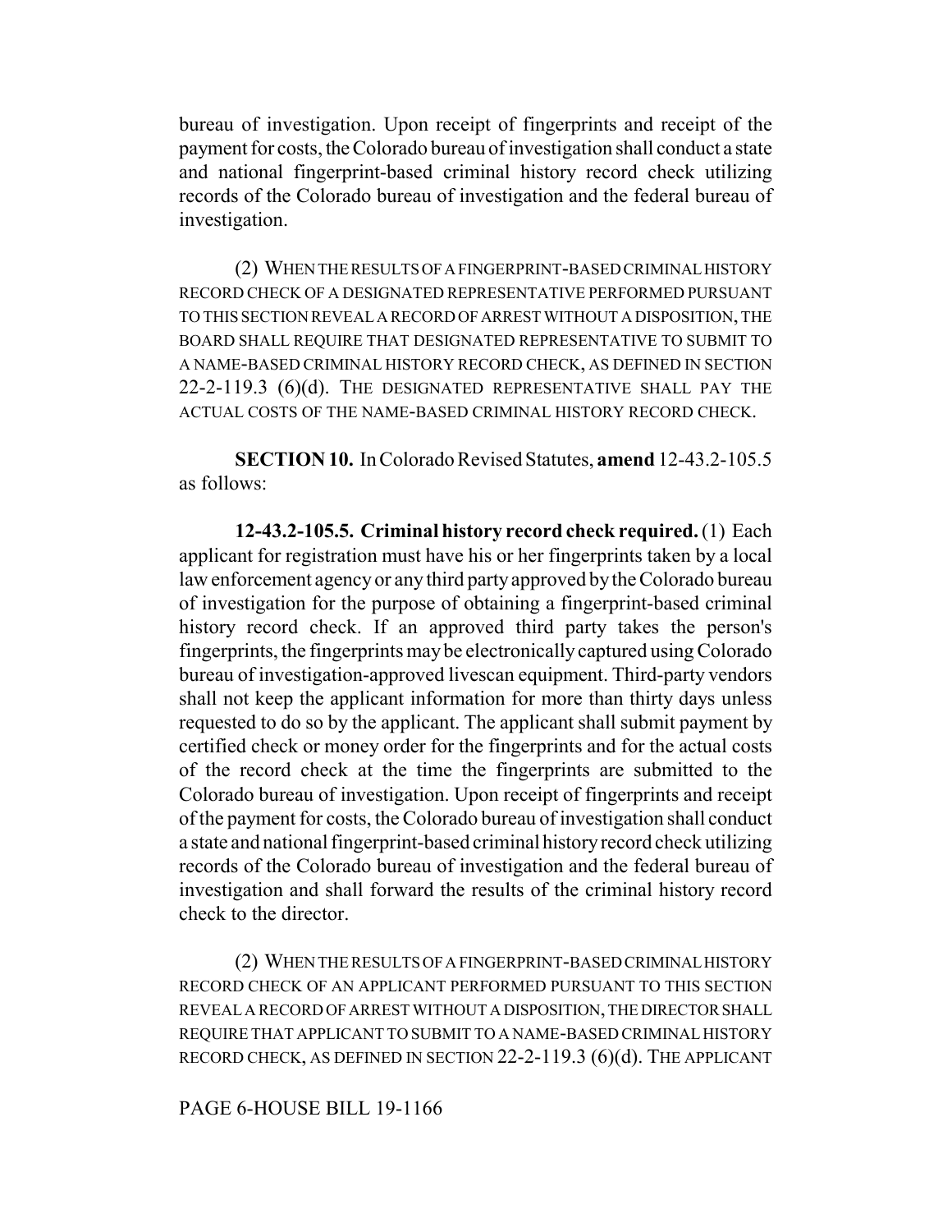bureau of investigation. Upon receipt of fingerprints and receipt of the payment for costs, the Colorado bureau of investigation shall conduct a state and national fingerprint-based criminal history record check utilizing records of the Colorado bureau of investigation and the federal bureau of investigation.

(2) WHEN THE RESULTS OF A FINGERPRINT-BASED CRIMINAL HISTORY RECORD CHECK OF A DESIGNATED REPRESENTATIVE PERFORMED PURSUANT TO THIS SECTION REVEAL A RECORD OF ARREST WITHOUT A DISPOSITION, THE BOARD SHALL REQUIRE THAT DESIGNATED REPRESENTATIVE TO SUBMIT TO A NAME-BASED CRIMINAL HISTORY RECORD CHECK, AS DEFINED IN SECTION 22-2-119.3 (6)(d). THE DESIGNATED REPRESENTATIVE SHALL PAY THE ACTUAL COSTS OF THE NAME-BASED CRIMINAL HISTORY RECORD CHECK.

**SECTION 10.** In Colorado Revised Statutes, **amend** 12-43.2-105.5 as follows:

**12-43.2-105.5. Criminal history record check required.** (1) Each applicant for registration must have his or her fingerprints taken by a local law enforcement agency or any third party approved by the Colorado bureau of investigation for the purpose of obtaining a fingerprint-based criminal history record check. If an approved third party takes the person's fingerprints, the fingerprints may be electronically captured using Colorado bureau of investigation-approved livescan equipment. Third-party vendors shall not keep the applicant information for more than thirty days unless requested to do so by the applicant. The applicant shall submit payment by certified check or money order for the fingerprints and for the actual costs of the record check at the time the fingerprints are submitted to the Colorado bureau of investigation. Upon receipt of fingerprints and receipt of the payment for costs, the Colorado bureau of investigation shall conduct a state and national fingerprint-based criminal history record check utilizing records of the Colorado bureau of investigation and the federal bureau of investigation and shall forward the results of the criminal history record check to the director.

(2) WHEN THE RESULTS OF A FINGERPRINT-BASED CRIMINAL HISTORY RECORD CHECK OF AN APPLICANT PERFORMED PURSUANT TO THIS SECTION REVEAL A RECORD OF ARREST WITHOUT A DISPOSITION, THE DIRECTOR SHALL REQUIRE THAT APPLICANT TO SUBMIT TO A NAME-BASED CRIMINAL HISTORY RECORD CHECK, AS DEFINED IN SECTION 22-2-119.3 (6)(d). THE APPLICANT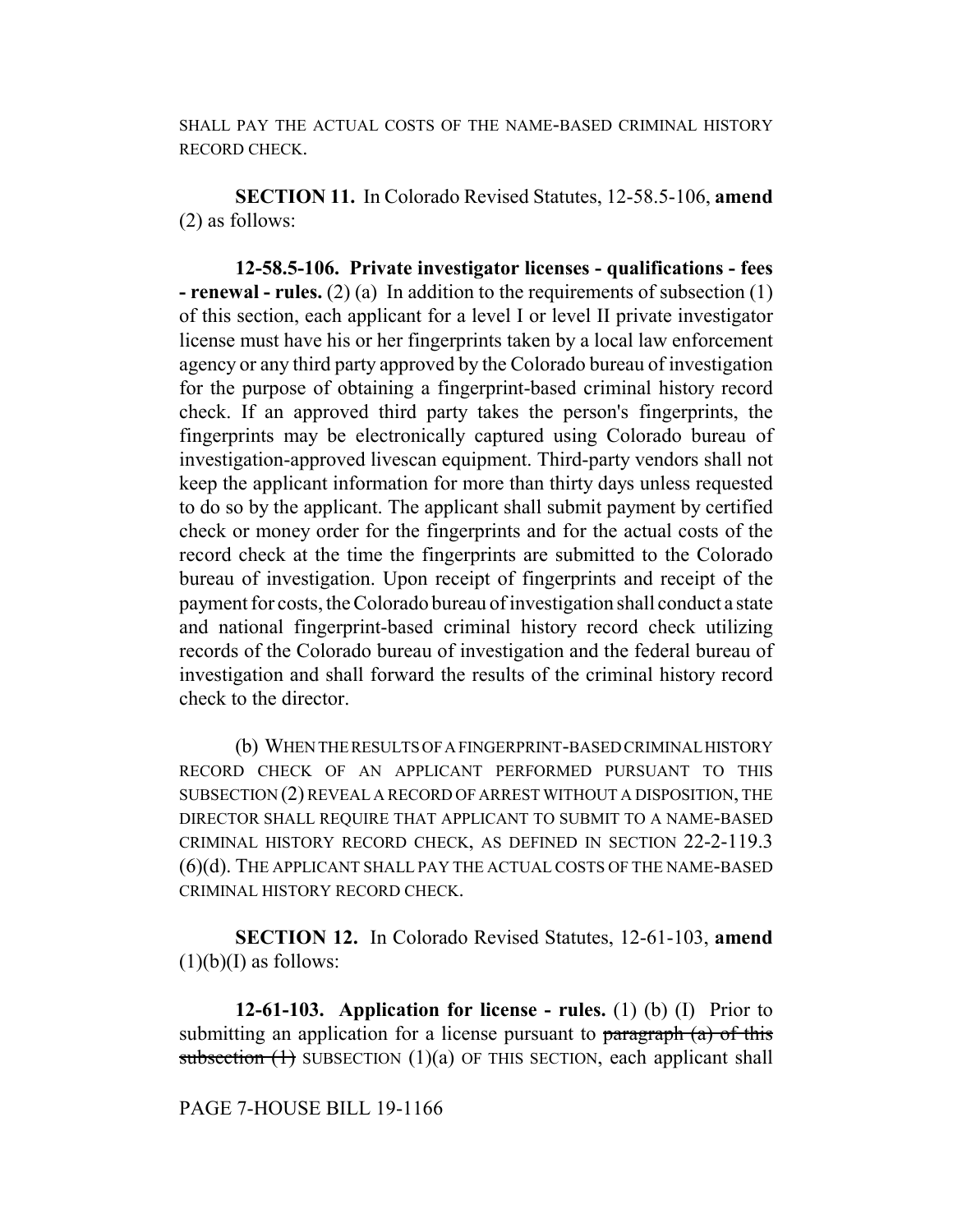SHALL PAY THE ACTUAL COSTS OF THE NAME-BASED CRIMINAL HISTORY RECORD CHECK.

**SECTION 11.** In Colorado Revised Statutes, 12-58.5-106, **amend** (2) as follows:

**12-58.5-106. Private investigator licenses - qualifications - fees - renewal - rules.** (2) (a) In addition to the requirements of subsection (1) of this section, each applicant for a level I or level II private investigator license must have his or her fingerprints taken by a local law enforcement agency or any third party approved by the Colorado bureau of investigation for the purpose of obtaining a fingerprint-based criminal history record check. If an approved third party takes the person's fingerprints, the fingerprints may be electronically captured using Colorado bureau of investigation-approved livescan equipment. Third-party vendors shall not keep the applicant information for more than thirty days unless requested to do so by the applicant. The applicant shall submit payment by certified check or money order for the fingerprints and for the actual costs of the record check at the time the fingerprints are submitted to the Colorado bureau of investigation. Upon receipt of fingerprints and receipt of the payment for costs, the Colorado bureau of investigation shall conduct a state and national fingerprint-based criminal history record check utilizing records of the Colorado bureau of investigation and the federal bureau of investigation and shall forward the results of the criminal history record check to the director.

(b) WHEN THE RESULTS OF A FINGERPRINT-BASED CRIMINAL HISTORY RECORD CHECK OF AN APPLICANT PERFORMED PURSUANT TO THIS SUBSECTION (2) REVEAL A RECORD OF ARREST WITHOUT A DISPOSITION, THE DIRECTOR SHALL REQUIRE THAT APPLICANT TO SUBMIT TO A NAME-BASED CRIMINAL HISTORY RECORD CHECK, AS DEFINED IN SECTION 22-2-119.3 (6)(d). THE APPLICANT SHALL PAY THE ACTUAL COSTS OF THE NAME-BASED CRIMINAL HISTORY RECORD CHECK.

**SECTION 12.** In Colorado Revised Statutes, 12-61-103, **amend** (1)(b)(I) as follows:

**12-61-103. Application for license - rules.** (1) (b) (I) Prior to submitting an application for a license pursuant to ~~paragraph (a) of this subsection (1)~~ SUBSECTION (1)(a) OF THIS SECTION, each applicant shall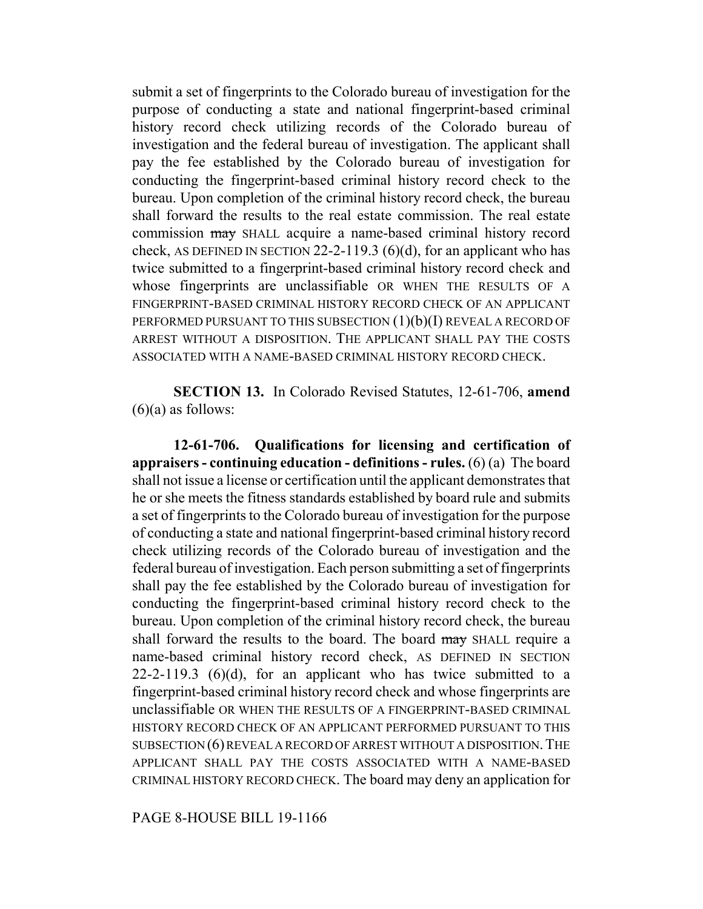submit a set of fingerprints to the Colorado bureau of investigation for the purpose of conducting a state and national fingerprint-based criminal history record check utilizing records of the Colorado bureau of investigation and the federal bureau of investigation. The applicant shall pay the fee established by the Colorado bureau of investigation for conducting the fingerprint-based criminal history record check to the bureau. Upon completion of the criminal history record check, the bureau shall forward the results to the real estate commission. The real estate commission ~~may~~ SHALL acquire a name-based criminal history record check, AS DEFINED IN SECTION 22-2-119.3 (6)(d), for an applicant who has twice submitted to a fingerprint-based criminal history record check and whose fingerprints are unclassifiable OR WHEN THE RESULTS OF A FINGERPRINT-BASED CRIMINAL HISTORY RECORD CHECK OF AN APPLICANT PERFORMED PURSUANT TO THIS SUBSECTION (1)(b)(I) REVEAL A RECORD OF ARREST WITHOUT A DISPOSITION. THE APPLICANT SHALL PAY THE COSTS ASSOCIATED WITH A NAME-BASED CRIMINAL HISTORY RECORD CHECK.

**SECTION 13.** In Colorado Revised Statutes, 12-61-706, **amend** (6)(a) as follows:

**12-61-706. Qualifications for licensing and certification of appraisers - continuing education - definitions - rules.** (6) (a) The board shall not issue a license or certification until the applicant demonstrates that he or she meets the fitness standards established by board rule and submits a set of fingerprints to the Colorado bureau of investigation for the purpose of conducting a state and national fingerprint-based criminal history record check utilizing records of the Colorado bureau of investigation and the federal bureau of investigation. Each person submitting a set of fingerprints shall pay the fee established by the Colorado bureau of investigation for conducting the fingerprint-based criminal history record check to the bureau. Upon completion of the criminal history record check, the bureau shall forward the results to the board. The board ~~may~~ SHALL require a name-based criminal history record check, AS DEFINED IN SECTION 22-2-119.3 (6)(d), for an applicant who has twice submitted to a fingerprint-based criminal history record check and whose fingerprints are unclassifiable OR WHEN THE RESULTS OF A FINGERPRINT-BASED CRIMINAL HISTORY RECORD CHECK OF AN APPLICANT PERFORMED PURSUANT TO THIS SUBSECTION (6) REVEAL A RECORD OF ARREST WITHOUT A DISPOSITION. THE APPLICANT SHALL PAY THE COSTS ASSOCIATED WITH A NAME-BASED CRIMINAL HISTORY RECORD CHECK. The board may deny an application for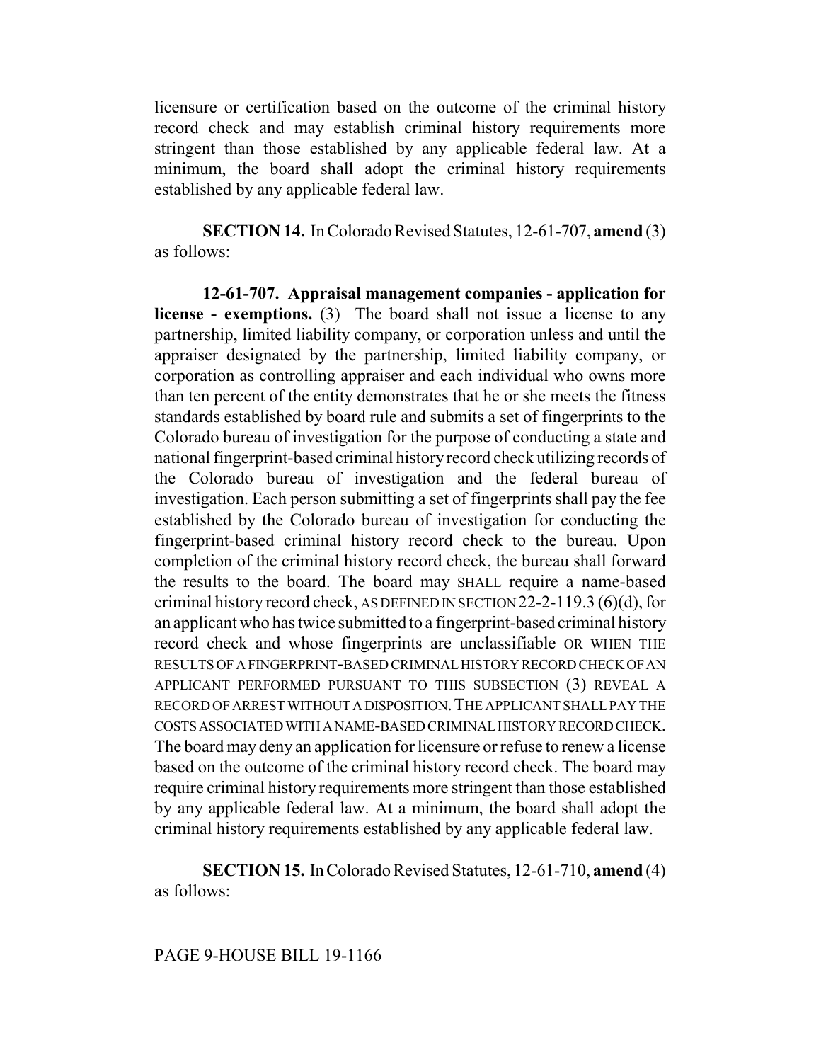licensure or certification based on the outcome of the criminal history record check and may establish criminal history requirements more stringent than those established by any applicable federal law. At a minimum, the board shall adopt the criminal history requirements established by any applicable federal law.

**SECTION 14.** In Colorado Revised Statutes, 12-61-707, **amend** (3) as follows:

**12-61-707. Appraisal management companies - application for license - exemptions.** (3) The board shall not issue a license to any partnership, limited liability company, or corporation unless and until the appraiser designated by the partnership, limited liability company, or corporation as controlling appraiser and each individual who owns more than ten percent of the entity demonstrates that he or she meets the fitness standards established by board rule and submits a set of fingerprints to the Colorado bureau of investigation for the purpose of conducting a state and national fingerprint-based criminal history record check utilizing records of the Colorado bureau of investigation and the federal bureau of investigation. Each person submitting a set of fingerprints shall pay the fee established by the Colorado bureau of investigation for conducting the fingerprint-based criminal history record check to the bureau. Upon completion of the criminal history record check, the bureau shall forward the results to the board. The board ~~may~~ SHALL require a name-based criminal history record check, AS DEFINED IN SECTION 22-2-119.3 (6)(d), for an applicant who has twice submitted to a fingerprint-based criminal history record check and whose fingerprints are unclassifiable OR WHEN THE RESULTS OF A FINGERPRINT-BASED CRIMINAL HISTORY RECORD CHECK OF AN APPLICANT PERFORMED PURSUANT TO THIS SUBSECTION (3) REVEAL A RECORD OF ARREST WITHOUT A DISPOSITION. THE APPLICANT SHALL PAY THE COSTS ASSOCIATED WITH A NAME-BASED CRIMINAL HISTORY RECORD CHECK. The board may deny an application for licensure or refuse to renew a license based on the outcome of the criminal history record check. The board may require criminal history requirements more stringent than those established by any applicable federal law. At a minimum, the board shall adopt the criminal history requirements established by any applicable federal law.

**SECTION 15.** In Colorado Revised Statutes, 12-61-710, **amend** (4) as follows: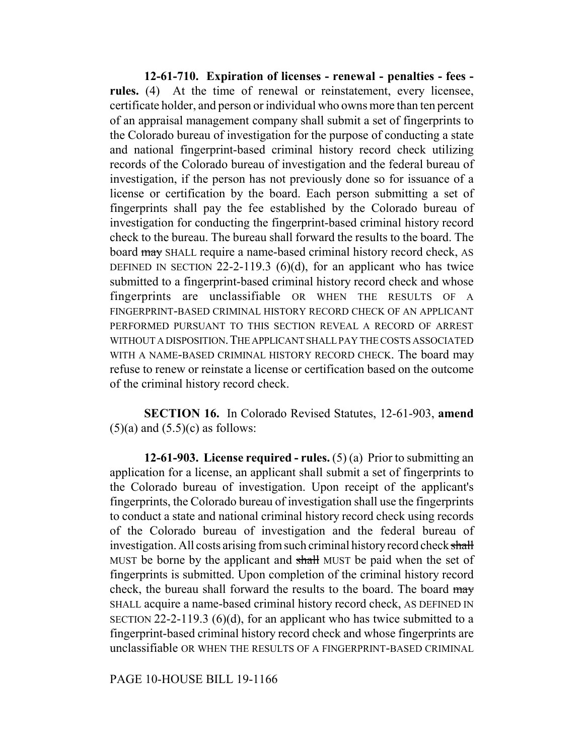**12-61-710. Expiration of licenses - renewal - penalties - fees - rules.** (4) At the time of renewal or reinstatement, every licensee, certificate holder, and person or individual who owns more than ten percent of an appraisal management company shall submit a set of fingerprints to the Colorado bureau of investigation for the purpose of conducting a state and national fingerprint-based criminal history record check utilizing records of the Colorado bureau of investigation and the federal bureau of investigation, if the person has not previously done so for issuance of a license or certification by the board. Each person submitting a set of fingerprints shall pay the fee established by the Colorado bureau of investigation for conducting the fingerprint-based criminal history record check to the bureau. The bureau shall forward the results to the board. The board ~~may~~ SHALL require a name-based criminal history record check, AS DEFINED IN SECTION 22-2-119.3 (6)(d), for an applicant who has twice submitted to a fingerprint-based criminal history record check and whose fingerprints are unclassifiable OR WHEN THE RESULTS OF A FINGERPRINT-BASED CRIMINAL HISTORY RECORD CHECK OF AN APPLICANT PERFORMED PURSUANT TO THIS SECTION REVEAL A RECORD OF ARREST WITHOUT A DISPOSITION. THE APPLICANT SHALL PAY THE COSTS ASSOCIATED WITH A NAME-BASED CRIMINAL HISTORY RECORD CHECK. The board may refuse to renew or reinstate a license or certification based on the outcome of the criminal history record check.

**SECTION 16.** In Colorado Revised Statutes, 12-61-903, **amend** (5)(a) and (5.5)(c) as follows:

**12-61-903. License required - rules.** (5) (a) Prior to submitting an application for a license, an applicant shall submit a set of fingerprints to the Colorado bureau of investigation. Upon receipt of the applicant's fingerprints, the Colorado bureau of investigation shall use the fingerprints to conduct a state and national criminal history record check using records of the Colorado bureau of investigation and the federal bureau of investigation. All costs arising from such criminal history record check ~~shall~~ MUST be borne by the applicant and ~~shall~~ MUST be paid when the set of fingerprints is submitted. Upon completion of the criminal history record check, the bureau shall forward the results to the board. The board ~~may~~ SHALL acquire a name-based criminal history record check, AS DEFINED IN SECTION 22-2-119.3 (6)(d), for an applicant who has twice submitted to a fingerprint-based criminal history record check and whose fingerprints are unclassifiable OR WHEN THE RESULTS OF A FINGERPRINT-BASED CRIMINAL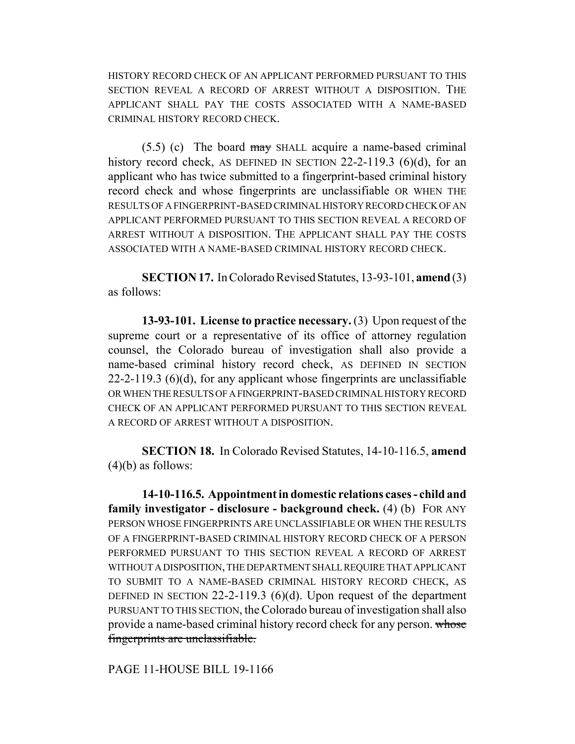HISTORY RECORD CHECK OF AN APPLICANT PERFORMED PURSUANT TO THIS SECTION REVEAL A RECORD OF ARREST WITHOUT A DISPOSITION. THE APPLICANT SHALL PAY THE COSTS ASSOCIATED WITH A NAME-BASED CRIMINAL HISTORY RECORD CHECK.

(5.5) (c) The board ~~may~~ SHALL acquire a name-based criminal history record check, AS DEFINED IN SECTION 22-2-119.3 (6)(d), for an applicant who has twice submitted to a fingerprint-based criminal history record check and whose fingerprints are unclassifiable OR WHEN THE RESULTS OF A FINGERPRINT-BASED CRIMINAL HISTORY RECORD CHECK OF AN APPLICANT PERFORMED PURSUANT TO THIS SECTION REVEAL A RECORD OF ARREST WITHOUT A DISPOSITION. THE APPLICANT SHALL PAY THE COSTS ASSOCIATED WITH A NAME-BASED CRIMINAL HISTORY RECORD CHECK.

**SECTION 17.** In Colorado Revised Statutes, 13-93-101, **amend** (3) as follows:

**13-93-101. License to practice necessary.** (3) Upon request of the supreme court or a representative of its office of attorney regulation counsel, the Colorado bureau of investigation shall also provide a name-based criminal history record check, AS DEFINED IN SECTION 22-2-119.3 (6)(d), for any applicant whose fingerprints are unclassifiable OR WHEN THE RESULTS OF A FINGERPRINT-BASED CRIMINAL HISTORY RECORD CHECK OF AN APPLICANT PERFORMED PURSUANT TO THIS SECTION REVEAL A RECORD OF ARREST WITHOUT A DISPOSITION.

**SECTION 18.** In Colorado Revised Statutes, 14-10-116.5, **amend** (4)(b) as follows:

**14-10-116.5. Appointment in domestic relations cases - child and family investigator - disclosure - background check.** (4) (b) FOR ANY PERSON WHOSE FINGERPRINTS ARE UNCLASSIFIABLE OR WHEN THE RESULTS OF A FINGERPRINT-BASED CRIMINAL HISTORY RECORD CHECK OF A PERSON PERFORMED PURSUANT TO THIS SECTION REVEAL A RECORD OF ARREST WITHOUT A DISPOSITION, THE DEPARTMENT SHALL REQUIRE THAT APPLICANT TO SUBMIT TO A NAME-BASED CRIMINAL HISTORY RECORD CHECK, AS DEFINED IN SECTION 22-2-119.3 (6)(d). Upon request of the department PURSUANT TO THIS SECTION, the Colorado bureau of investigation shall also provide a name-based criminal history record check for any person. ~~whose fingerprints are unclassifiable.~~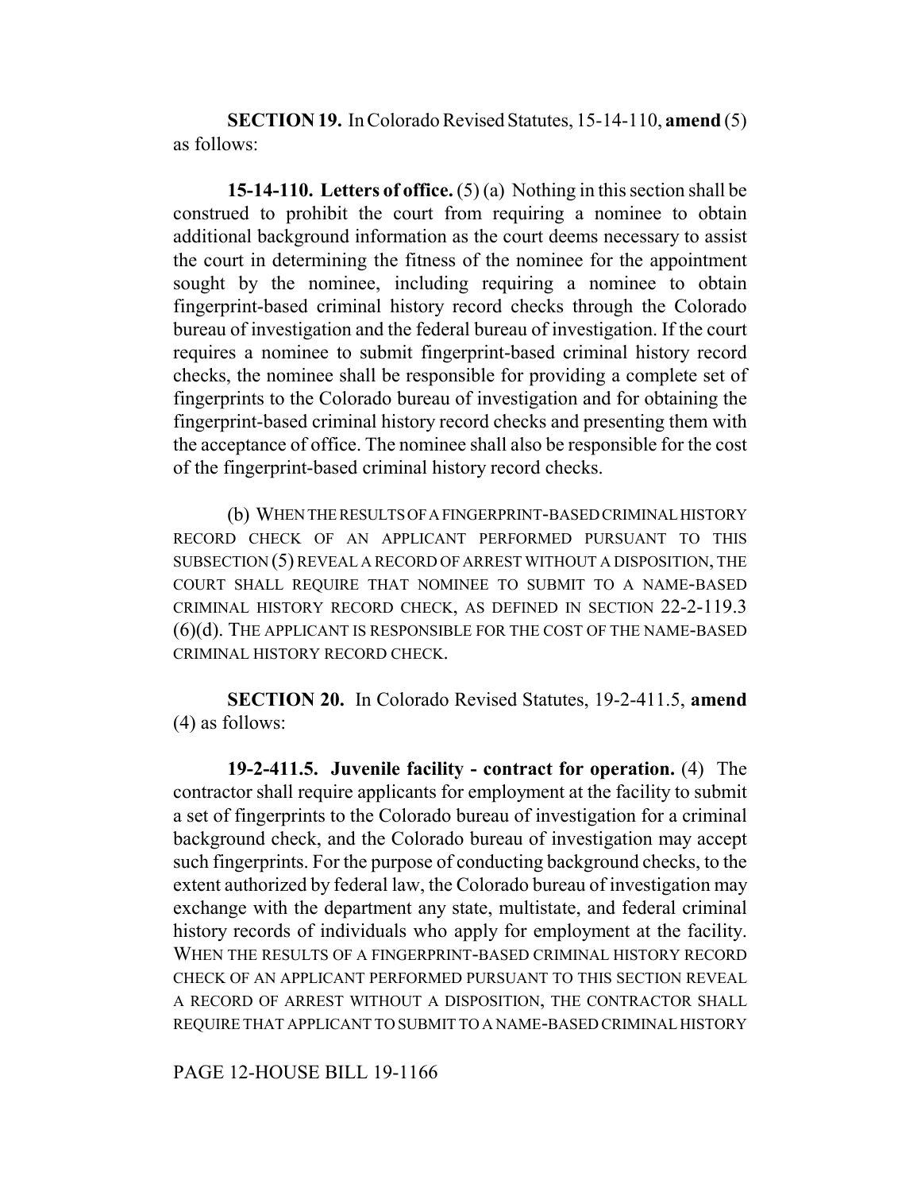**SECTION 19.** In Colorado Revised Statutes, 15-14-110, **amend** (5) as follows:

**15-14-110. Letters of office.** (5) (a) Nothing in this section shall be construed to prohibit the court from requiring a nominee to obtain additional background information as the court deems necessary to assist the court in determining the fitness of the nominee for the appointment sought by the nominee, including requiring a nominee to obtain fingerprint-based criminal history record checks through the Colorado bureau of investigation and the federal bureau of investigation. If the court requires a nominee to submit fingerprint-based criminal history record checks, the nominee shall be responsible for providing a complete set of fingerprints to the Colorado bureau of investigation and for obtaining the fingerprint-based criminal history record checks and presenting them with the acceptance of office. The nominee shall also be responsible for the cost of the fingerprint-based criminal history record checks.

(b) WHEN THE RESULTS OF A FINGERPRINT-BASED CRIMINAL HISTORY RECORD CHECK OF AN APPLICANT PERFORMED PURSUANT TO THIS SUBSECTION (5) REVEAL A RECORD OF ARREST WITHOUT A DISPOSITION, THE COURT SHALL REQUIRE THAT NOMINEE TO SUBMIT TO A NAME-BASED CRIMINAL HISTORY RECORD CHECK, AS DEFINED IN SECTION 22-2-119.3 (6)(d). THE APPLICANT IS RESPONSIBLE FOR THE COST OF THE NAME-BASED CRIMINAL HISTORY RECORD CHECK.

**SECTION 20.** In Colorado Revised Statutes, 19-2-411.5, **amend** (4) as follows:

**19-2-411.5. Juvenile facility - contract for operation.** (4) The contractor shall require applicants for employment at the facility to submit a set of fingerprints to the Colorado bureau of investigation for a criminal background check, and the Colorado bureau of investigation may accept such fingerprints. For the purpose of conducting background checks, to the extent authorized by federal law, the Colorado bureau of investigation may exchange with the department any state, multistate, and federal criminal history records of individuals who apply for employment at the facility. WHEN THE RESULTS OF A FINGERPRINT-BASED CRIMINAL HISTORY RECORD CHECK OF AN APPLICANT PERFORMED PURSUANT TO THIS SECTION REVEAL A RECORD OF ARREST WITHOUT A DISPOSITION, THE CONTRACTOR SHALL REQUIRE THAT APPLICANT TO SUBMIT TO A NAME-BASED CRIMINAL HISTORY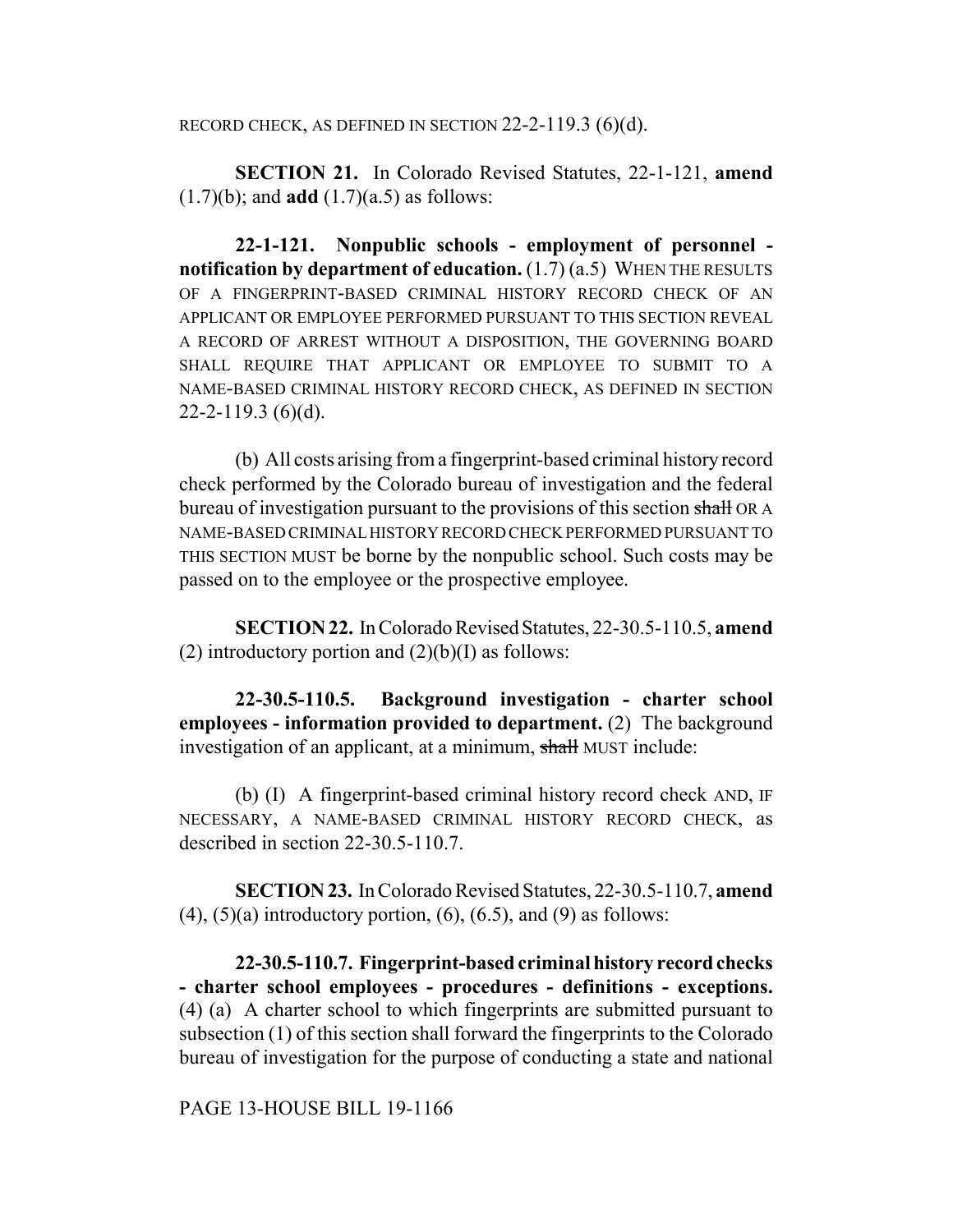RECORD CHECK, AS DEFINED IN SECTION 22-2-119.3 (6)(d).

**SECTION 21.** In Colorado Revised Statutes, 22-1-121, **amend** (1.7)(b); and **add** (1.7)(a.5) as follows:

**22-1-121. Nonpublic schools - employment of personnel - notification by department of education.** (1.7) (a.5) WHEN THE RESULTS OF A FINGERPRINT-BASED CRIMINAL HISTORY RECORD CHECK OF AN APPLICANT OR EMPLOYEE PERFORMED PURSUANT TO THIS SECTION REVEAL A RECORD OF ARREST WITHOUT A DISPOSITION, THE GOVERNING BOARD SHALL REQUIRE THAT APPLICANT OR EMPLOYEE TO SUBMIT TO A NAME-BASED CRIMINAL HISTORY RECORD CHECK, AS DEFINED IN SECTION 22-2-119.3 (6)(d).

(b) All costs arising from a fingerprint-based criminal history record check performed by the Colorado bureau of investigation and the federal bureau of investigation pursuant to the provisions of this section ~~shall~~ OR A NAME-BASED CRIMINAL HISTORY RECORD CHECK PERFORMED PURSUANT TO THIS SECTION MUST be borne by the nonpublic school. Such costs may be passed on to the employee or the prospective employee.

**SECTION 22.** In Colorado Revised Statutes, 22-30.5-110.5, **amend** (2) introductory portion and (2)(b)(I) as follows:

**22-30.5-110.5. Background investigation - charter school employees - information provided to department.** (2) The background investigation of an applicant, at a minimum, ~~shall~~ MUST include:

(b) (I) A fingerprint-based criminal history record check AND, IF NECESSARY, A NAME-BASED CRIMINAL HISTORY RECORD CHECK, as described in section 22-30.5-110.7.

**SECTION 23.** In Colorado Revised Statutes, 22-30.5-110.7, **amend** (4), (5)(a) introductory portion, (6), (6.5), and (9) as follows:

**22-30.5-110.7. Fingerprint-based criminal history record checks - charter school employees - procedures - definitions - exceptions.** (4) (a) A charter school to which fingerprints are submitted pursuant to subsection (1) of this section shall forward the fingerprints to the Colorado bureau of investigation for the purpose of conducting a state and national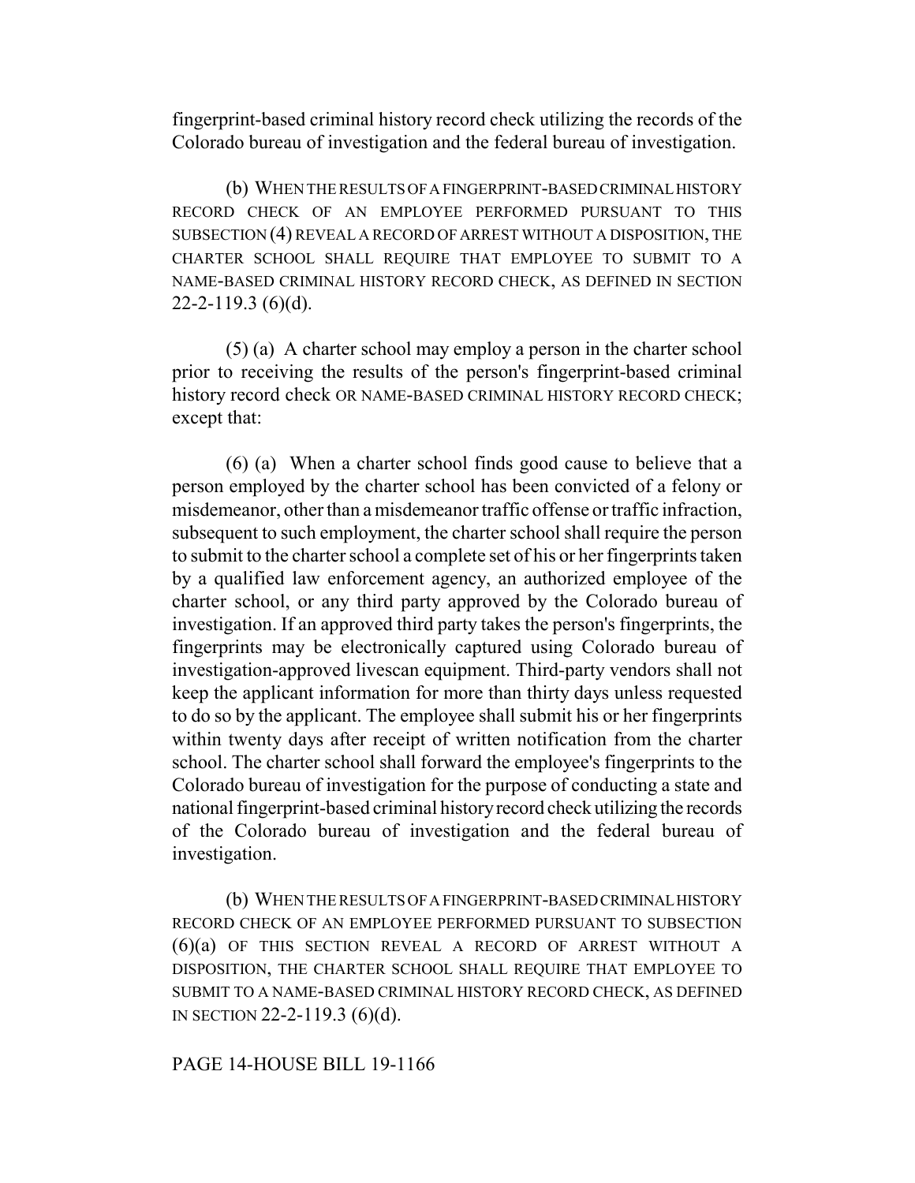fingerprint-based criminal history record check utilizing the records of the Colorado bureau of investigation and the federal bureau of investigation.

(b) WHEN THE RESULTS OF A FINGERPRINT-BASED CRIMINAL HISTORY RECORD CHECK OF AN EMPLOYEE PERFORMED PURSUANT TO THIS SUBSECTION (4) REVEAL A RECORD OF ARREST WITHOUT A DISPOSITION, THE CHARTER SCHOOL SHALL REQUIRE THAT EMPLOYEE TO SUBMIT TO A NAME-BASED CRIMINAL HISTORY RECORD CHECK, AS DEFINED IN SECTION 22-2-119.3 (6)(d).

(5) (a) A charter school may employ a person in the charter school prior to receiving the results of the person's fingerprint-based criminal history record check OR NAME-BASED CRIMINAL HISTORY RECORD CHECK; except that:

(6) (a) When a charter school finds good cause to believe that a person employed by the charter school has been convicted of a felony or misdemeanor, other than a misdemeanor traffic offense or traffic infraction, subsequent to such employment, the charter school shall require the person to submit to the charter school a complete set of his or her fingerprints taken by a qualified law enforcement agency, an authorized employee of the charter school, or any third party approved by the Colorado bureau of investigation. If an approved third party takes the person's fingerprints, the fingerprints may be electronically captured using Colorado bureau of investigation-approved livescan equipment. Third-party vendors shall not keep the applicant information for more than thirty days unless requested to do so by the applicant. The employee shall submit his or her fingerprints within twenty days after receipt of written notification from the charter school. The charter school shall forward the employee's fingerprints to the Colorado bureau of investigation for the purpose of conducting a state and national fingerprint-based criminal history record check utilizing the records of the Colorado bureau of investigation and the federal bureau of investigation.

(b) WHEN THE RESULTS OF A FINGERPRINT-BASED CRIMINAL HISTORY RECORD CHECK OF AN EMPLOYEE PERFORMED PURSUANT TO SUBSECTION (6)(a) OF THIS SECTION REVEAL A RECORD OF ARREST WITHOUT A DISPOSITION, THE CHARTER SCHOOL SHALL REQUIRE THAT EMPLOYEE TO SUBMIT TO A NAME-BASED CRIMINAL HISTORY RECORD CHECK, AS DEFINED IN SECTION 22-2-119.3 (6)(d).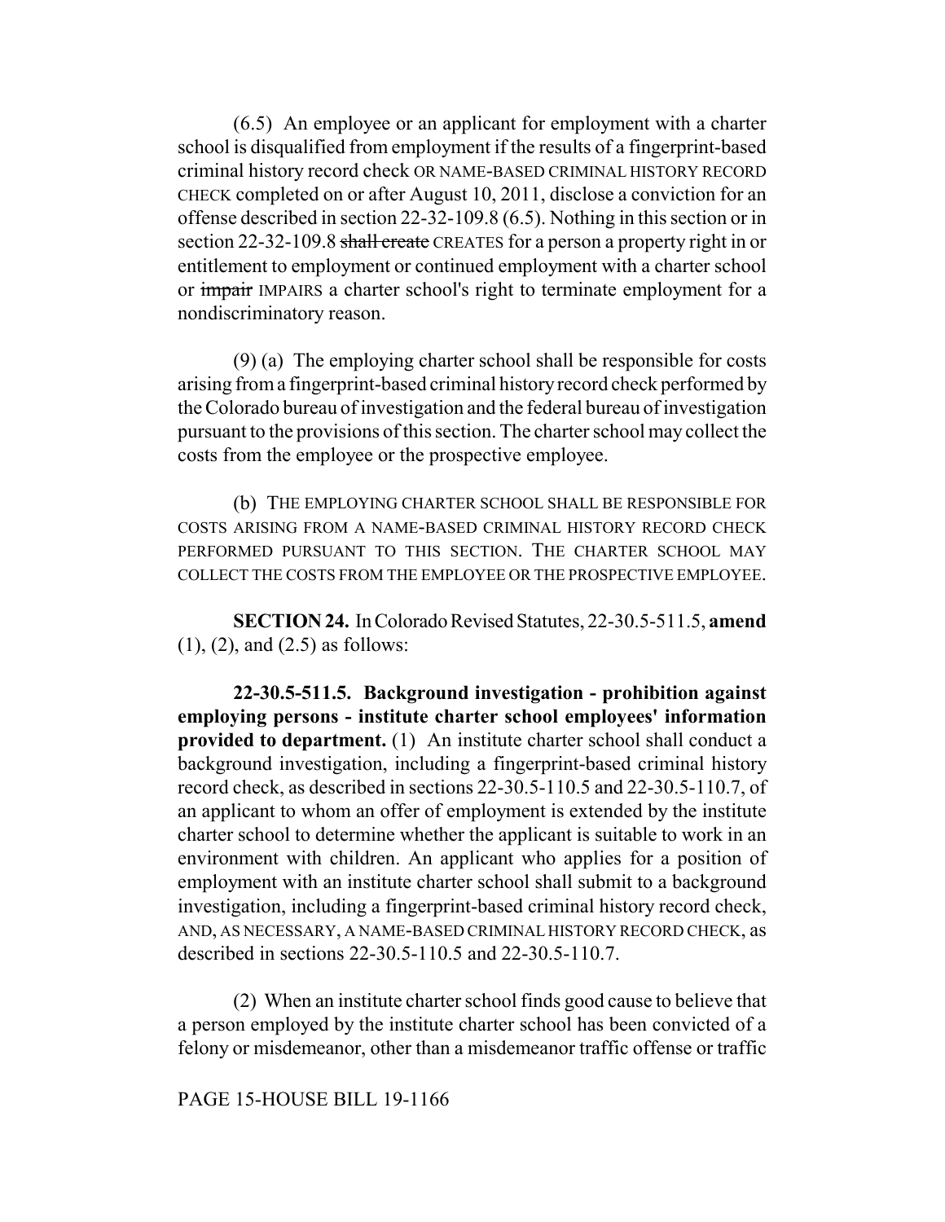(6.5) An employee or an applicant for employment with a charter school is disqualified from employment if the results of a fingerprint-based criminal history record check OR NAME-BASED CRIMINAL HISTORY RECORD CHECK completed on or after August 10, 2011, disclose a conviction for an offense described in section 22-32-109.8 (6.5). Nothing in this section or in section 22-32-109.8 ~~shall create~~ CREATES for a person a property right in or entitlement to employment or continued employment with a charter school or ~~impair~~ IMPAIRS a charter school's right to terminate employment for a nondiscriminatory reason.

(9) (a) The employing charter school shall be responsible for costs arising from a fingerprint-based criminal history record check performed by the Colorado bureau of investigation and the federal bureau of investigation pursuant to the provisions of this section. The charter school may collect the costs from the employee or the prospective employee.

(b) THE EMPLOYING CHARTER SCHOOL SHALL BE RESPONSIBLE FOR COSTS ARISING FROM A NAME-BASED CRIMINAL HISTORY RECORD CHECK PERFORMED PURSUANT TO THIS SECTION. THE CHARTER SCHOOL MAY COLLECT THE COSTS FROM THE EMPLOYEE OR THE PROSPECTIVE EMPLOYEE.

**SECTION 24.** In Colorado Revised Statutes, 22-30.5-511.5, **amend** (1), (2), and (2.5) as follows:

**22-30.5-511.5. Background investigation - prohibition against employing persons - institute charter school employees' information provided to department.** (1) An institute charter school shall conduct a background investigation, including a fingerprint-based criminal history record check, as described in sections 22-30.5-110.5 and 22-30.5-110.7, of an applicant to whom an offer of employment is extended by the institute charter school to determine whether the applicant is suitable to work in an environment with children. An applicant who applies for a position of employment with an institute charter school shall submit to a background investigation, including a fingerprint-based criminal history record check, AND, AS NECESSARY, A NAME-BASED CRIMINAL HISTORY RECORD CHECK, as described in sections 22-30.5-110.5 and 22-30.5-110.7.

(2) When an institute charter school finds good cause to believe that a person employed by the institute charter school has been convicted of a felony or misdemeanor, other than a misdemeanor traffic offense or traffic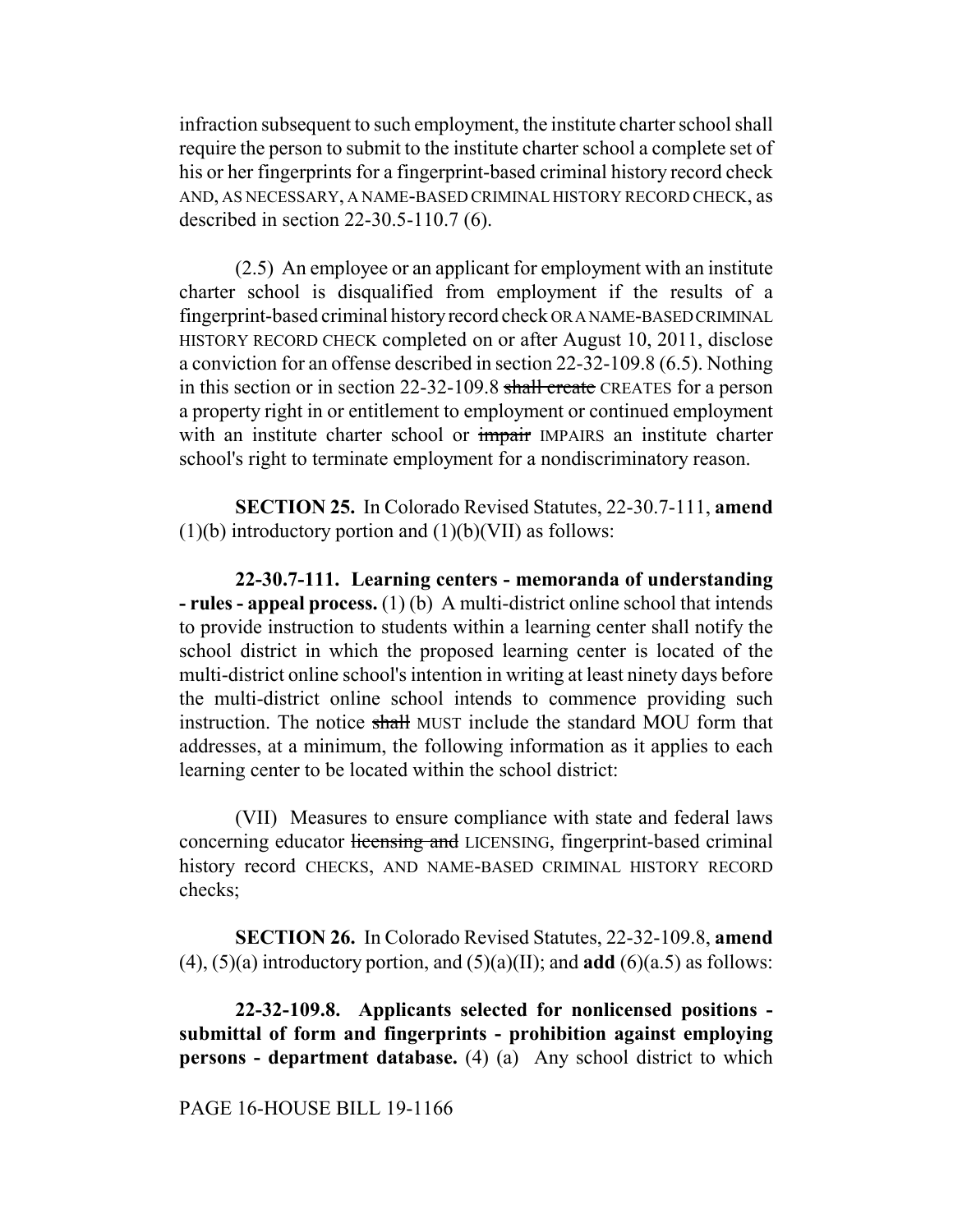infraction subsequent to such employment, the institute charter school shall require the person to submit to the institute charter school a complete set of his or her fingerprints for a fingerprint-based criminal history record check AND, AS NECESSARY, A NAME-BASED CRIMINAL HISTORY RECORD CHECK, as described in section 22-30.5-110.7 (6).

(2.5) An employee or an applicant for employment with an institute charter school is disqualified from employment if the results of a fingerprint-based criminal history record check OR A NAME-BASED CRIMINAL HISTORY RECORD CHECK completed on or after August 10, 2011, disclose a conviction for an offense described in section 22-32-109.8 (6.5). Nothing in this section or in section 22-32-109.8 ~~shall create~~ CREATES for a person a property right in or entitlement to employment or continued employment with an institute charter school or ~~impair~~ IMPAIRS an institute charter school's right to terminate employment for a nondiscriminatory reason.

**SECTION 25.** In Colorado Revised Statutes, 22-30.7-111, **amend** (1)(b) introductory portion and (1)(b)(VII) as follows:

**22-30.7-111. Learning centers - memoranda of understanding - rules - appeal process.** (1) (b) A multi-district online school that intends to provide instruction to students within a learning center shall notify the school district in which the proposed learning center is located of the multi-district online school's intention in writing at least ninety days before the multi-district online school intends to commence providing such instruction. The notice ~~shall~~ MUST include the standard MOU form that addresses, at a minimum, the following information as it applies to each learning center to be located within the school district:

(VII) Measures to ensure compliance with state and federal laws concerning educator ~~licensing and~~ LICENSING, fingerprint-based criminal history record CHECKS, AND NAME-BASED CRIMINAL HISTORY RECORD checks;

**SECTION 26.** In Colorado Revised Statutes, 22-32-109.8, **amend** (4), (5)(a) introductory portion, and (5)(a)(II); and **add** (6)(a.5) as follows:

**22-32-109.8. Applicants selected for nonlicensed positions - submittal of form and fingerprints - prohibition against employing persons - department database.** (4) (a) Any school district to which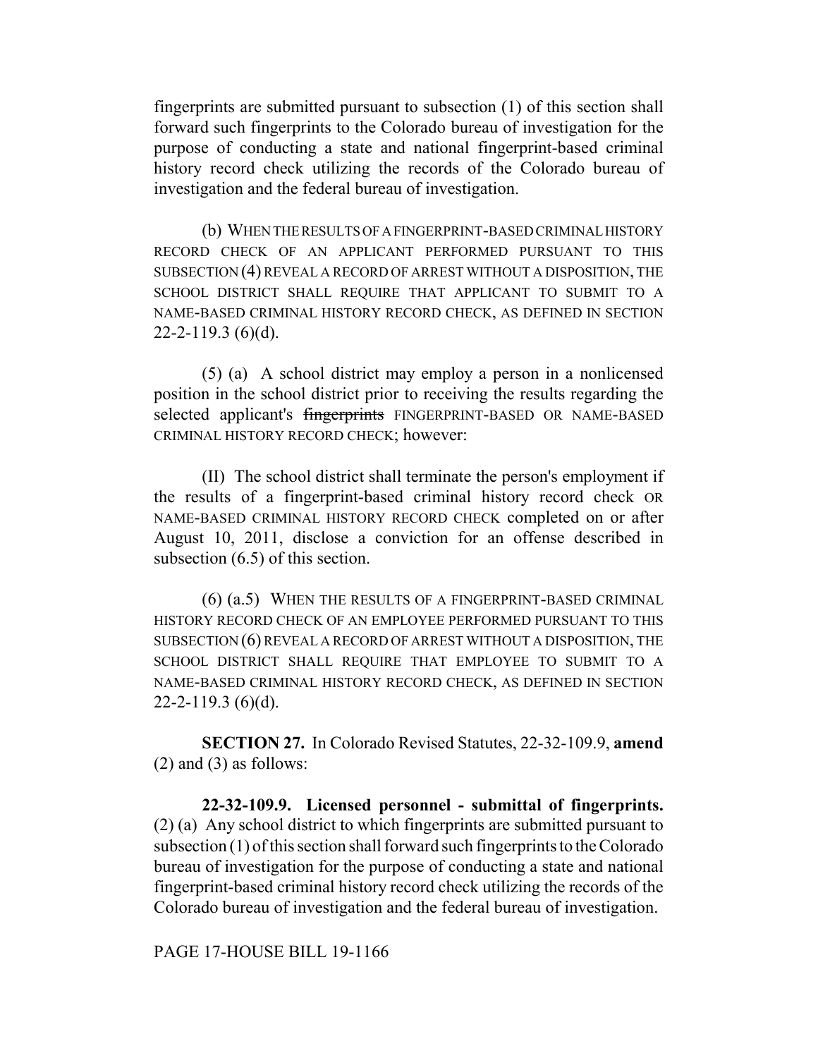fingerprints are submitted pursuant to subsection (1) of this section shall forward such fingerprints to the Colorado bureau of investigation for the purpose of conducting a state and national fingerprint-based criminal history record check utilizing the records of the Colorado bureau of investigation and the federal bureau of investigation.

(b) WHEN THE RESULTS OF A FINGERPRINT-BASED CRIMINAL HISTORY RECORD CHECK OF AN APPLICANT PERFORMED PURSUANT TO THIS SUBSECTION (4) REVEAL A RECORD OF ARREST WITHOUT A DISPOSITION, THE SCHOOL DISTRICT SHALL REQUIRE THAT APPLICANT TO SUBMIT TO A NAME-BASED CRIMINAL HISTORY RECORD CHECK, AS DEFINED IN SECTION 22-2-119.3 (6)(d).

(5) (a) A school district may employ a person in a nonlicensed position in the school district prior to receiving the results regarding the selected applicant's ~~fingerprints~~ FINGERPRINT-BASED OR NAME-BASED CRIMINAL HISTORY RECORD CHECK; however:

(II) The school district shall terminate the person's employment if the results of a fingerprint-based criminal history record check OR NAME-BASED CRIMINAL HISTORY RECORD CHECK completed on or after August 10, 2011, disclose a conviction for an offense described in subsection (6.5) of this section.

(6) (a.5) WHEN THE RESULTS OF A FINGERPRINT-BASED CRIMINAL HISTORY RECORD CHECK OF AN EMPLOYEE PERFORMED PURSUANT TO THIS SUBSECTION (6) REVEAL A RECORD OF ARREST WITHOUT A DISPOSITION, THE SCHOOL DISTRICT SHALL REQUIRE THAT EMPLOYEE TO SUBMIT TO A NAME-BASED CRIMINAL HISTORY RECORD CHECK, AS DEFINED IN SECTION 22-2-119.3 (6)(d).

**SECTION 27.** In Colorado Revised Statutes, 22-32-109.9, **amend** (2) and (3) as follows:

**22-32-109.9. Licensed personnel - submittal of fingerprints.** (2) (a) Any school district to which fingerprints are submitted pursuant to subsection (1) of this section shall forward such fingerprints to the Colorado bureau of investigation for the purpose of conducting a state and national fingerprint-based criminal history record check utilizing the records of the Colorado bureau of investigation and the federal bureau of investigation.

PAGE 17-HOUSE BILL 19-1166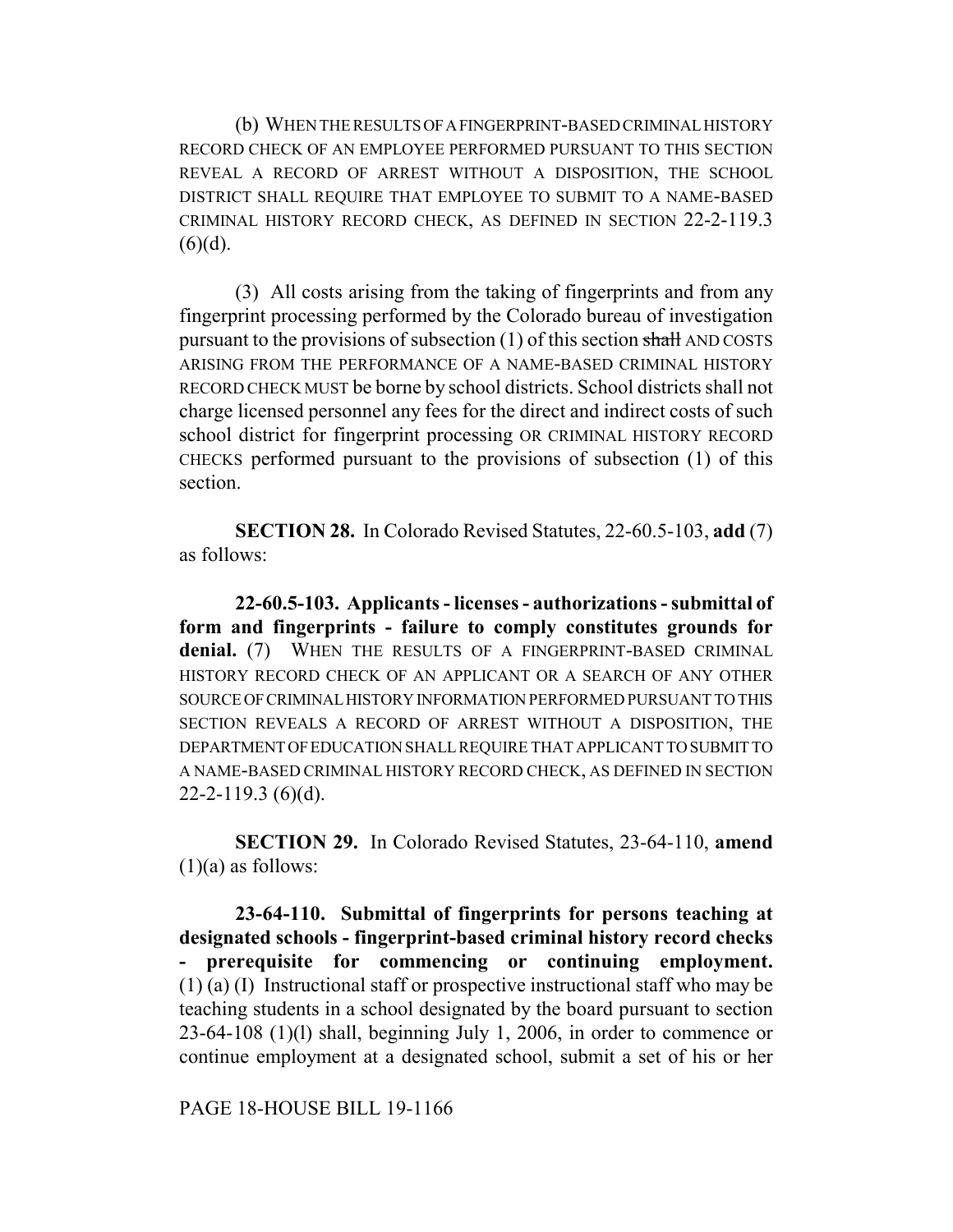(b) WHEN THE RESULTS OF A FINGERPRINT-BASED CRIMINAL HISTORY RECORD CHECK OF AN EMPLOYEE PERFORMED PURSUANT TO THIS SECTION REVEAL A RECORD OF ARREST WITHOUT A DISPOSITION, THE SCHOOL DISTRICT SHALL REQUIRE THAT EMPLOYEE TO SUBMIT TO A NAME-BASED CRIMINAL HISTORY RECORD CHECK, AS DEFINED IN SECTION 22-2-119.3 (6)(d).

(3) All costs arising from the taking of fingerprints and from any fingerprint processing performed by the Colorado bureau of investigation pursuant to the provisions of subsection (1) of this section ~~shall~~ AND COSTS ARISING FROM THE PERFORMANCE OF A NAME-BASED CRIMINAL HISTORY RECORD CHECK MUST be borne by school districts. School districts shall not charge licensed personnel any fees for the direct and indirect costs of such school district for fingerprint processing OR CRIMINAL HISTORY RECORD CHECKS performed pursuant to the provisions of subsection (1) of this section.

**SECTION 28.** In Colorado Revised Statutes, 22-60.5-103, **add** (7) as follows:

**22-60.5-103. Applicants - licenses - authorizations - submittal of form and fingerprints - failure to comply constitutes grounds for denial.** (7) WHEN THE RESULTS OF A FINGERPRINT-BASED CRIMINAL HISTORY RECORD CHECK OF AN APPLICANT OR A SEARCH OF ANY OTHER SOURCE OF CRIMINAL HISTORY INFORMATION PERFORMED PURSUANT TO THIS SECTION REVEALS A RECORD OF ARREST WITHOUT A DISPOSITION, THE DEPARTMENT OF EDUCATION SHALL REQUIRE THAT APPLICANT TO SUBMIT TO A NAME-BASED CRIMINAL HISTORY RECORD CHECK, AS DEFINED IN SECTION 22-2-119.3 (6)(d).

**SECTION 29.** In Colorado Revised Statutes, 23-64-110, **amend** (1)(a) as follows:

**23-64-110. Submittal of fingerprints for persons teaching at designated schools - fingerprint-based criminal history record checks - prerequisite for commencing or continuing employment.** (1) (a) (I) Instructional staff or prospective instructional staff who may be teaching students in a school designated by the board pursuant to section 23-64-108 (1)(l) shall, beginning July 1, 2006, in order to commence or continue employment at a designated school, submit a set of his or her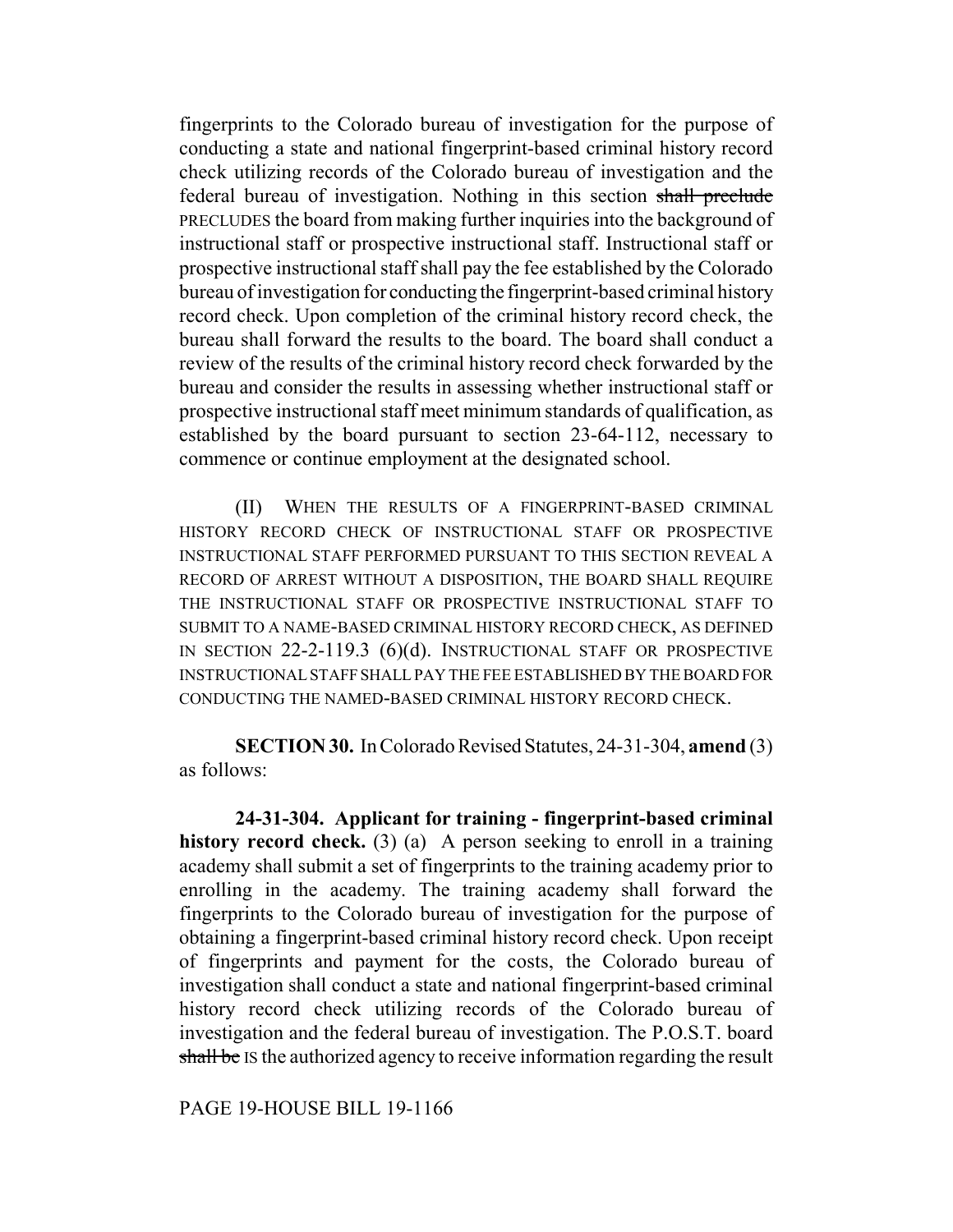fingerprints to the Colorado bureau of investigation for the purpose of conducting a state and national fingerprint-based criminal history record check utilizing records of the Colorado bureau of investigation and the federal bureau of investigation. Nothing in this section ~~shall preclude~~ PRECLUDES the board from making further inquiries into the background of instructional staff or prospective instructional staff. Instructional staff or prospective instructional staff shall pay the fee established by the Colorado bureau of investigation for conducting the fingerprint-based criminal history record check. Upon completion of the criminal history record check, the bureau shall forward the results to the board. The board shall conduct a review of the results of the criminal history record check forwarded by the bureau and consider the results in assessing whether instructional staff or prospective instructional staff meet minimum standards of qualification, as established by the board pursuant to section 23-64-112, necessary to commence or continue employment at the designated school.

(II) WHEN THE RESULTS OF A FINGERPRINT-BASED CRIMINAL HISTORY RECORD CHECK OF INSTRUCTIONAL STAFF OR PROSPECTIVE INSTRUCTIONAL STAFF PERFORMED PURSUANT TO THIS SECTION REVEAL A RECORD OF ARREST WITHOUT A DISPOSITION, THE BOARD SHALL REQUIRE THE INSTRUCTIONAL STAFF OR PROSPECTIVE INSTRUCTIONAL STAFF TO SUBMIT TO A NAME-BASED CRIMINAL HISTORY RECORD CHECK, AS DEFINED IN SECTION 22-2-119.3 (6)(d). INSTRUCTIONAL STAFF OR PROSPECTIVE INSTRUCTIONAL STAFF SHALL PAY THE FEE ESTABLISHED BY THE BOARD FOR CONDUCTING THE NAMED-BASED CRIMINAL HISTORY RECORD CHECK.

**SECTION 30.** In Colorado Revised Statutes, 24-31-304, **amend** (3) as follows:

**24-31-304. Applicant for training - fingerprint-based criminal history record check.** (3) (a) A person seeking to enroll in a training academy shall submit a set of fingerprints to the training academy prior to enrolling in the academy. The training academy shall forward the fingerprints to the Colorado bureau of investigation for the purpose of obtaining a fingerprint-based criminal history record check. Upon receipt of fingerprints and payment for the costs, the Colorado bureau of investigation shall conduct a state and national fingerprint-based criminal history record check utilizing records of the Colorado bureau of investigation and the federal bureau of investigation. The P.O.S.T. board ~~shall be~~ IS the authorized agency to receive information regarding the result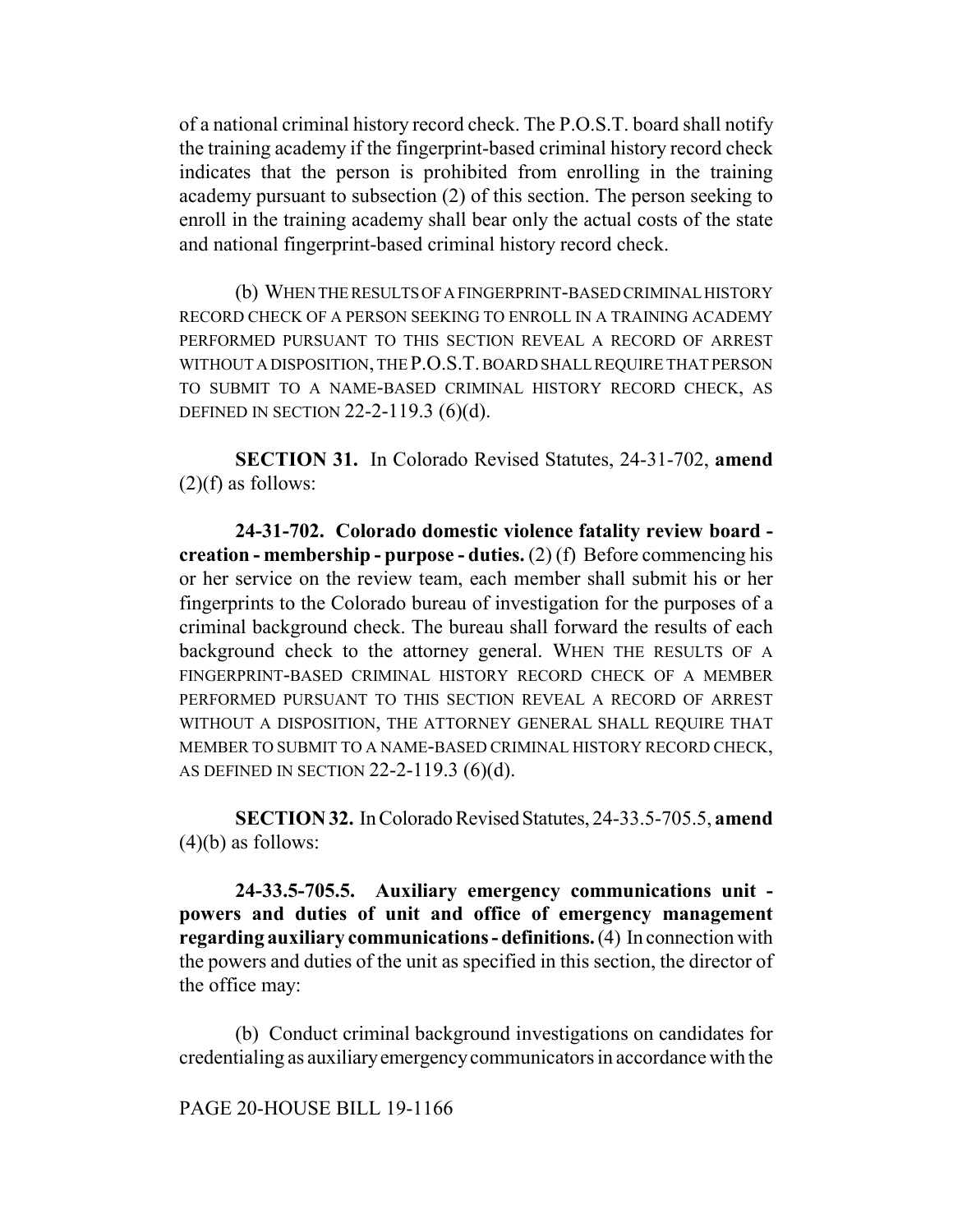of a national criminal history record check. The P.O.S.T. board shall notify the training academy if the fingerprint-based criminal history record check indicates that the person is prohibited from enrolling in the training academy pursuant to subsection (2) of this section. The person seeking to enroll in the training academy shall bear only the actual costs of the state and national fingerprint-based criminal history record check.

(b) WHEN THE RESULTS OF A FINGERPRINT-BASED CRIMINAL HISTORY RECORD CHECK OF A PERSON SEEKING TO ENROLL IN A TRAINING ACADEMY PERFORMED PURSUANT TO THIS SECTION REVEAL A RECORD OF ARREST WITHOUT A DISPOSITION, THE P.O.S.T. BOARD SHALL REQUIRE THAT PERSON TO SUBMIT TO A NAME-BASED CRIMINAL HISTORY RECORD CHECK, AS DEFINED IN SECTION 22-2-119.3 (6)(d).

**SECTION 31.** In Colorado Revised Statutes, 24-31-702, **amend** (2)(f) as follows:

**24-31-702. Colorado domestic violence fatality review board - creation - membership - purpose - duties.** (2) (f) Before commencing his or her service on the review team, each member shall submit his or her fingerprints to the Colorado bureau of investigation for the purposes of a criminal background check. The bureau shall forward the results of each background check to the attorney general. WHEN THE RESULTS OF A FINGERPRINT-BASED CRIMINAL HISTORY RECORD CHECK OF A MEMBER PERFORMED PURSUANT TO THIS SECTION REVEAL A RECORD OF ARREST WITHOUT A DISPOSITION, THE ATTORNEY GENERAL SHALL REQUIRE THAT MEMBER TO SUBMIT TO A NAME-BASED CRIMINAL HISTORY RECORD CHECK, AS DEFINED IN SECTION 22-2-119.3 (6)(d).

**SECTION 32.** In Colorado Revised Statutes, 24-33.5-705.5, **amend** (4)(b) as follows:

**24-33.5-705.5. Auxiliary emergency communications unit - powers and duties of unit and office of emergency management regarding auxiliary communications - definitions.** (4) In connection with the powers and duties of the unit as specified in this section, the director of the office may:

(b) Conduct criminal background investigations on candidates for credentialing as auxiliary emergency communicators in accordance with the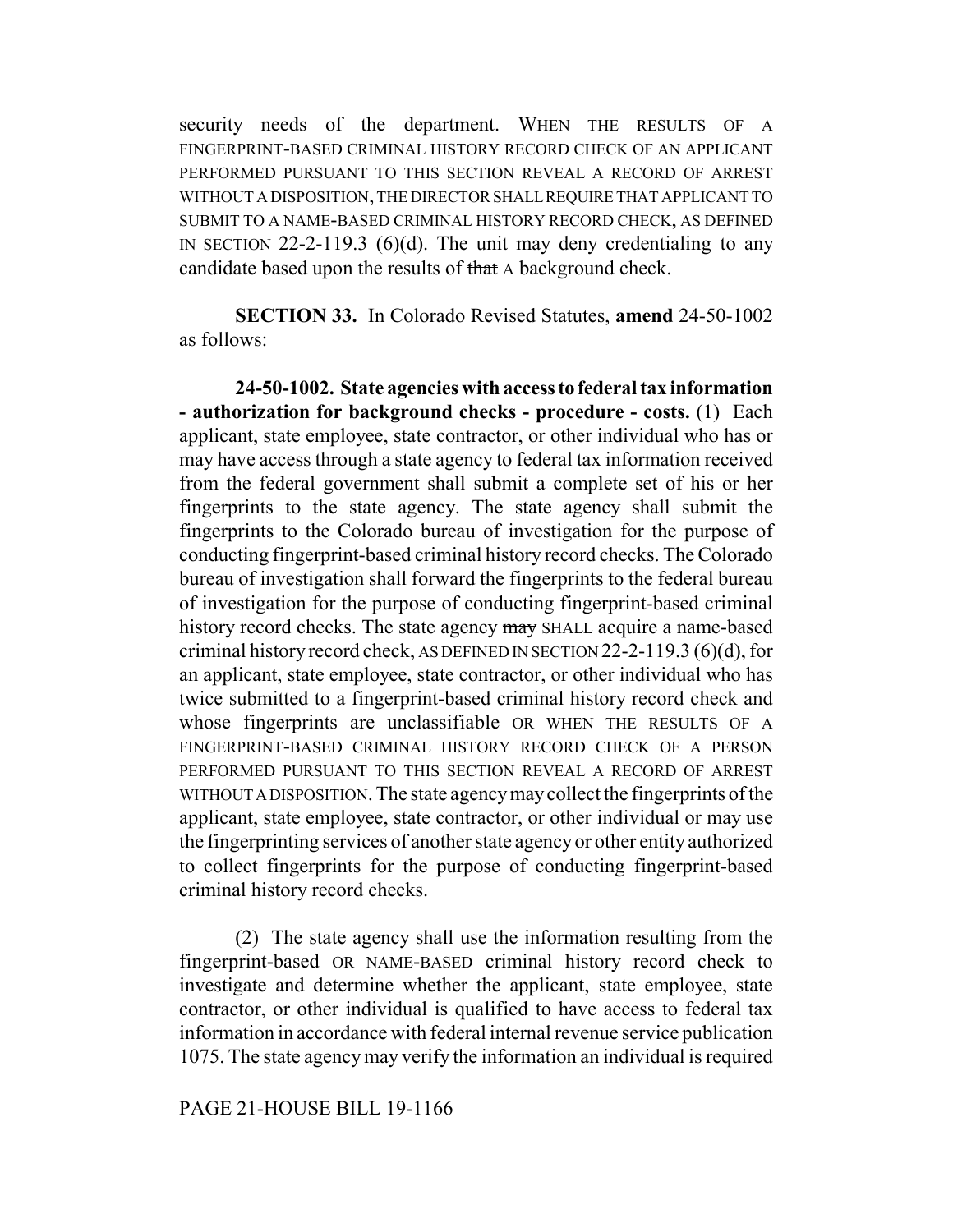security needs of the department. WHEN THE RESULTS OF A FINGERPRINT-BASED CRIMINAL HISTORY RECORD CHECK OF AN APPLICANT PERFORMED PURSUANT TO THIS SECTION REVEAL A RECORD OF ARREST WITHOUT A DISPOSITION, THE DIRECTOR SHALL REQUIRE THAT APPLICANT TO SUBMIT TO A NAME-BASED CRIMINAL HISTORY RECORD CHECK, AS DEFINED IN SECTION 22-2-119.3 (6)(d). The unit may deny credentialing to any candidate based upon the results of ~~that~~ A background check.

**SECTION 33.** In Colorado Revised Statutes, **amend** 24-50-1002 as follows:

**24-50-1002. State agencies with access to federal tax information - authorization for background checks - procedure - costs.** (1) Each applicant, state employee, state contractor, or other individual who has or may have access through a state agency to federal tax information received from the federal government shall submit a complete set of his or her fingerprints to the state agency. The state agency shall submit the fingerprints to the Colorado bureau of investigation for the purpose of conducting fingerprint-based criminal history record checks. The Colorado bureau of investigation shall forward the fingerprints to the federal bureau of investigation for the purpose of conducting fingerprint-based criminal history record checks. The state agency ~~may~~ SHALL acquire a name-based criminal history record check, AS DEFINED IN SECTION 22-2-119.3 (6)(d), for an applicant, state employee, state contractor, or other individual who has twice submitted to a fingerprint-based criminal history record check and whose fingerprints are unclassifiable OR WHEN THE RESULTS OF A FINGERPRINT-BASED CRIMINAL HISTORY RECORD CHECK OF A PERSON PERFORMED PURSUANT TO THIS SECTION REVEAL A RECORD OF ARREST WITHOUT A DISPOSITION. The state agency may collect the fingerprints of the applicant, state employee, state contractor, or other individual or may use the fingerprinting services of another state agency or other entity authorized to collect fingerprints for the purpose of conducting fingerprint-based criminal history record checks.

(2) The state agency shall use the information resulting from the fingerprint-based OR NAME-BASED criminal history record check to investigate and determine whether the applicant, state employee, state contractor, or other individual is qualified to have access to federal tax information in accordance with federal internal revenue service publication 1075. The state agency may verify the information an individual is required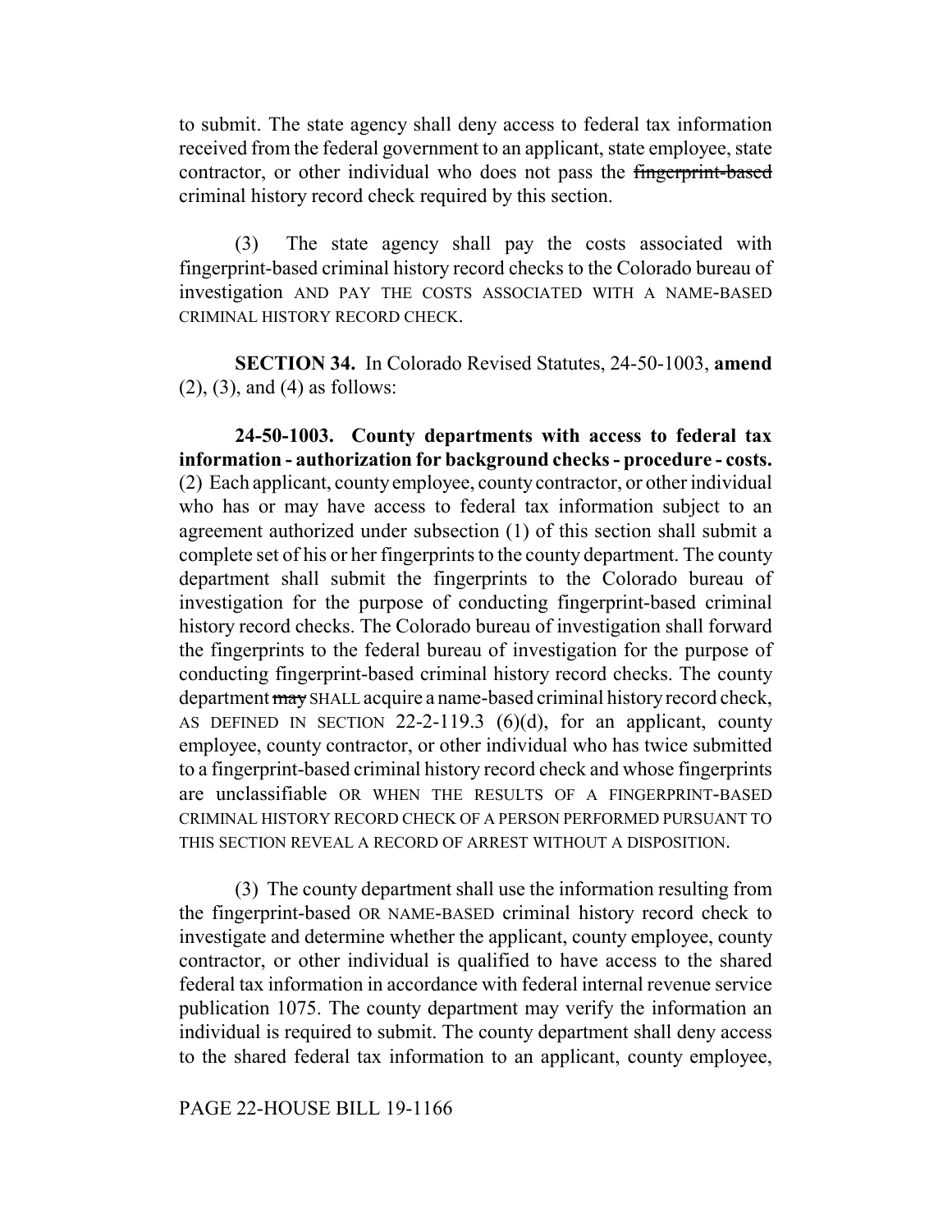to submit. The state agency shall deny access to federal tax information received from the federal government to an applicant, state employee, state contractor, or other individual who does not pass the ~~fingerprint-based~~ criminal history record check required by this section.

(3) The state agency shall pay the costs associated with fingerprint-based criminal history record checks to the Colorado bureau of investigation AND PAY THE COSTS ASSOCIATED WITH A NAME-BASED CRIMINAL HISTORY RECORD CHECK.

**SECTION 34.** In Colorado Revised Statutes, 24-50-1003, **amend** (2), (3), and (4) as follows:

**24-50-1003. County departments with access to federal tax information - authorization for background checks - procedure - costs.** (2) Each applicant, county employee, county contractor, or other individual who has or may have access to federal tax information subject to an agreement authorized under subsection (1) of this section shall submit a complete set of his or her fingerprints to the county department. The county department shall submit the fingerprints to the Colorado bureau of investigation for the purpose of conducting fingerprint-based criminal history record checks. The Colorado bureau of investigation shall forward the fingerprints to the federal bureau of investigation for the purpose of conducting fingerprint-based criminal history record checks. The county department ~~may~~ SHALL acquire a name-based criminal history record check, AS DEFINED IN SECTION 22-2-119.3 (6)(d), for an applicant, county employee, county contractor, or other individual who has twice submitted to a fingerprint-based criminal history record check and whose fingerprints are unclassifiable OR WHEN THE RESULTS OF A FINGERPRINT-BASED CRIMINAL HISTORY RECORD CHECK OF A PERSON PERFORMED PURSUANT TO THIS SECTION REVEAL A RECORD OF ARREST WITHOUT A DISPOSITION.

(3) The county department shall use the information resulting from the fingerprint-based OR NAME-BASED criminal history record check to investigate and determine whether the applicant, county employee, county contractor, or other individual is qualified to have access to the shared federal tax information in accordance with federal internal revenue service publication 1075. The county department may verify the information an individual is required to submit. The county department shall deny access to the shared federal tax information to an applicant, county employee,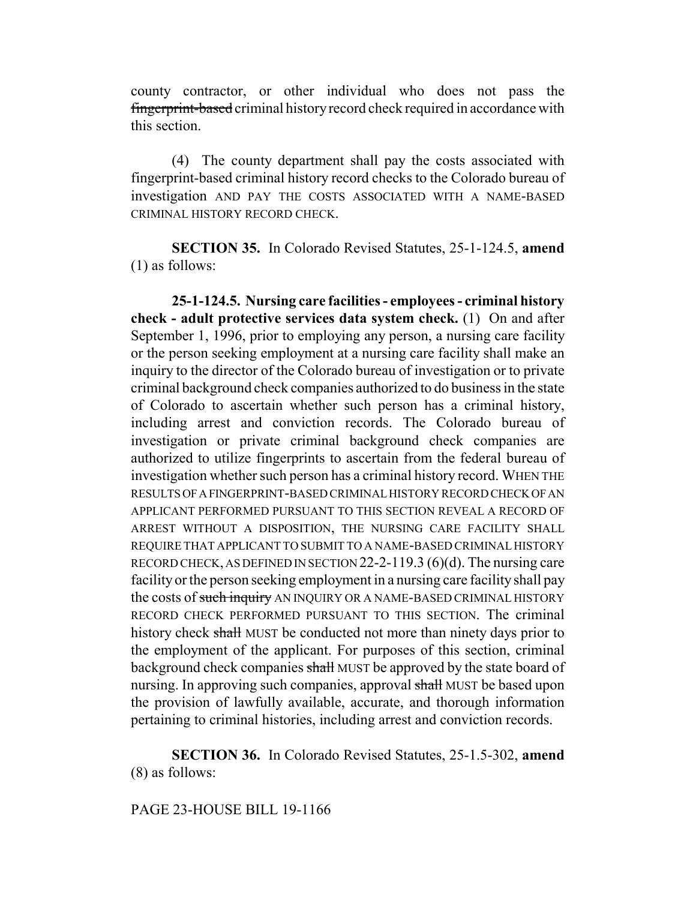county contractor, or other individual who does not pass the ~~fingerprint-based~~ criminal history record check required in accordance with this section.

(4) The county department shall pay the costs associated with fingerprint-based criminal history record checks to the Colorado bureau of investigation AND PAY THE COSTS ASSOCIATED WITH A NAME-BASED CRIMINAL HISTORY RECORD CHECK.

**SECTION 35.** In Colorado Revised Statutes, 25-1-124.5, **amend** (1) as follows:

**25-1-124.5. Nursing care facilities - employees - criminal history check - adult protective services data system check.** (1) On and after September 1, 1996, prior to employing any person, a nursing care facility or the person seeking employment at a nursing care facility shall make an inquiry to the director of the Colorado bureau of investigation or to private criminal background check companies authorized to do business in the state of Colorado to ascertain whether such person has a criminal history, including arrest and conviction records. The Colorado bureau of investigation or private criminal background check companies are authorized to utilize fingerprints to ascertain from the federal bureau of investigation whether such person has a criminal history record. WHEN THE RESULTS OF A FINGERPRINT-BASED CRIMINAL HISTORY RECORD CHECK OF AN APPLICANT PERFORMED PURSUANT TO THIS SECTION REVEAL A RECORD OF ARREST WITHOUT A DISPOSITION, THE NURSING CARE FACILITY SHALL REQUIRE THAT APPLICANT TO SUBMIT TO A NAME-BASED CRIMINAL HISTORY RECORD CHECK, AS DEFINED IN SECTION 22-2-119.3 (6)(d). The nursing care facility or the person seeking employment in a nursing care facility shall pay the costs of ~~such inquiry~~ AN INQUIRY OR A NAME-BASED CRIMINAL HISTORY RECORD CHECK PERFORMED PURSUANT TO THIS SECTION. The criminal history check ~~shall~~ MUST be conducted not more than ninety days prior to the employment of the applicant. For purposes of this section, criminal background check companies ~~shall~~ MUST be approved by the state board of nursing. In approving such companies, approval ~~shall~~ MUST be based upon the provision of lawfully available, accurate, and thorough information pertaining to criminal histories, including arrest and conviction records.

**SECTION 36.** In Colorado Revised Statutes, 25-1.5-302, **amend** (8) as follows: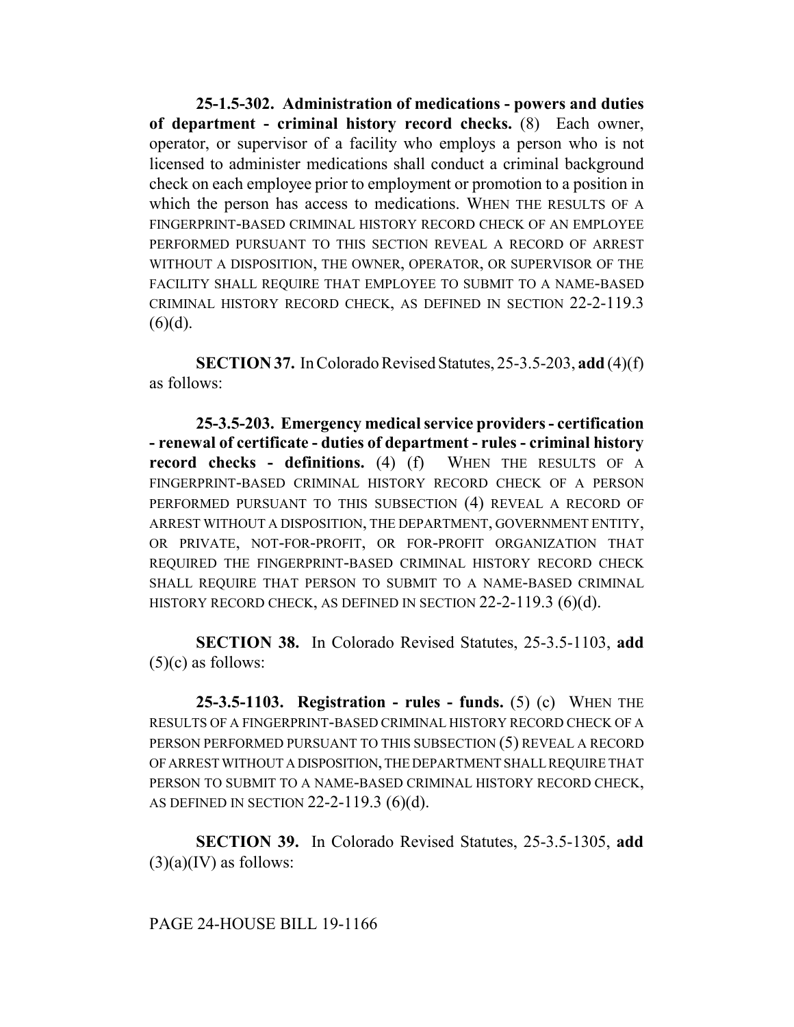**25-1.5-302. Administration of medications - powers and duties of department - criminal history record checks.** (8) Each owner, operator, or supervisor of a facility who employs a person who is not licensed to administer medications shall conduct a criminal background check on each employee prior to employment or promotion to a position in which the person has access to medications. WHEN THE RESULTS OF A FINGERPRINT-BASED CRIMINAL HISTORY RECORD CHECK OF AN EMPLOYEE PERFORMED PURSUANT TO THIS SECTION REVEAL A RECORD OF ARREST WITHOUT A DISPOSITION, THE OWNER, OPERATOR, OR SUPERVISOR OF THE FACILITY SHALL REQUIRE THAT EMPLOYEE TO SUBMIT TO A NAME-BASED CRIMINAL HISTORY RECORD CHECK, AS DEFINED IN SECTION 22-2-119.3 (6)(d).

**SECTION 37.** In Colorado Revised Statutes, 25-3.5-203, **add** (4)(f) as follows:

**25-3.5-203. Emergency medical service providers - certification - renewal of certificate - duties of department - rules - criminal history record checks - definitions.** (4) (f) WHEN THE RESULTS OF A FINGERPRINT-BASED CRIMINAL HISTORY RECORD CHECK OF A PERSON PERFORMED PURSUANT TO THIS SUBSECTION (4) REVEAL A RECORD OF ARREST WITHOUT A DISPOSITION, THE DEPARTMENT, GOVERNMENT ENTITY, OR PRIVATE, NOT-FOR-PROFIT, OR FOR-PROFIT ORGANIZATION THAT REQUIRED THE FINGERPRINT-BASED CRIMINAL HISTORY RECORD CHECK SHALL REQUIRE THAT PERSON TO SUBMIT TO A NAME-BASED CRIMINAL HISTORY RECORD CHECK, AS DEFINED IN SECTION 22-2-119.3 (6)(d).

**SECTION 38.** In Colorado Revised Statutes, 25-3.5-1103, **add** (5)(c) as follows:

**25-3.5-1103. Registration - rules - funds.** (5) (c) WHEN THE RESULTS OF A FINGERPRINT-BASED CRIMINAL HISTORY RECORD CHECK OF A PERSON PERFORMED PURSUANT TO THIS SUBSECTION (5) REVEAL A RECORD OF ARREST WITHOUT A DISPOSITION, THE DEPARTMENT SHALL REQUIRE THAT PERSON TO SUBMIT TO A NAME-BASED CRIMINAL HISTORY RECORD CHECK, AS DEFINED IN SECTION 22-2-119.3 (6)(d).

**SECTION 39.** In Colorado Revised Statutes, 25-3.5-1305, **add** (3)(a)(IV) as follows: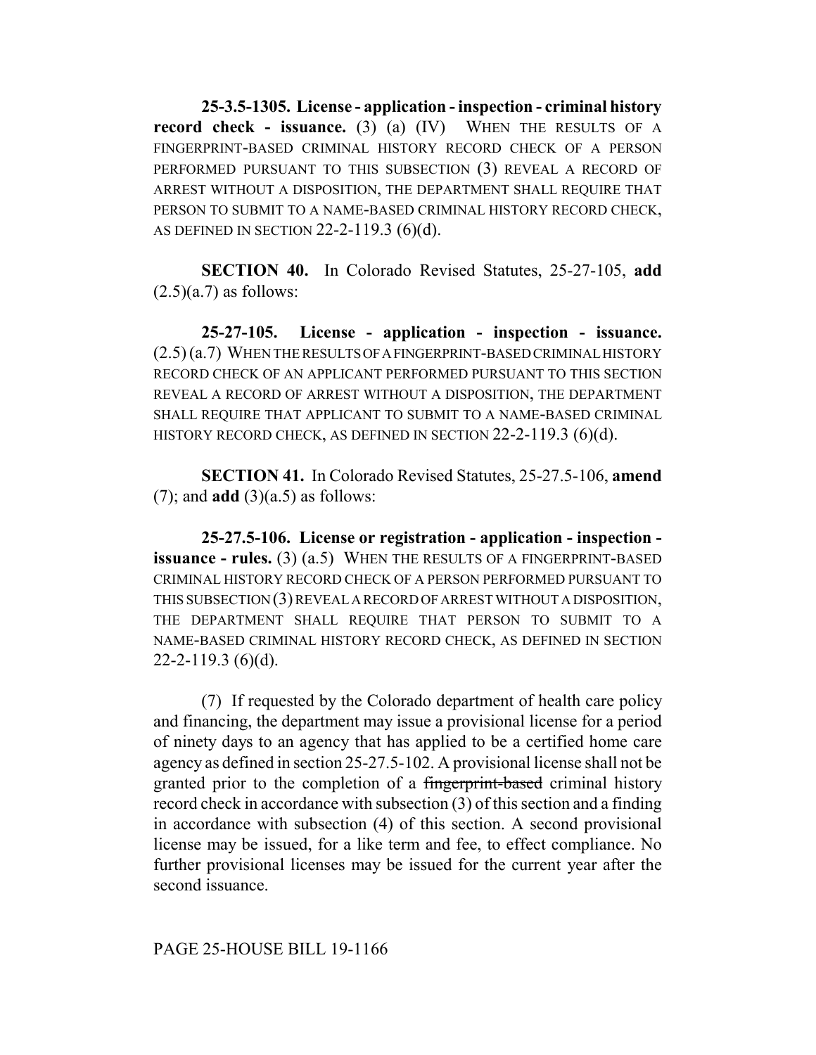**25-3.5-1305. License - application - inspection - criminal history record check - issuance.** (3) (a) (IV) WHEN THE RESULTS OF A FINGERPRINT-BASED CRIMINAL HISTORY RECORD CHECK OF A PERSON PERFORMED PURSUANT TO THIS SUBSECTION (3) REVEAL A RECORD OF ARREST WITHOUT A DISPOSITION, THE DEPARTMENT SHALL REQUIRE THAT PERSON TO SUBMIT TO A NAME-BASED CRIMINAL HISTORY RECORD CHECK, AS DEFINED IN SECTION 22-2-119.3 (6)(d).

**SECTION 40.** In Colorado Revised Statutes, 25-27-105, **add** (2.5)(a.7) as follows:

**25-27-105. License - application - inspection - issuance.** (2.5) (a.7) WHEN THE RESULTS OF A FINGERPRINT-BASED CRIMINAL HISTORY RECORD CHECK OF AN APPLICANT PERFORMED PURSUANT TO THIS SECTION REVEAL A RECORD OF ARREST WITHOUT A DISPOSITION, THE DEPARTMENT SHALL REQUIRE THAT APPLICANT TO SUBMIT TO A NAME-BASED CRIMINAL HISTORY RECORD CHECK, AS DEFINED IN SECTION 22-2-119.3 (6)(d).

**SECTION 41.** In Colorado Revised Statutes, 25-27.5-106, **amend** (7); and **add** (3)(a.5) as follows:

**25-27.5-106. License or registration - application - inspection - issuance - rules.** (3) (a.5) WHEN THE RESULTS OF A FINGERPRINT-BASED CRIMINAL HISTORY RECORD CHECK OF A PERSON PERFORMED PURSUANT TO THIS SUBSECTION (3) REVEAL A RECORD OF ARREST WITHOUT A DISPOSITION, THE DEPARTMENT SHALL REQUIRE THAT PERSON TO SUBMIT TO A NAME-BASED CRIMINAL HISTORY RECORD CHECK, AS DEFINED IN SECTION 22-2-119.3 (6)(d).

(7) If requested by the Colorado department of health care policy and financing, the department may issue a provisional license for a period of ninety days to an agency that has applied to be a certified home care agency as defined in section 25-27.5-102. A provisional license shall not be granted prior to the completion of a ~~fingerprint-based~~ criminal history record check in accordance with subsection (3) of this section and a finding in accordance with subsection (4) of this section. A second provisional license may be issued, for a like term and fee, to effect compliance. No further provisional licenses may be issued for the current year after the second issuance.

PAGE 25-HOUSE BILL 19-1166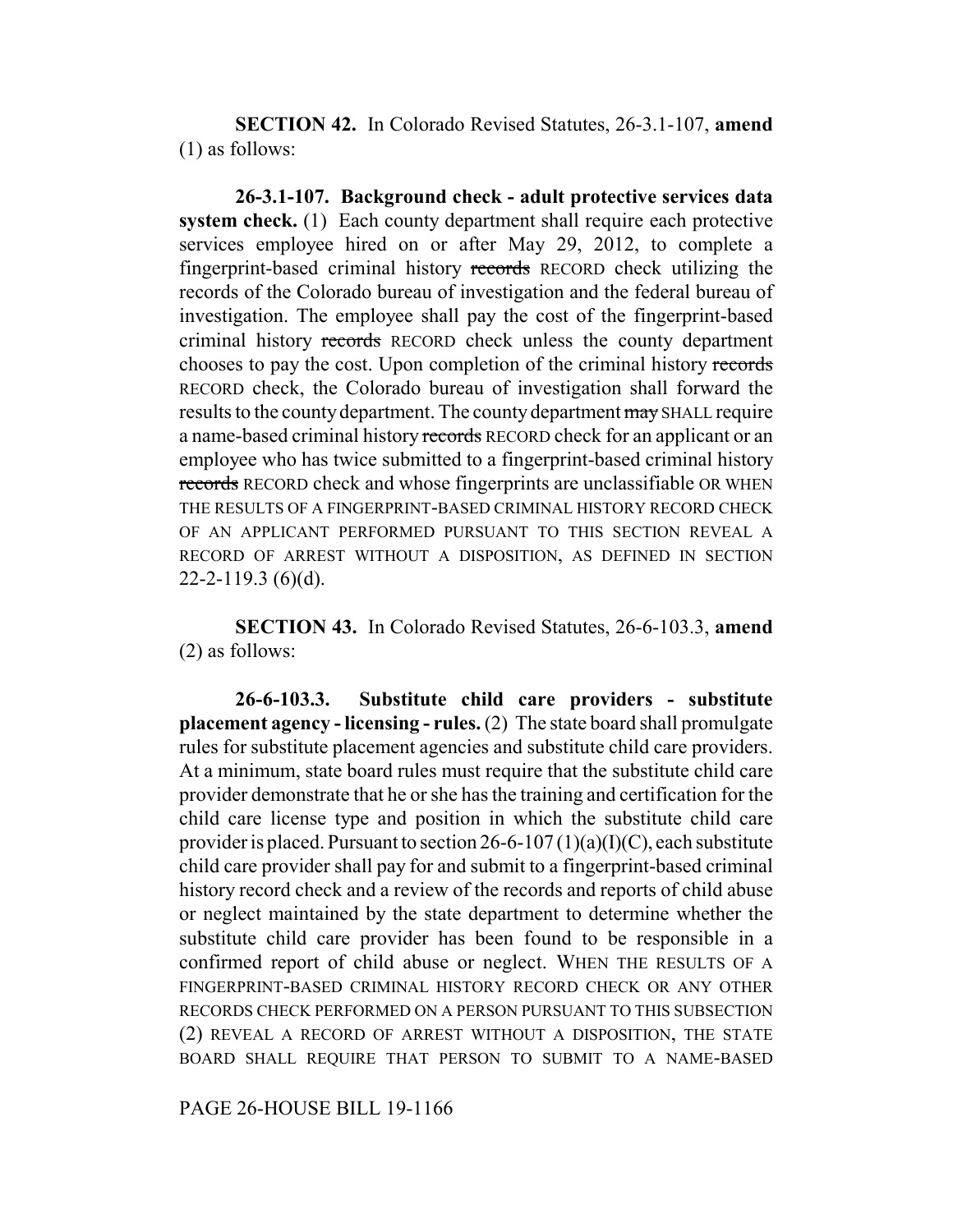**SECTION 42.** In Colorado Revised Statutes, 26-3.1-107, **amend** (1) as follows:

**26-3.1-107. Background check - adult protective services data system check.** (1) Each county department shall require each protective services employee hired on or after May 29, 2012, to complete a fingerprint-based criminal history ~~records~~ RECORD check utilizing the records of the Colorado bureau of investigation and the federal bureau of investigation. The employee shall pay the cost of the fingerprint-based criminal history ~~records~~ RECORD check unless the county department chooses to pay the cost. Upon completion of the criminal history ~~records~~ RECORD check, the Colorado bureau of investigation shall forward the results to the county department. The county department ~~may~~ SHALL require a name-based criminal history ~~records~~ RECORD check for an applicant or an employee who has twice submitted to a fingerprint-based criminal history ~~records~~ RECORD check and whose fingerprints are unclassifiable OR WHEN THE RESULTS OF A FINGERPRINT-BASED CRIMINAL HISTORY RECORD CHECK OF AN APPLICANT PERFORMED PURSUANT TO THIS SECTION REVEAL A RECORD OF ARREST WITHOUT A DISPOSITION, AS DEFINED IN SECTION 22-2-119.3 (6)(d).

**SECTION 43.** In Colorado Revised Statutes, 26-6-103.3, **amend** (2) as follows:

**26-6-103.3. Substitute child care providers - substitute placement agency - licensing - rules.** (2) The state board shall promulgate rules for substitute placement agencies and substitute child care providers. At a minimum, state board rules must require that the substitute child care provider demonstrate that he or she has the training and certification for the child care license type and position in which the substitute child care provider is placed. Pursuant to section 26-6-107 (1)(a)(I)(C), each substitute child care provider shall pay for and submit to a fingerprint-based criminal history record check and a review of the records and reports of child abuse or neglect maintained by the state department to determine whether the substitute child care provider has been found to be responsible in a confirmed report of child abuse or neglect. WHEN THE RESULTS OF A FINGERPRINT-BASED CRIMINAL HISTORY RECORD CHECK OR ANY OTHER RECORDS CHECK PERFORMED ON A PERSON PURSUANT TO THIS SUBSECTION (2) REVEAL A RECORD OF ARREST WITHOUT A DISPOSITION, THE STATE BOARD SHALL REQUIRE THAT PERSON TO SUBMIT TO A NAME-BASED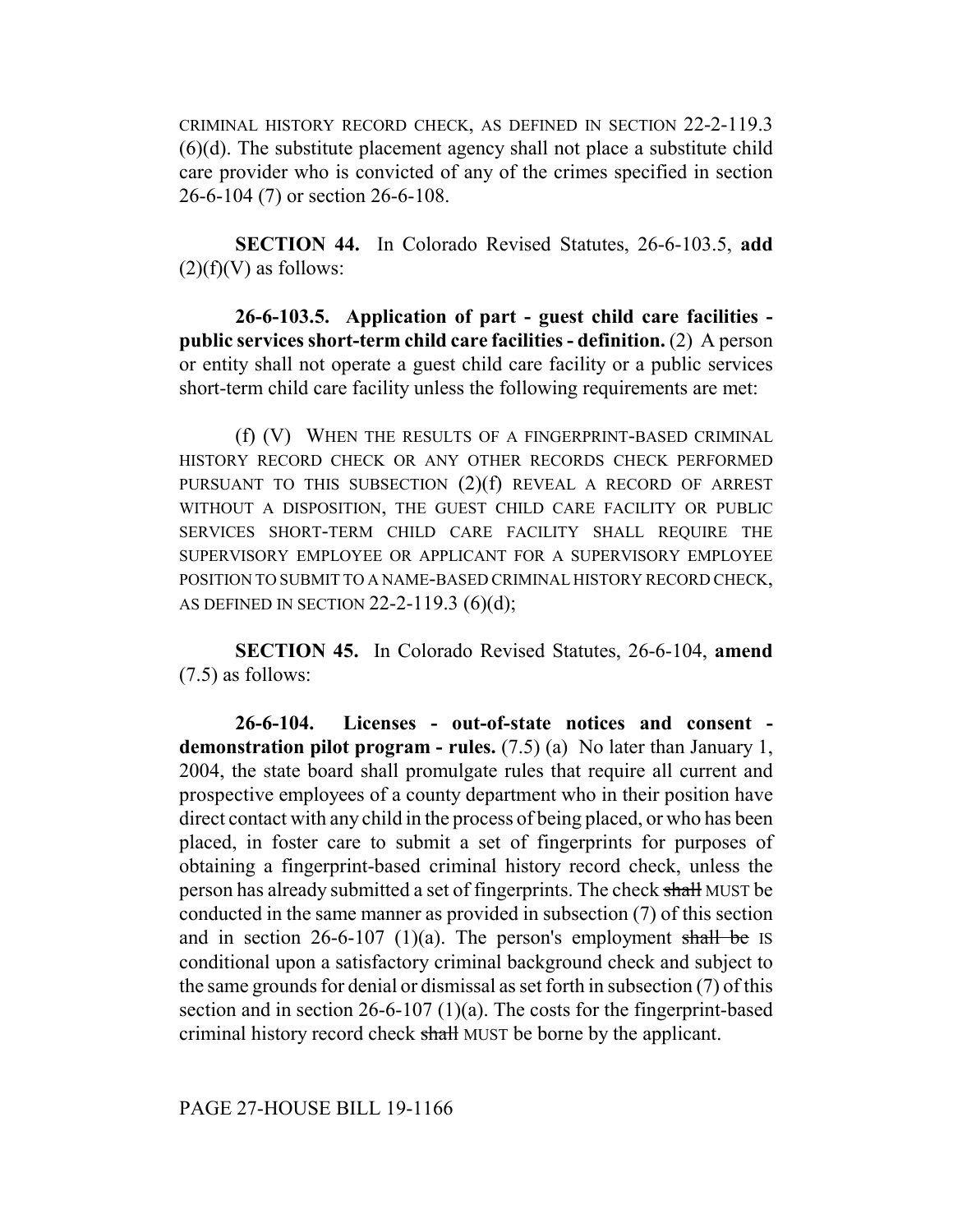CRIMINAL HISTORY RECORD CHECK, AS DEFINED IN SECTION 22-2-119.3 (6)(d). The substitute placement agency shall not place a substitute child care provider who is convicted of any of the crimes specified in section 26-6-104 (7) or section 26-6-108.

**SECTION 44.** In Colorado Revised Statutes, 26-6-103.5, **add** (2)(f)(V) as follows:

**26-6-103.5. Application of part - guest child care facilities - public services short-term child care facilities - definition.** (2) A person or entity shall not operate a guest child care facility or a public services short-term child care facility unless the following requirements are met:

(f) (V) WHEN THE RESULTS OF A FINGERPRINT-BASED CRIMINAL HISTORY RECORD CHECK OR ANY OTHER RECORDS CHECK PERFORMED PURSUANT TO THIS SUBSECTION (2)(f) REVEAL A RECORD OF ARREST WITHOUT A DISPOSITION, THE GUEST CHILD CARE FACILITY OR PUBLIC SERVICES SHORT-TERM CHILD CARE FACILITY SHALL REQUIRE THE SUPERVISORY EMPLOYEE OR APPLICANT FOR A SUPERVISORY EMPLOYEE POSITION TO SUBMIT TO A NAME-BASED CRIMINAL HISTORY RECORD CHECK, AS DEFINED IN SECTION 22-2-119.3 (6)(d);

**SECTION 45.** In Colorado Revised Statutes, 26-6-104, **amend** (7.5) as follows:

**26-6-104. Licenses - out-of-state notices and consent - demonstration pilot program - rules.** (7.5) (a) No later than January 1, 2004, the state board shall promulgate rules that require all current and prospective employees of a county department who in their position have direct contact with any child in the process of being placed, or who has been placed, in foster care to submit a set of fingerprints for purposes of obtaining a fingerprint-based criminal history record check, unless the person has already submitted a set of fingerprints. The check ~~shall~~ MUST be conducted in the same manner as provided in subsection (7) of this section and in section 26-6-107 (1)(a). The person's employment ~~shall be~~ IS conditional upon a satisfactory criminal background check and subject to the same grounds for denial or dismissal as set forth in subsection (7) of this section and in section 26-6-107 (1)(a). The costs for the fingerprint-based criminal history record check ~~shall~~ MUST be borne by the applicant.

PAGE 27-HOUSE BILL 19-1166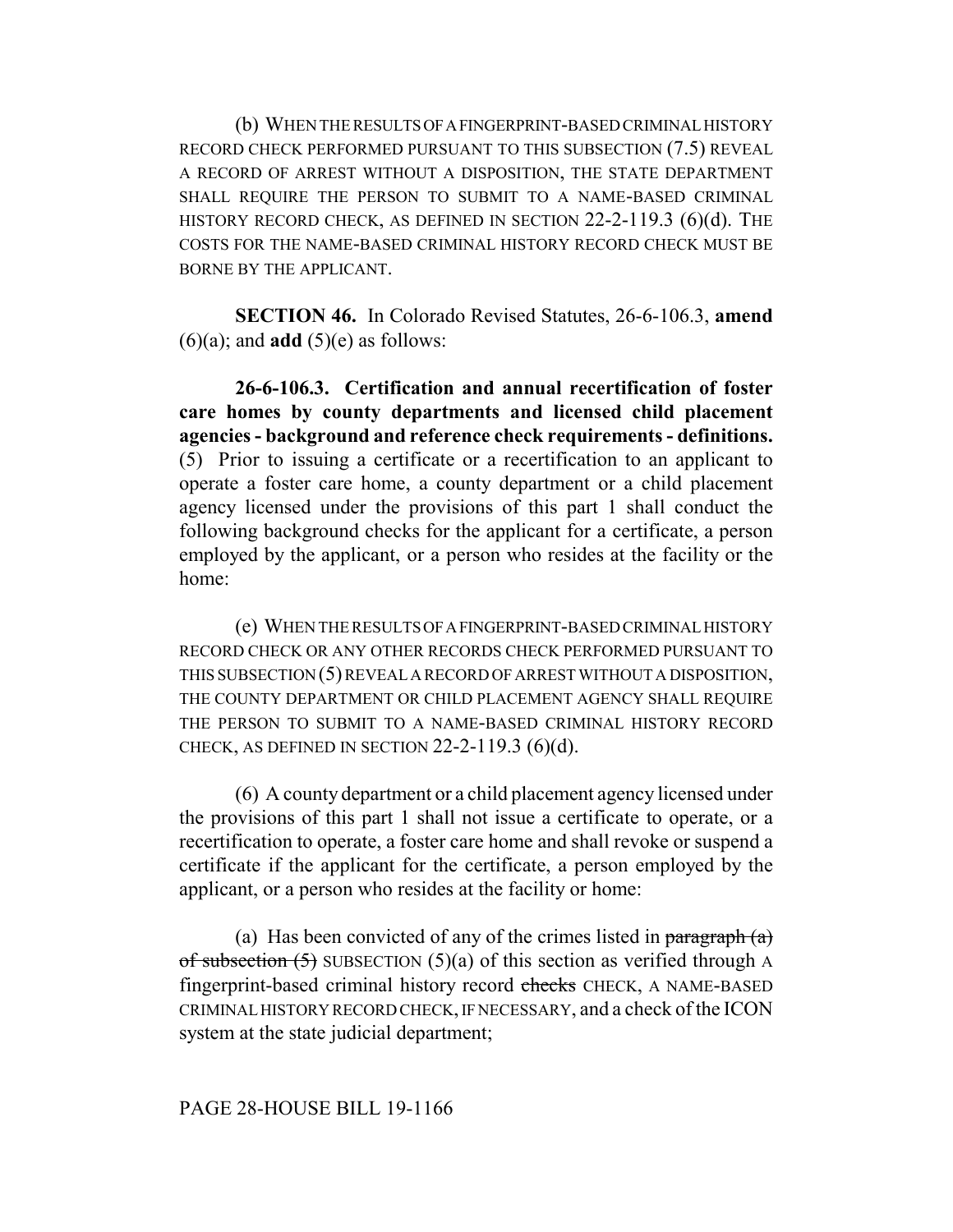(b) WHEN THE RESULTS OF A FINGERPRINT-BASED CRIMINAL HISTORY RECORD CHECK PERFORMED PURSUANT TO THIS SUBSECTION (7.5) REVEAL A RECORD OF ARREST WITHOUT A DISPOSITION, THE STATE DEPARTMENT SHALL REQUIRE THE PERSON TO SUBMIT TO A NAME-BASED CRIMINAL HISTORY RECORD CHECK, AS DEFINED IN SECTION 22-2-119.3 (6)(d). THE COSTS FOR THE NAME-BASED CRIMINAL HISTORY RECORD CHECK MUST BE BORNE BY THE APPLICANT.

**SECTION 46.** In Colorado Revised Statutes, 26-6-106.3, **amend** (6)(a); and **add** (5)(e) as follows:

**26-6-106.3. Certification and annual recertification of foster care homes by county departments and licensed child placement agencies - background and reference check requirements - definitions.** (5) Prior to issuing a certificate or a recertification to an applicant to operate a foster care home, a county department or a child placement agency licensed under the provisions of this part 1 shall conduct the following background checks for the applicant for a certificate, a person employed by the applicant, or a person who resides at the facility or the home:

(e) WHEN THE RESULTS OF A FINGERPRINT-BASED CRIMINAL HISTORY RECORD CHECK OR ANY OTHER RECORDS CHECK PERFORMED PURSUANT TO THIS SUBSECTION (5) REVEAL A RECORD OF ARREST WITHOUT A DISPOSITION, THE COUNTY DEPARTMENT OR CHILD PLACEMENT AGENCY SHALL REQUIRE THE PERSON TO SUBMIT TO A NAME-BASED CRIMINAL HISTORY RECORD CHECK, AS DEFINED IN SECTION 22-2-119.3 (6)(d).

(6) A county department or a child placement agency licensed under the provisions of this part 1 shall not issue a certificate to operate, or a recertification to operate, a foster care home and shall revoke or suspend a certificate if the applicant for the certificate, a person employed by the applicant, or a person who resides at the facility or home:

(a) Has been convicted of any of the crimes listed in ~~paragraph (a) of subsection (5)~~ SUBSECTION (5)(a) of this section as verified through A fingerprint-based criminal history record ~~checks~~ CHECK, A NAME-BASED CRIMINAL HISTORY RECORD CHECK, IF NECESSARY, and a check of the ICON system at the state judicial department;

PAGE 28-HOUSE BILL 19-1166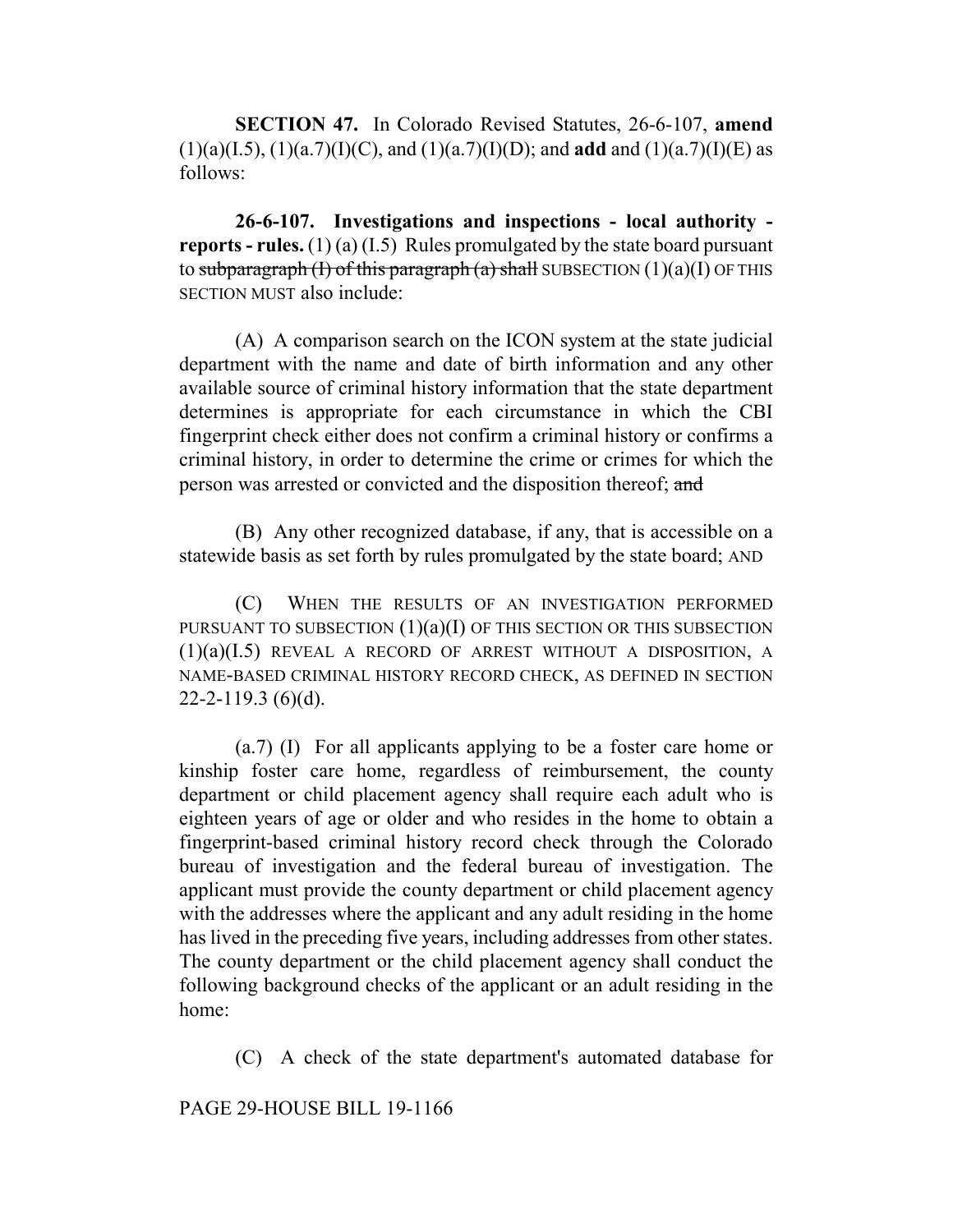**SECTION 47.** In Colorado Revised Statutes, 26-6-107, **amend** (1)(a)(I.5), (1)(a.7)(I)(C), and (1)(a.7)(I)(D); and **add** and (1)(a.7)(I)(E) as follows:

**26-6-107. Investigations and inspections - local authority - reports - rules.** (1) (a) (I.5) Rules promulgated by the state board pursuant to ~~subparagraph (I) of this paragraph (a) shall~~ SUBSECTION (1)(a)(I) OF THIS SECTION MUST also include:

(A) A comparison search on the ICON system at the state judicial department with the name and date of birth information and any other available source of criminal history information that the state department determines is appropriate for each circumstance in which the CBI fingerprint check either does not confirm a criminal history or confirms a criminal history, in order to determine the crime or crimes for which the person was arrested or convicted and the disposition thereof; ~~and~~

(B) Any other recognized database, if any, that is accessible on a statewide basis as set forth by rules promulgated by the state board; AND

(C) WHEN THE RESULTS OF AN INVESTIGATION PERFORMED PURSUANT TO SUBSECTION (1)(a)(I) OF THIS SECTION OR THIS SUBSECTION (1)(a)(I.5) REVEAL A RECORD OF ARREST WITHOUT A DISPOSITION, A NAME-BASED CRIMINAL HISTORY RECORD CHECK, AS DEFINED IN SECTION 22-2-119.3 (6)(d).

(a.7) (I) For all applicants applying to be a foster care home or kinship foster care home, regardless of reimbursement, the county department or child placement agency shall require each adult who is eighteen years of age or older and who resides in the home to obtain a fingerprint-based criminal history record check through the Colorado bureau of investigation and the federal bureau of investigation. The applicant must provide the county department or child placement agency with the addresses where the applicant and any adult residing in the home has lived in the preceding five years, including addresses from other states. The county department or the child placement agency shall conduct the following background checks of the applicant or an adult residing in the home:

(C) A check of the state department's automated database for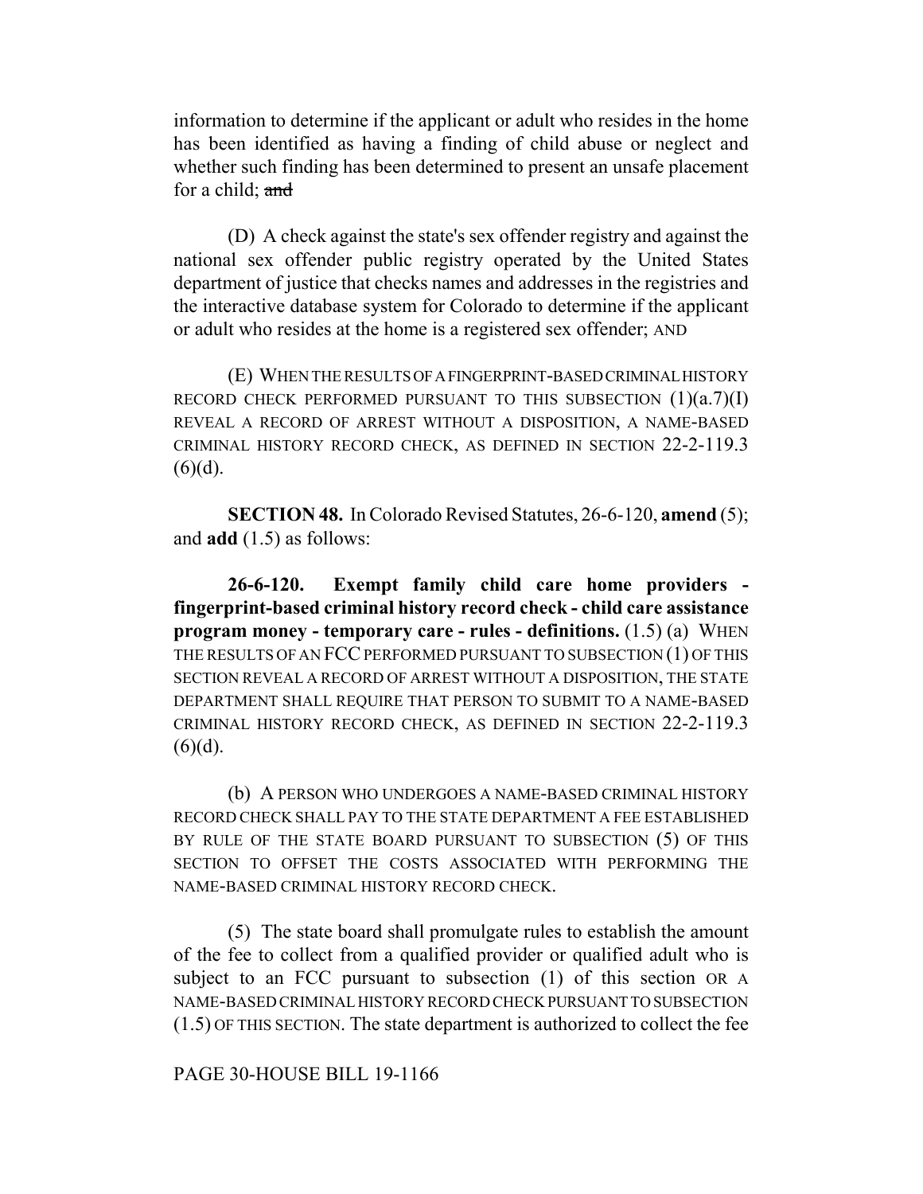information to determine if the applicant or adult who resides in the home has been identified as having a finding of child abuse or neglect and whether such finding has been determined to present an unsafe placement for a child; ~~and~~

(D) A check against the state's sex offender registry and against the national sex offender public registry operated by the United States department of justice that checks names and addresses in the registries and the interactive database system for Colorado to determine if the applicant or adult who resides at the home is a registered sex offender; AND

(E) WHEN THE RESULTS OF A FINGERPRINT-BASED CRIMINAL HISTORY RECORD CHECK PERFORMED PURSUANT TO THIS SUBSECTION (1)(a.7)(I) REVEAL A RECORD OF ARREST WITHOUT A DISPOSITION, A NAME-BASED CRIMINAL HISTORY RECORD CHECK, AS DEFINED IN SECTION 22-2-119.3 (6)(d).

**SECTION 48.** In Colorado Revised Statutes, 26-6-120, **amend** (5); and **add** (1.5) as follows:

**26-6-120. Exempt family child care home providers - fingerprint-based criminal history record check - child care assistance program money - temporary care - rules - definitions.** (1.5) (a) WHEN THE RESULTS OF AN FCC PERFORMED PURSUANT TO SUBSECTION (1) OF THIS SECTION REVEAL A RECORD OF ARREST WITHOUT A DISPOSITION, THE STATE DEPARTMENT SHALL REQUIRE THAT PERSON TO SUBMIT TO A NAME-BASED CRIMINAL HISTORY RECORD CHECK, AS DEFINED IN SECTION 22-2-119.3 (6)(d).

(b) A PERSON WHO UNDERGOES A NAME-BASED CRIMINAL HISTORY RECORD CHECK SHALL PAY TO THE STATE DEPARTMENT A FEE ESTABLISHED BY RULE OF THE STATE BOARD PURSUANT TO SUBSECTION (5) OF THIS SECTION TO OFFSET THE COSTS ASSOCIATED WITH PERFORMING THE NAME-BASED CRIMINAL HISTORY RECORD CHECK.

(5) The state board shall promulgate rules to establish the amount of the fee to collect from a qualified provider or qualified adult who is subject to an FCC pursuant to subsection (1) of this section OR A NAME-BASED CRIMINAL HISTORY RECORD CHECK PURSUANT TO SUBSECTION (1.5) OF THIS SECTION. The state department is authorized to collect the fee

PAGE 30-HOUSE BILL 19-1166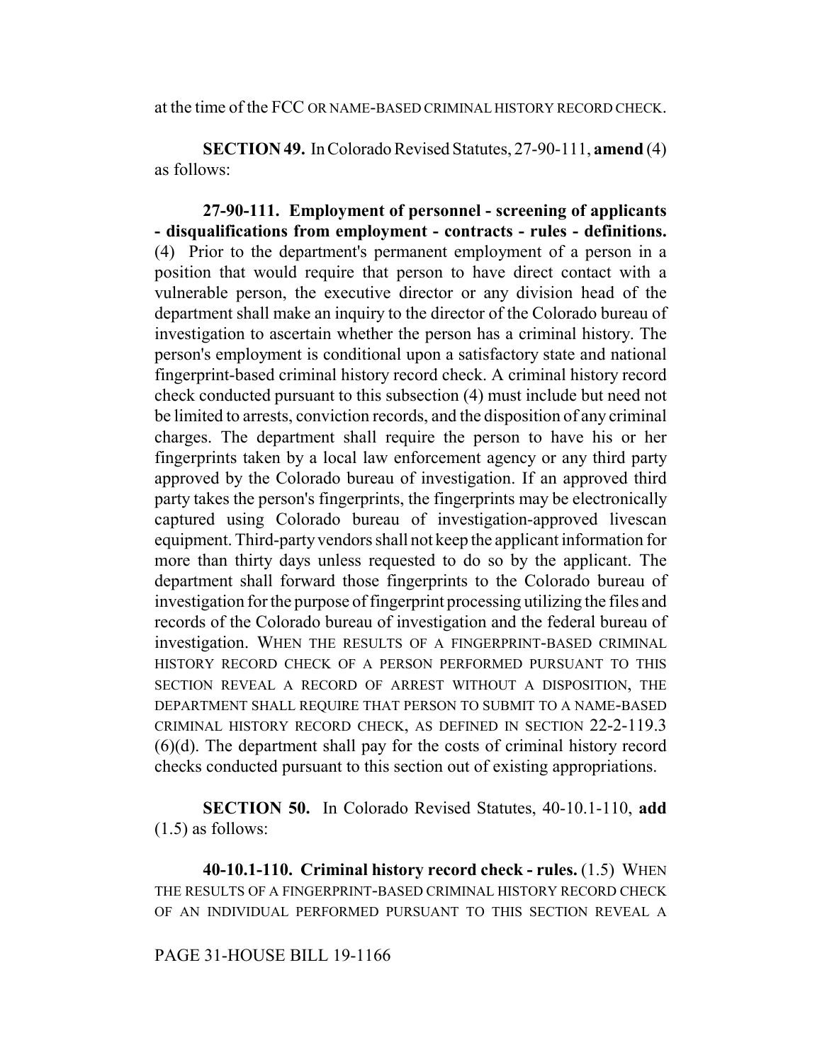at the time of the FCC OR NAME-BASED CRIMINAL HISTORY RECORD CHECK.

**SECTION 49.** In Colorado Revised Statutes, 27-90-111, **amend** (4) as follows:

**27-90-111. Employment of personnel - screening of applicants - disqualifications from employment - contracts - rules - definitions.** (4) Prior to the department's permanent employment of a person in a position that would require that person to have direct contact with a vulnerable person, the executive director or any division head of the department shall make an inquiry to the director of the Colorado bureau of investigation to ascertain whether the person has a criminal history. The person's employment is conditional upon a satisfactory state and national fingerprint-based criminal history record check. A criminal history record check conducted pursuant to this subsection (4) must include but need not be limited to arrests, conviction records, and the disposition of any criminal charges. The department shall require the person to have his or her fingerprints taken by a local law enforcement agency or any third party approved by the Colorado bureau of investigation. If an approved third party takes the person's fingerprints, the fingerprints may be electronically captured using Colorado bureau of investigation-approved livescan equipment. Third-party vendors shall not keep the applicant information for more than thirty days unless requested to do so by the applicant. The department shall forward those fingerprints to the Colorado bureau of investigation for the purpose of fingerprint processing utilizing the files and records of the Colorado bureau of investigation and the federal bureau of investigation. WHEN THE RESULTS OF A FINGERPRINT-BASED CRIMINAL HISTORY RECORD CHECK OF A PERSON PERFORMED PURSUANT TO THIS SECTION REVEAL A RECORD OF ARREST WITHOUT A DISPOSITION, THE DEPARTMENT SHALL REQUIRE THAT PERSON TO SUBMIT TO A NAME-BASED CRIMINAL HISTORY RECORD CHECK, AS DEFINED IN SECTION 22-2-119.3 (6)(d). The department shall pay for the costs of criminal history record checks conducted pursuant to this section out of existing appropriations.

**SECTION 50.** In Colorado Revised Statutes, 40-10.1-110, **add** (1.5) as follows:

**40-10.1-110. Criminal history record check - rules.** (1.5) WHEN THE RESULTS OF A FINGERPRINT-BASED CRIMINAL HISTORY RECORD CHECK OF AN INDIVIDUAL PERFORMED PURSUANT TO THIS SECTION REVEAL A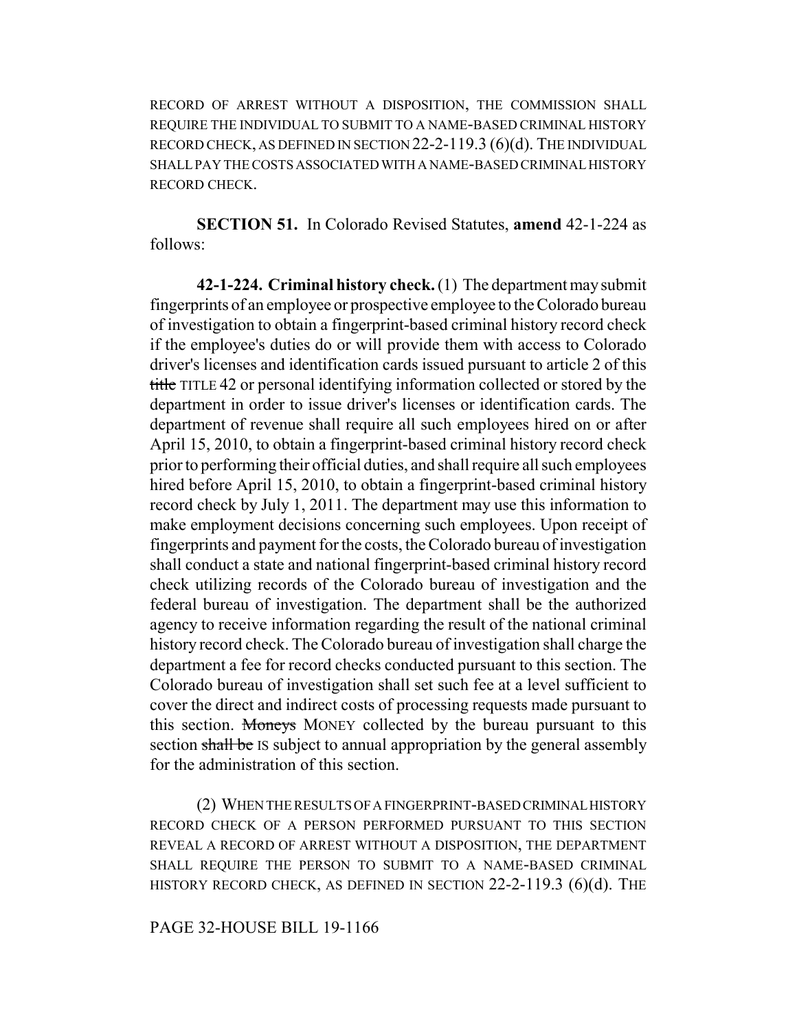RECORD OF ARREST WITHOUT A DISPOSITION, THE COMMISSION SHALL REQUIRE THE INDIVIDUAL TO SUBMIT TO A NAME-BASED CRIMINAL HISTORY RECORD CHECK, AS DEFINED IN SECTION 22-2-119.3 (6)(d). THE INDIVIDUAL SHALL PAY THE COSTS ASSOCIATED WITH A NAME-BASED CRIMINAL HISTORY RECORD CHECK.

**SECTION 51.** In Colorado Revised Statutes, **amend** 42-1-224 as follows:

**42-1-224. Criminal history check.** (1) The department may submit fingerprints of an employee or prospective employee to the Colorado bureau of investigation to obtain a fingerprint-based criminal history record check if the employee's duties do or will provide them with access to Colorado driver's licenses and identification cards issued pursuant to article 2 of this ~~title~~ TITLE 42 or personal identifying information collected or stored by the department in order to issue driver's licenses or identification cards. The department of revenue shall require all such employees hired on or after April 15, 2010, to obtain a fingerprint-based criminal history record check prior to performing their official duties, and shall require all such employees hired before April 15, 2010, to obtain a fingerprint-based criminal history record check by July 1, 2011. The department may use this information to make employment decisions concerning such employees. Upon receipt of fingerprints and payment for the costs, the Colorado bureau of investigation shall conduct a state and national fingerprint-based criminal history record check utilizing records of the Colorado bureau of investigation and the federal bureau of investigation. The department shall be the authorized agency to receive information regarding the result of the national criminal history record check. The Colorado bureau of investigation shall charge the department a fee for record checks conducted pursuant to this section. The Colorado bureau of investigation shall set such fee at a level sufficient to cover the direct and indirect costs of processing requests made pursuant to this section. ~~Moneys~~ MONEY collected by the bureau pursuant to this section ~~shall be~~ IS subject to annual appropriation by the general assembly for the administration of this section.

(2) WHEN THE RESULTS OF A FINGERPRINT-BASED CRIMINAL HISTORY RECORD CHECK OF A PERSON PERFORMED PURSUANT TO THIS SECTION REVEAL A RECORD OF ARREST WITHOUT A DISPOSITION, THE DEPARTMENT SHALL REQUIRE THE PERSON TO SUBMIT TO A NAME-BASED CRIMINAL HISTORY RECORD CHECK, AS DEFINED IN SECTION 22-2-119.3 (6)(d). THE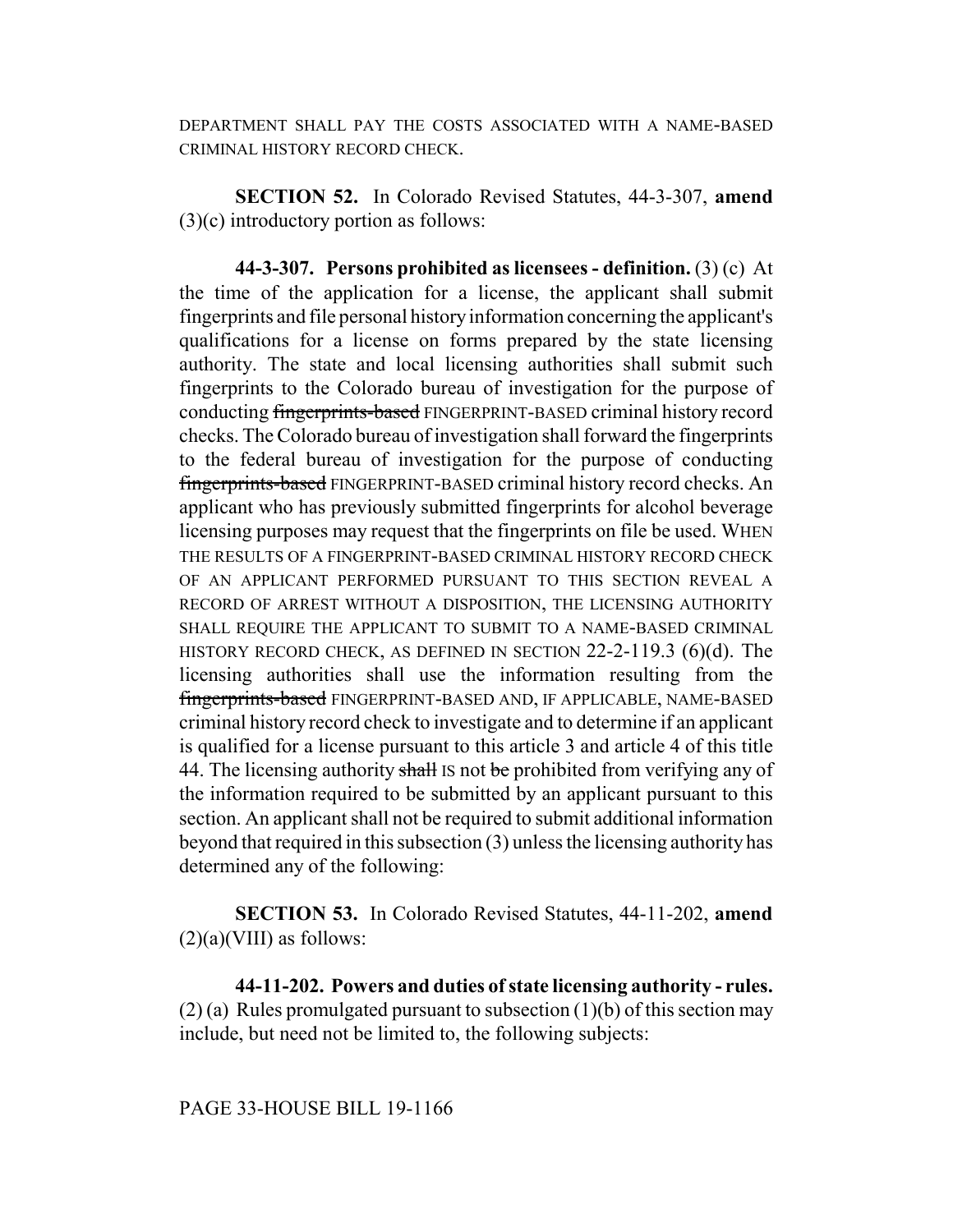DEPARTMENT SHALL PAY THE COSTS ASSOCIATED WITH A NAME-BASED CRIMINAL HISTORY RECORD CHECK.

**SECTION 52.** In Colorado Revised Statutes, 44-3-307, **amend** (3)(c) introductory portion as follows:

**44-3-307. Persons prohibited as licensees - definition.** (3) (c) At the time of the application for a license, the applicant shall submit fingerprints and file personal history information concerning the applicant's qualifications for a license on forms prepared by the state licensing authority. The state and local licensing authorities shall submit such fingerprints to the Colorado bureau of investigation for the purpose of conducting ~~fingerprints-based~~ FINGERPRINT-BASED criminal history record checks. The Colorado bureau of investigation shall forward the fingerprints to the federal bureau of investigation for the purpose of conducting ~~fingerprints-based~~ FINGERPRINT-BASED criminal history record checks. An applicant who has previously submitted fingerprints for alcohol beverage licensing purposes may request that the fingerprints on file be used. WHEN THE RESULTS OF A FINGERPRINT-BASED CRIMINAL HISTORY RECORD CHECK OF AN APPLICANT PERFORMED PURSUANT TO THIS SECTION REVEAL A RECORD OF ARREST WITHOUT A DISPOSITION, THE LICENSING AUTHORITY SHALL REQUIRE THE APPLICANT TO SUBMIT TO A NAME-BASED CRIMINAL HISTORY RECORD CHECK, AS DEFINED IN SECTION 22-2-119.3 (6)(d). The licensing authorities shall use the information resulting from the ~~fingerprints-based~~ FINGERPRINT-BASED AND, IF APPLICABLE, NAME-BASED criminal history record check to investigate and to determine if an applicant is qualified for a license pursuant to this article 3 and article 4 of this title 44. The licensing authority ~~shall~~ IS not ~~be~~ prohibited from verifying any of the information required to be submitted by an applicant pursuant to this section. An applicant shall not be required to submit additional information beyond that required in this subsection (3) unless the licensing authority has determined any of the following:

**SECTION 53.** In Colorado Revised Statutes, 44-11-202, **amend** (2)(a)(VIII) as follows:

**44-11-202. Powers and duties of state licensing authority - rules.** (2) (a) Rules promulgated pursuant to subsection (1)(b) of this section may include, but need not be limited to, the following subjects: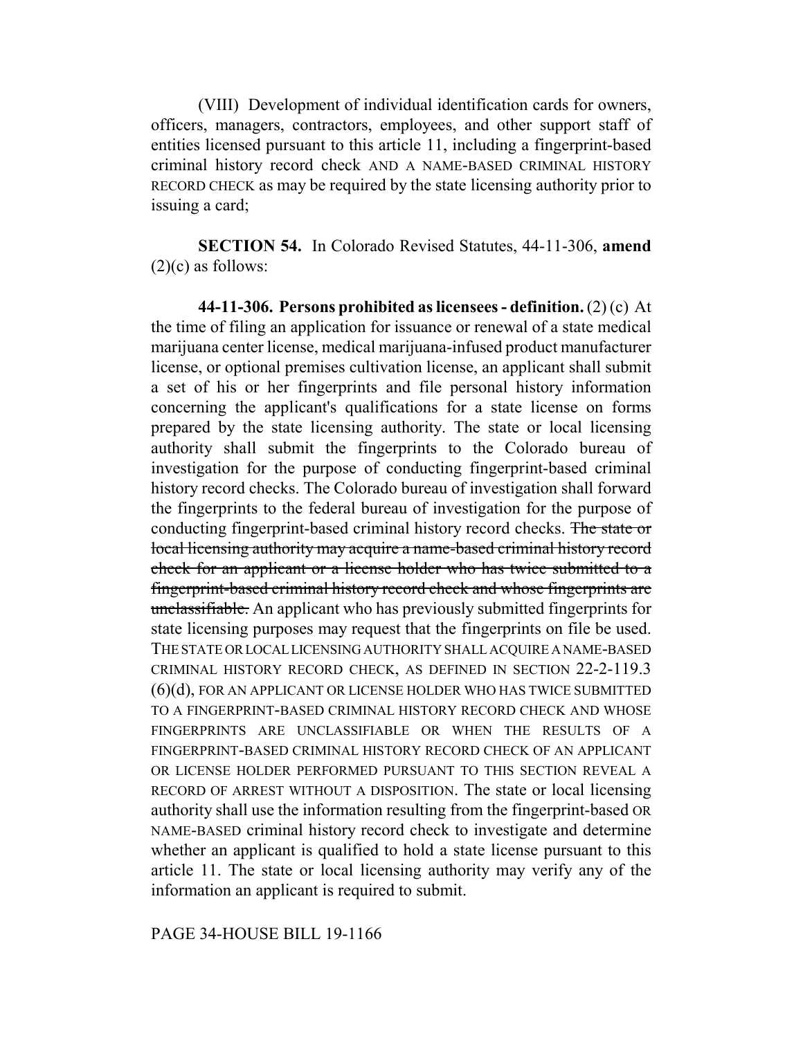(VIII) Development of individual identification cards for owners, officers, managers, contractors, employees, and other support staff of entities licensed pursuant to this article 11, including a fingerprint-based criminal history record check AND A NAME-BASED CRIMINAL HISTORY RECORD CHECK as may be required by the state licensing authority prior to issuing a card;

**SECTION 54.** In Colorado Revised Statutes, 44-11-306, **amend** (2)(c) as follows:

**44-11-306. Persons prohibited as licensees - definition.** (2) (c) At the time of filing an application for issuance or renewal of a state medical marijuana center license, medical marijuana-infused product manufacturer license, or optional premises cultivation license, an applicant shall submit a set of his or her fingerprints and file personal history information concerning the applicant's qualifications for a state license on forms prepared by the state licensing authority. The state or local licensing authority shall submit the fingerprints to the Colorado bureau of investigation for the purpose of conducting fingerprint-based criminal history record checks. The Colorado bureau of investigation shall forward the fingerprints to the federal bureau of investigation for the purpose of conducting fingerprint-based criminal history record checks. ~~The state or local licensing authority may acquire a name-based criminal history record check for an applicant or a license holder who has twice submitted to a fingerprint-based criminal history record check and whose fingerprints are unclassifiable.~~ An applicant who has previously submitted fingerprints for state licensing purposes may request that the fingerprints on file be used. THE STATE OR LOCAL LICENSING AUTHORITY SHALL ACQUIRE A NAME-BASED CRIMINAL HISTORY RECORD CHECK, AS DEFINED IN SECTION 22-2-119.3 (6)(d), FOR AN APPLICANT OR LICENSE HOLDER WHO HAS TWICE SUBMITTED TO A FINGERPRINT-BASED CRIMINAL HISTORY RECORD CHECK AND WHOSE FINGERPRINTS ARE UNCLASSIFIABLE OR WHEN THE RESULTS OF A FINGERPRINT-BASED CRIMINAL HISTORY RECORD CHECK OF AN APPLICANT OR LICENSE HOLDER PERFORMED PURSUANT TO THIS SECTION REVEAL A RECORD OF ARREST WITHOUT A DISPOSITION. The state or local licensing authority shall use the information resulting from the fingerprint-based OR NAME-BASED criminal history record check to investigate and determine whether an applicant is qualified to hold a state license pursuant to this article 11. The state or local licensing authority may verify any of the information an applicant is required to submit.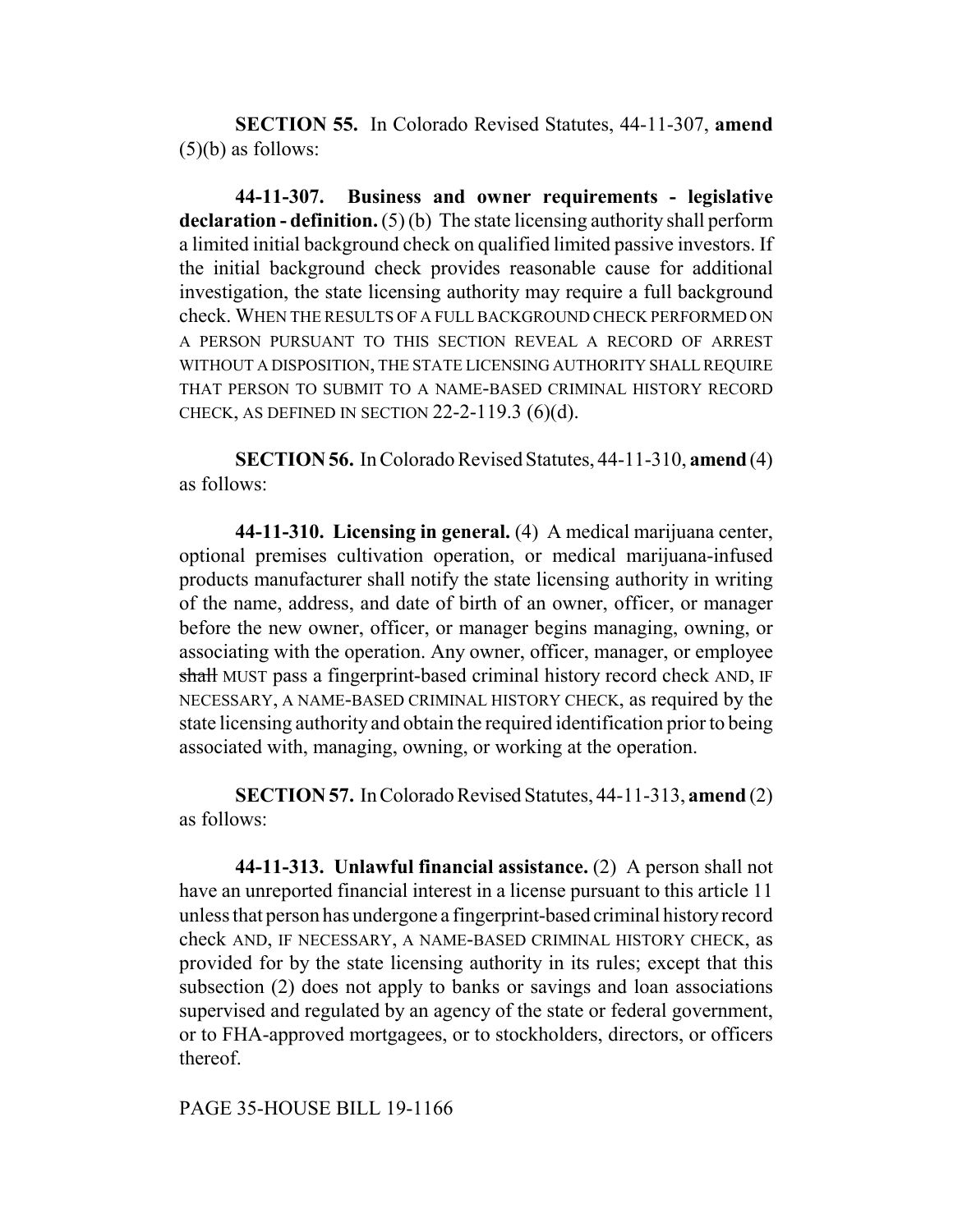**SECTION 55.** In Colorado Revised Statutes, 44-11-307, **amend** (5)(b) as follows:

**44-11-307. Business and owner requirements - legislative declaration - definition.** (5) (b) The state licensing authority shall perform a limited initial background check on qualified limited passive investors. If the initial background check provides reasonable cause for additional investigation, the state licensing authority may require a full background check. WHEN THE RESULTS OF A FULL BACKGROUND CHECK PERFORMED ON A PERSON PURSUANT TO THIS SECTION REVEAL A RECORD OF ARREST WITHOUT A DISPOSITION, THE STATE LICENSING AUTHORITY SHALL REQUIRE THAT PERSON TO SUBMIT TO A NAME-BASED CRIMINAL HISTORY RECORD CHECK, AS DEFINED IN SECTION 22-2-119.3 (6)(d).

**SECTION 56.** In Colorado Revised Statutes, 44-11-310, **amend** (4) as follows:

**44-11-310. Licensing in general.** (4) A medical marijuana center, optional premises cultivation operation, or medical marijuana-infused products manufacturer shall notify the state licensing authority in writing of the name, address, and date of birth of an owner, officer, or manager before the new owner, officer, or manager begins managing, owning, or associating with the operation. Any owner, officer, manager, or employee ~~shall~~ MUST pass a fingerprint-based criminal history record check AND, IF NECESSARY, A NAME-BASED CRIMINAL HISTORY CHECK, as required by the state licensing authority and obtain the required identification prior to being associated with, managing, owning, or working at the operation.

**SECTION 57.** In Colorado Revised Statutes, 44-11-313, **amend** (2) as follows:

**44-11-313. Unlawful financial assistance.** (2) A person shall not have an unreported financial interest in a license pursuant to this article 11 unless that person has undergone a fingerprint-based criminal history record check AND, IF NECESSARY, A NAME-BASED CRIMINAL HISTORY CHECK, as provided for by the state licensing authority in its rules; except that this subsection (2) does not apply to banks or savings and loan associations supervised and regulated by an agency of the state or federal government, or to FHA-approved mortgagees, or to stockholders, directors, or officers thereof.

PAGE 35-HOUSE BILL 19-1166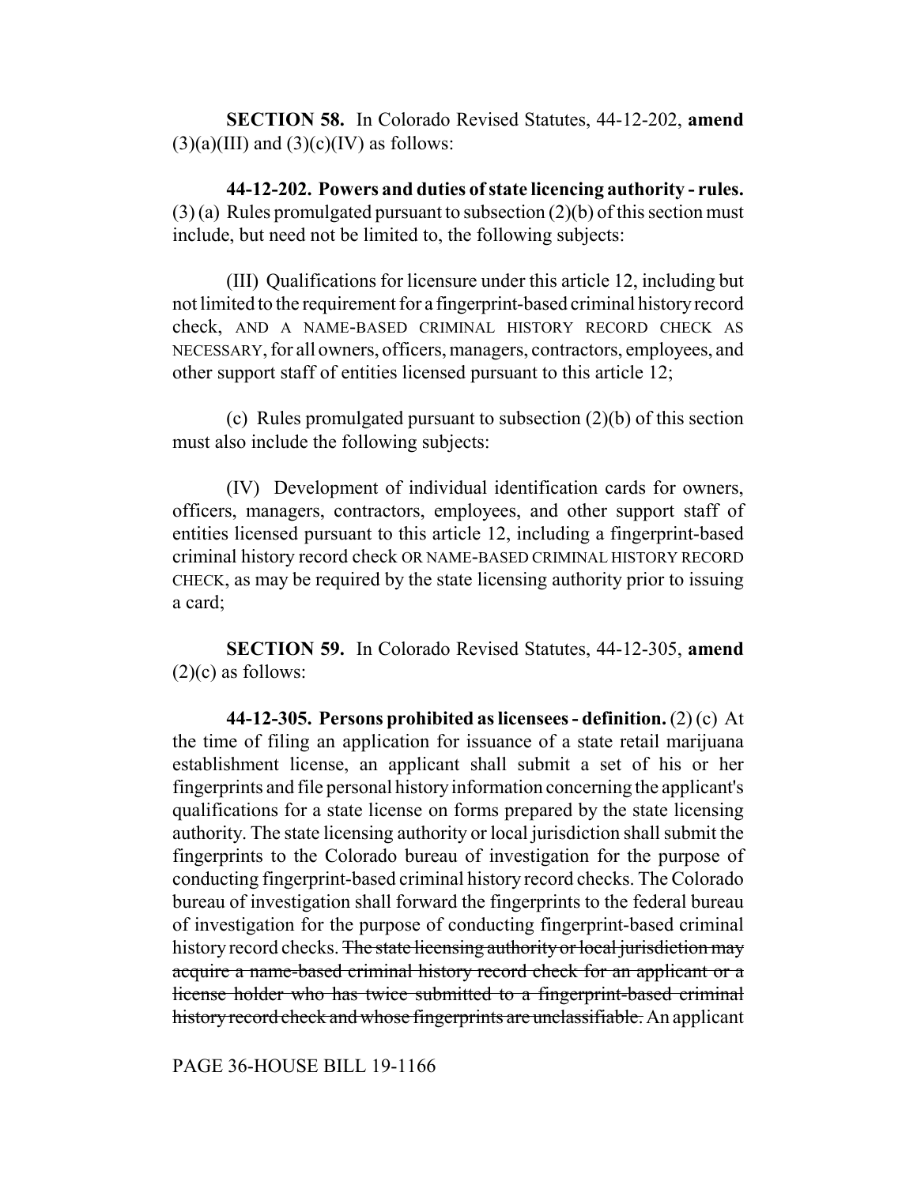**SECTION 58.** In Colorado Revised Statutes, 44-12-202, **amend** (3)(a)(III) and (3)(c)(IV) as follows:

**44-12-202. Powers and duties of state licencing authority - rules.** (3) (a) Rules promulgated pursuant to subsection (2)(b) of this section must include, but need not be limited to, the following subjects:

(III) Qualifications for licensure under this article 12, including but not limited to the requirement for a fingerprint-based criminal history record check, AND A NAME-BASED CRIMINAL HISTORY RECORD CHECK AS NECESSARY, for all owners, officers, managers, contractors, employees, and other support staff of entities licensed pursuant to this article 12;

(c) Rules promulgated pursuant to subsection (2)(b) of this section must also include the following subjects:

(IV) Development of individual identification cards for owners, officers, managers, contractors, employees, and other support staff of entities licensed pursuant to this article 12, including a fingerprint-based criminal history record check OR NAME-BASED CRIMINAL HISTORY RECORD CHECK, as may be required by the state licensing authority prior to issuing a card;

**SECTION 59.** In Colorado Revised Statutes, 44-12-305, **amend** (2)(c) as follows:

**44-12-305. Persons prohibited as licensees - definition.** (2) (c) At the time of filing an application for issuance of a state retail marijuana establishment license, an applicant shall submit a set of his or her fingerprints and file personal history information concerning the applicant's qualifications for a state license on forms prepared by the state licensing authority. The state licensing authority or local jurisdiction shall submit the fingerprints to the Colorado bureau of investigation for the purpose of conducting fingerprint-based criminal history record checks. The Colorado bureau of investigation shall forward the fingerprints to the federal bureau of investigation for the purpose of conducting fingerprint-based criminal history record checks. ~~The state licensing authority or local jurisdiction may acquire a name-based criminal history record check for an applicant or a license holder who has twice submitted to a fingerprint-based criminal history record check and whose fingerprints are unclassifiable.~~ An applicant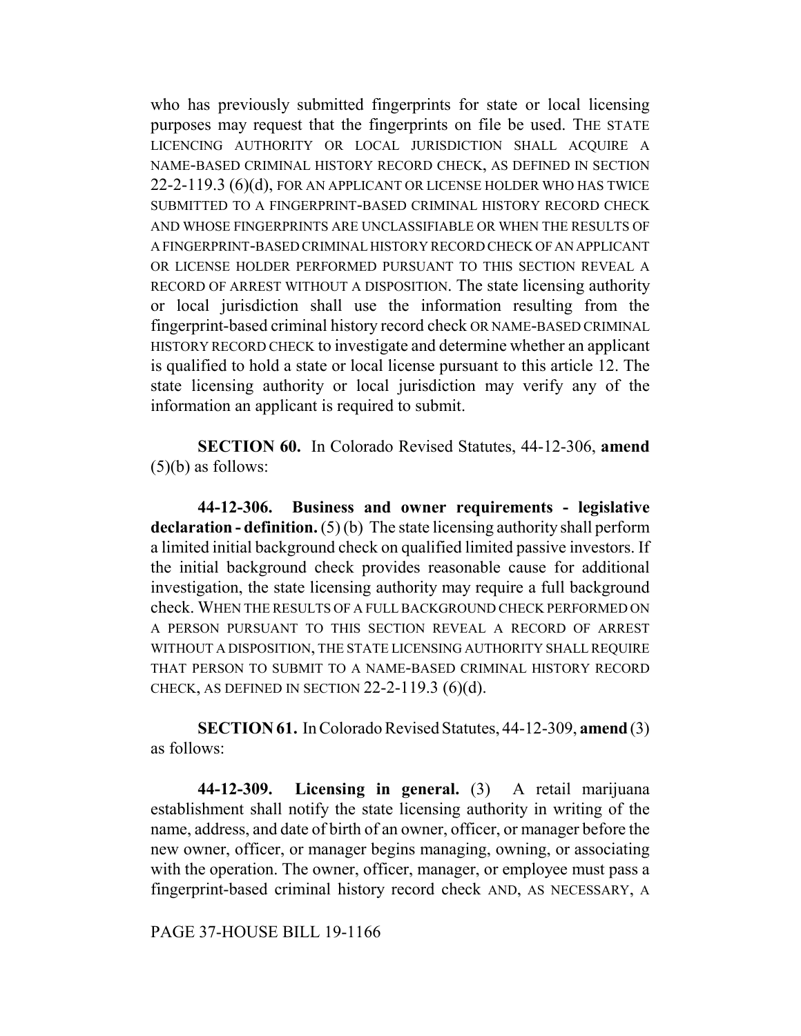who has previously submitted fingerprints for state or local licensing purposes may request that the fingerprints on file be used. THE STATE LICENCING AUTHORITY OR LOCAL JURISDICTION SHALL ACQUIRE A NAME-BASED CRIMINAL HISTORY RECORD CHECK, AS DEFINED IN SECTION 22-2-119.3 (6)(d), FOR AN APPLICANT OR LICENSE HOLDER WHO HAS TWICE SUBMITTED TO A FINGERPRINT-BASED CRIMINAL HISTORY RECORD CHECK AND WHOSE FINGERPRINTS ARE UNCLASSIFIABLE OR WHEN THE RESULTS OF A FINGERPRINT-BASED CRIMINAL HISTORY RECORD CHECK OF AN APPLICANT OR LICENSE HOLDER PERFORMED PURSUANT TO THIS SECTION REVEAL A RECORD OF ARREST WITHOUT A DISPOSITION. The state licensing authority or local jurisdiction shall use the information resulting from the fingerprint-based criminal history record check OR NAME-BASED CRIMINAL HISTORY RECORD CHECK to investigate and determine whether an applicant is qualified to hold a state or local license pursuant to this article 12. The state licensing authority or local jurisdiction may verify any of the information an applicant is required to submit.

**SECTION 60.** In Colorado Revised Statutes, 44-12-306, **amend** (5)(b) as follows:

**44-12-306. Business and owner requirements - legislative declaration - definition.** (5) (b) The state licensing authority shall perform a limited initial background check on qualified limited passive investors. If the initial background check provides reasonable cause for additional investigation, the state licensing authority may require a full background check. WHEN THE RESULTS OF A FULL BACKGROUND CHECK PERFORMED ON A PERSON PURSUANT TO THIS SECTION REVEAL A RECORD OF ARREST WITHOUT A DISPOSITION, THE STATE LICENSING AUTHORITY SHALL REQUIRE THAT PERSON TO SUBMIT TO A NAME-BASED CRIMINAL HISTORY RECORD CHECK, AS DEFINED IN SECTION 22-2-119.3 (6)(d).

**SECTION 61.** In Colorado Revised Statutes, 44-12-309, **amend** (3) as follows:

**44-12-309. Licensing in general.** (3) A retail marijuana establishment shall notify the state licensing authority in writing of the name, address, and date of birth of an owner, officer, or manager before the new owner, officer, or manager begins managing, owning, or associating with the operation. The owner, officer, manager, or employee must pass a fingerprint-based criminal history record check AND, AS NECESSARY, A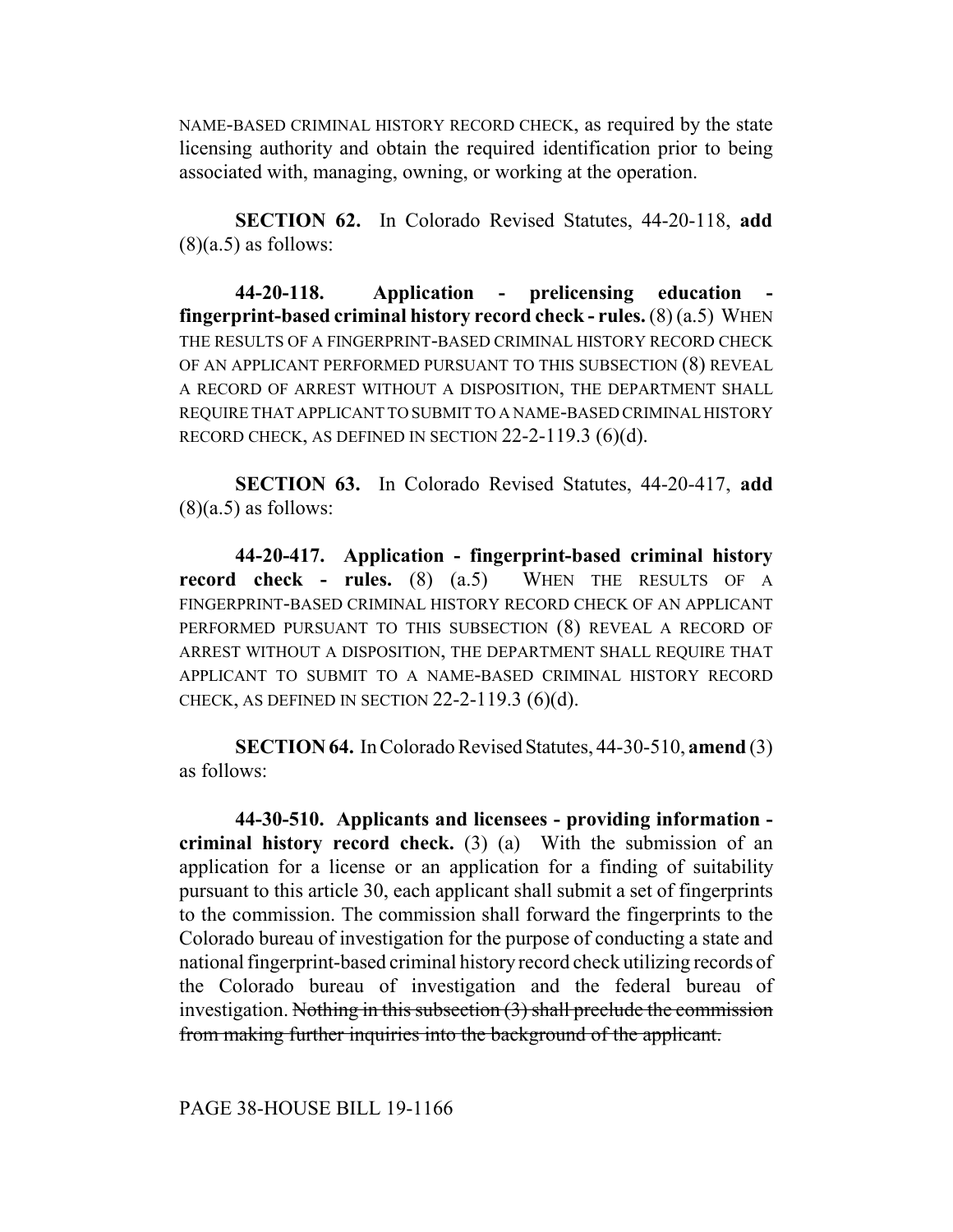NAME-BASED CRIMINAL HISTORY RECORD CHECK, as required by the state licensing authority and obtain the required identification prior to being associated with, managing, owning, or working at the operation.

**SECTION 62.** In Colorado Revised Statutes, 44-20-118, **add** (8)(a.5) as follows:

**44-20-118. Application - prelicensing education - fingerprint-based criminal history record check - rules.** (8) (a.5) WHEN THE RESULTS OF A FINGERPRINT-BASED CRIMINAL HISTORY RECORD CHECK OF AN APPLICANT PERFORMED PURSUANT TO THIS SUBSECTION (8) REVEAL A RECORD OF ARREST WITHOUT A DISPOSITION, THE DEPARTMENT SHALL REQUIRE THAT APPLICANT TO SUBMIT TO A NAME-BASED CRIMINAL HISTORY RECORD CHECK, AS DEFINED IN SECTION 22-2-119.3 (6)(d).

**SECTION 63.** In Colorado Revised Statutes, 44-20-417, **add** (8)(a.5) as follows:

**44-20-417. Application - fingerprint-based criminal history record check - rules.** (8) (a.5) WHEN THE RESULTS OF A FINGERPRINT-BASED CRIMINAL HISTORY RECORD CHECK OF AN APPLICANT PERFORMED PURSUANT TO THIS SUBSECTION (8) REVEAL A RECORD OF ARREST WITHOUT A DISPOSITION, THE DEPARTMENT SHALL REQUIRE THAT APPLICANT TO SUBMIT TO A NAME-BASED CRIMINAL HISTORY RECORD CHECK, AS DEFINED IN SECTION 22-2-119.3 (6)(d).

**SECTION 64.** In Colorado Revised Statutes, 44-30-510, **amend** (3) as follows:

**44-30-510. Applicants and licensees - providing information - criminal history record check.** (3) (a) With the submission of an application for a license or an application for a finding of suitability pursuant to this article 30, each applicant shall submit a set of fingerprints to the commission. The commission shall forward the fingerprints to the Colorado bureau of investigation for the purpose of conducting a state and national fingerprint-based criminal history record check utilizing records of the Colorado bureau of investigation and the federal bureau of investigation. ~~Nothing in this subsection (3) shall preclude the commission from making further inquiries into the background of the applicant.~~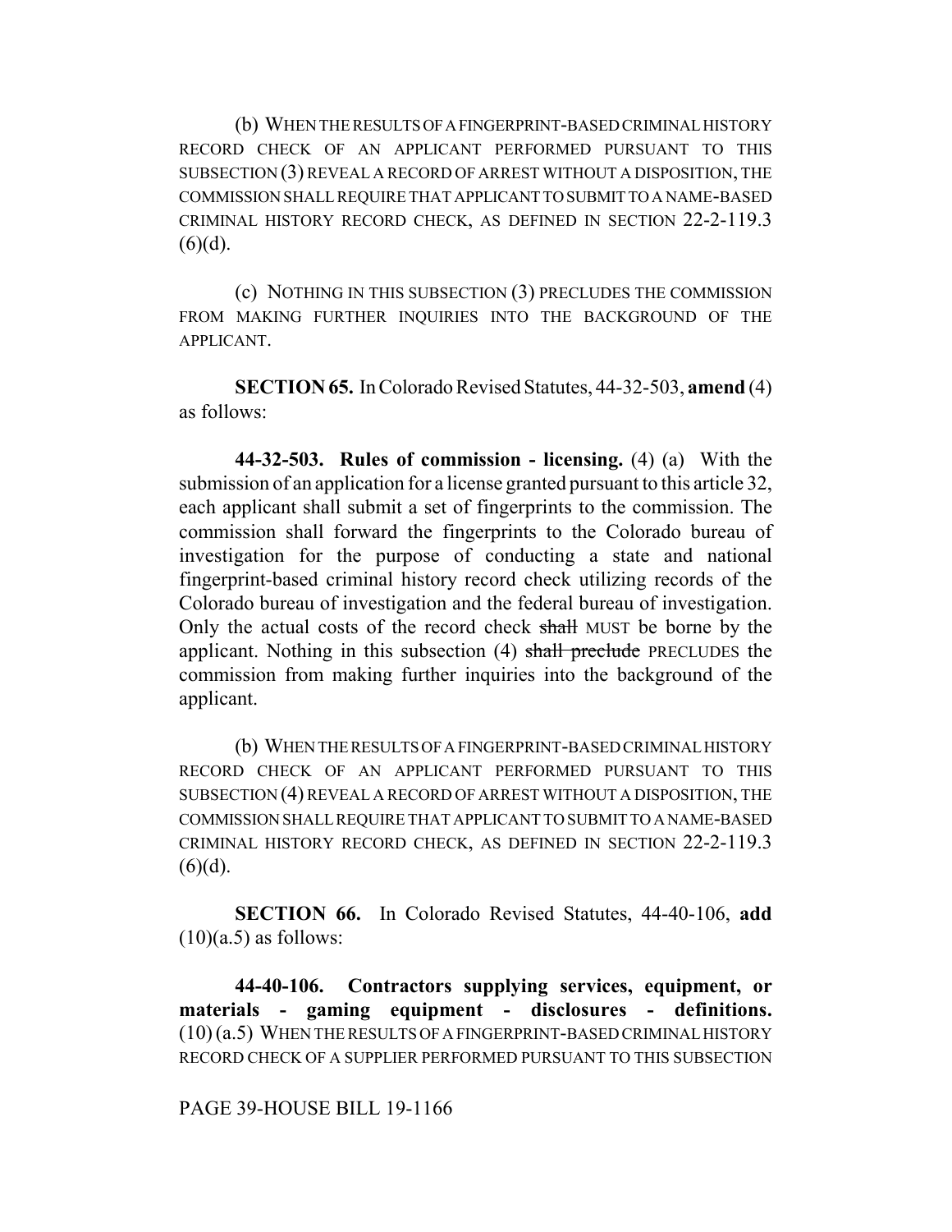(b) WHEN THE RESULTS OF A FINGERPRINT-BASED CRIMINAL HISTORY RECORD CHECK OF AN APPLICANT PERFORMED PURSUANT TO THIS SUBSECTION (3) REVEAL A RECORD OF ARREST WITHOUT A DISPOSITION, THE COMMISSION SHALL REQUIRE THAT APPLICANT TO SUBMIT TO A NAME-BASED CRIMINAL HISTORY RECORD CHECK, AS DEFINED IN SECTION 22-2-119.3 (6)(d).

(c) NOTHING IN THIS SUBSECTION (3) PRECLUDES THE COMMISSION FROM MAKING FURTHER INQUIRIES INTO THE BACKGROUND OF THE APPLICANT.

**SECTION 65.** In Colorado Revised Statutes, 44-32-503, **amend** (4) as follows:

**44-32-503. Rules of commission - licensing.** (4) (a) With the submission of an application for a license granted pursuant to this article 32, each applicant shall submit a set of fingerprints to the commission. The commission shall forward the fingerprints to the Colorado bureau of investigation for the purpose of conducting a state and national fingerprint-based criminal history record check utilizing records of the Colorado bureau of investigation and the federal bureau of investigation. Only the actual costs of the record check ~~shall~~ MUST be borne by the applicant. Nothing in this subsection (4) ~~shall preclude~~ PRECLUDES the commission from making further inquiries into the background of the applicant.

(b) WHEN THE RESULTS OF A FINGERPRINT-BASED CRIMINAL HISTORY RECORD CHECK OF AN APPLICANT PERFORMED PURSUANT TO THIS SUBSECTION (4) REVEAL A RECORD OF ARREST WITHOUT A DISPOSITION, THE COMMISSION SHALL REQUIRE THAT APPLICANT TO SUBMIT TO A NAME-BASED CRIMINAL HISTORY RECORD CHECK, AS DEFINED IN SECTION 22-2-119.3 (6)(d).

**SECTION 66.** In Colorado Revised Statutes, 44-40-106, **add** (10)(a.5) as follows:

**44-40-106. Contractors supplying services, equipment, or materials - gaming equipment - disclosures - definitions.** (10) (a.5) WHEN THE RESULTS OF A FINGERPRINT-BASED CRIMINAL HISTORY RECORD CHECK OF A SUPPLIER PERFORMED PURSUANT TO THIS SUBSECTION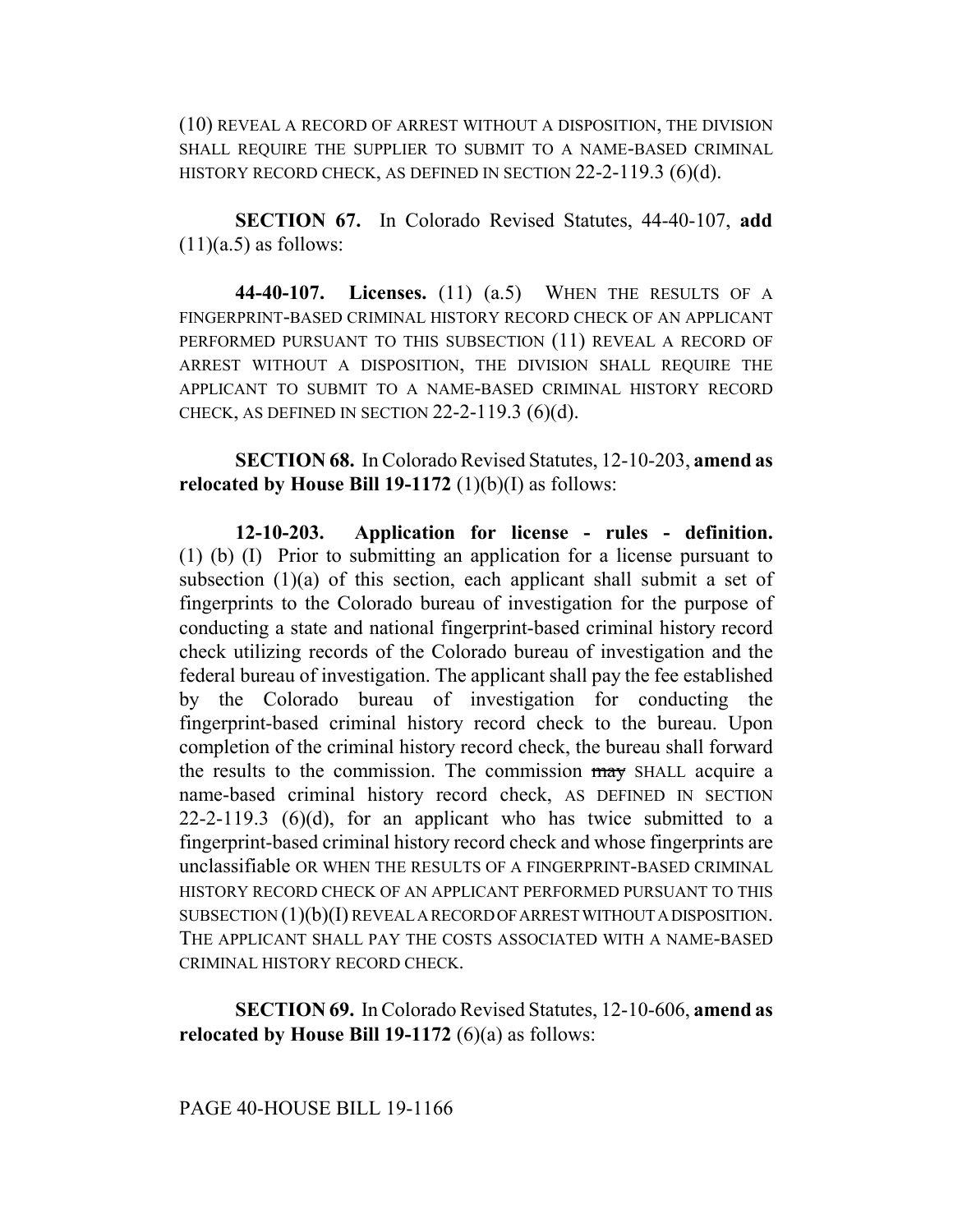(10) REVEAL A RECORD OF ARREST WITHOUT A DISPOSITION, THE DIVISION SHALL REQUIRE THE SUPPLIER TO SUBMIT TO A NAME-BASED CRIMINAL HISTORY RECORD CHECK, AS DEFINED IN SECTION 22-2-119.3 (6)(d).

**SECTION 67.** In Colorado Revised Statutes, 44-40-107, **add** (11)(a.5) as follows:

**44-40-107. Licenses.** (11) (a.5) WHEN THE RESULTS OF A FINGERPRINT-BASED CRIMINAL HISTORY RECORD CHECK OF AN APPLICANT PERFORMED PURSUANT TO THIS SUBSECTION (11) REVEAL A RECORD OF ARREST WITHOUT A DISPOSITION, THE DIVISION SHALL REQUIRE THE APPLICANT TO SUBMIT TO A NAME-BASED CRIMINAL HISTORY RECORD CHECK, AS DEFINED IN SECTION 22-2-119.3 (6)(d).

**SECTION 68.** In Colorado Revised Statutes, 12-10-203, **amend as relocated by House Bill 19-1172** (1)(b)(I) as follows:

**12-10-203. Application for license - rules - definition.** (1) (b) (I) Prior to submitting an application for a license pursuant to subsection (1)(a) of this section, each applicant shall submit a set of fingerprints to the Colorado bureau of investigation for the purpose of conducting a state and national fingerprint-based criminal history record check utilizing records of the Colorado bureau of investigation and the federal bureau of investigation. The applicant shall pay the fee established by the Colorado bureau of investigation for conducting the fingerprint-based criminal history record check to the bureau. Upon completion of the criminal history record check, the bureau shall forward the results to the commission. The commission ~~may~~ SHALL acquire a name-based criminal history record check, AS DEFINED IN SECTION 22-2-119.3 (6)(d), for an applicant who has twice submitted to a fingerprint-based criminal history record check and whose fingerprints are unclassifiable OR WHEN THE RESULTS OF A FINGERPRINT-BASED CRIMINAL HISTORY RECORD CHECK OF AN APPLICANT PERFORMED PURSUANT TO THIS SUBSECTION (1)(b)(I) REVEAL A RECORD OF ARREST WITHOUT A DISPOSITION. THE APPLICANT SHALL PAY THE COSTS ASSOCIATED WITH A NAME-BASED CRIMINAL HISTORY RECORD CHECK.

**SECTION 69.** In Colorado Revised Statutes, 12-10-606, **amend as relocated by House Bill 19-1172** (6)(a) as follows: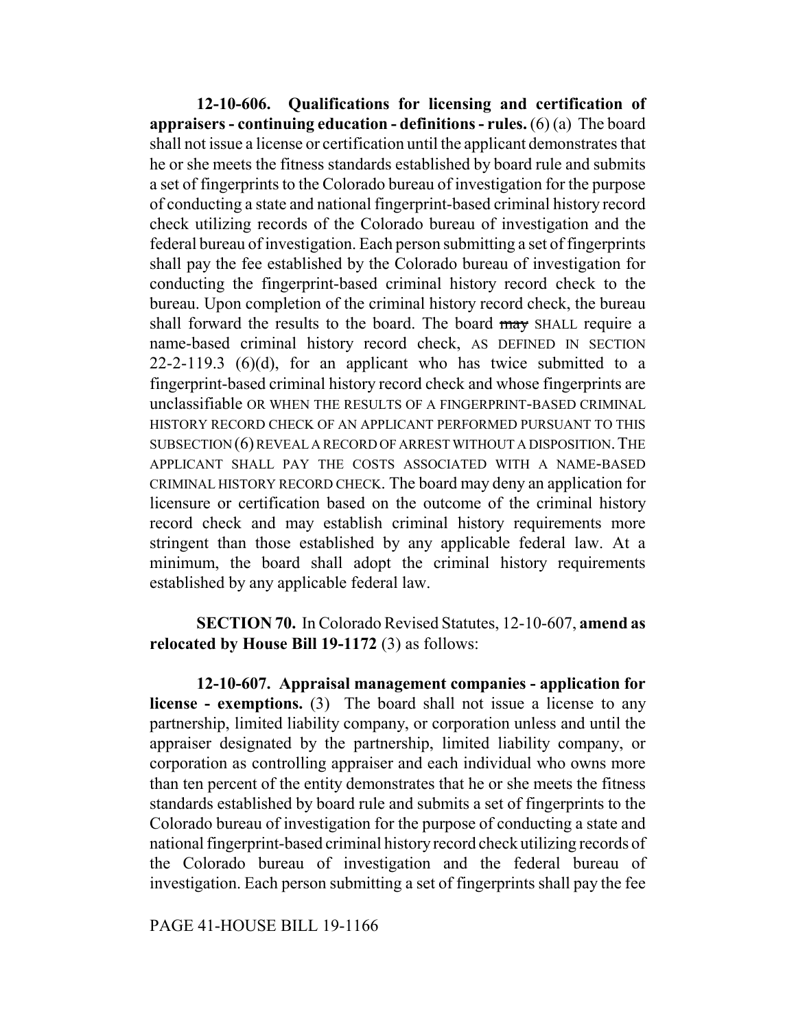**12-10-606. Qualifications for licensing and certification of appraisers - continuing education - definitions - rules.** (6) (a) The board shall not issue a license or certification until the applicant demonstrates that he or she meets the fitness standards established by board rule and submits a set of fingerprints to the Colorado bureau of investigation for the purpose of conducting a state and national fingerprint-based criminal history record check utilizing records of the Colorado bureau of investigation and the federal bureau of investigation. Each person submitting a set of fingerprints shall pay the fee established by the Colorado bureau of investigation for conducting the fingerprint-based criminal history record check to the bureau. Upon completion of the criminal history record check, the bureau shall forward the results to the board. The board ~~may~~ SHALL require a name-based criminal history record check, AS DEFINED IN SECTION 22-2-119.3 (6)(d), for an applicant who has twice submitted to a fingerprint-based criminal history record check and whose fingerprints are unclassifiable OR WHEN THE RESULTS OF A FINGERPRINT-BASED CRIMINAL HISTORY RECORD CHECK OF AN APPLICANT PERFORMED PURSUANT TO THIS SUBSECTION (6) REVEAL A RECORD OF ARREST WITHOUT A DISPOSITION. THE APPLICANT SHALL PAY THE COSTS ASSOCIATED WITH A NAME-BASED CRIMINAL HISTORY RECORD CHECK. The board may deny an application for licensure or certification based on the outcome of the criminal history record check and may establish criminal history requirements more stringent than those established by any applicable federal law. At a minimum, the board shall adopt the criminal history requirements established by any applicable federal law.

**SECTION 70.** In Colorado Revised Statutes, 12-10-607, **amend as relocated by House Bill 19-1172** (3) as follows:

**12-10-607. Appraisal management companies - application for license - exemptions.** (3) The board shall not issue a license to any partnership, limited liability company, or corporation unless and until the appraiser designated by the partnership, limited liability company, or corporation as controlling appraiser and each individual who owns more than ten percent of the entity demonstrates that he or she meets the fitness standards established by board rule and submits a set of fingerprints to the Colorado bureau of investigation for the purpose of conducting a state and national fingerprint-based criminal history record check utilizing records of the Colorado bureau of investigation and the federal bureau of investigation. Each person submitting a set of fingerprints shall pay the fee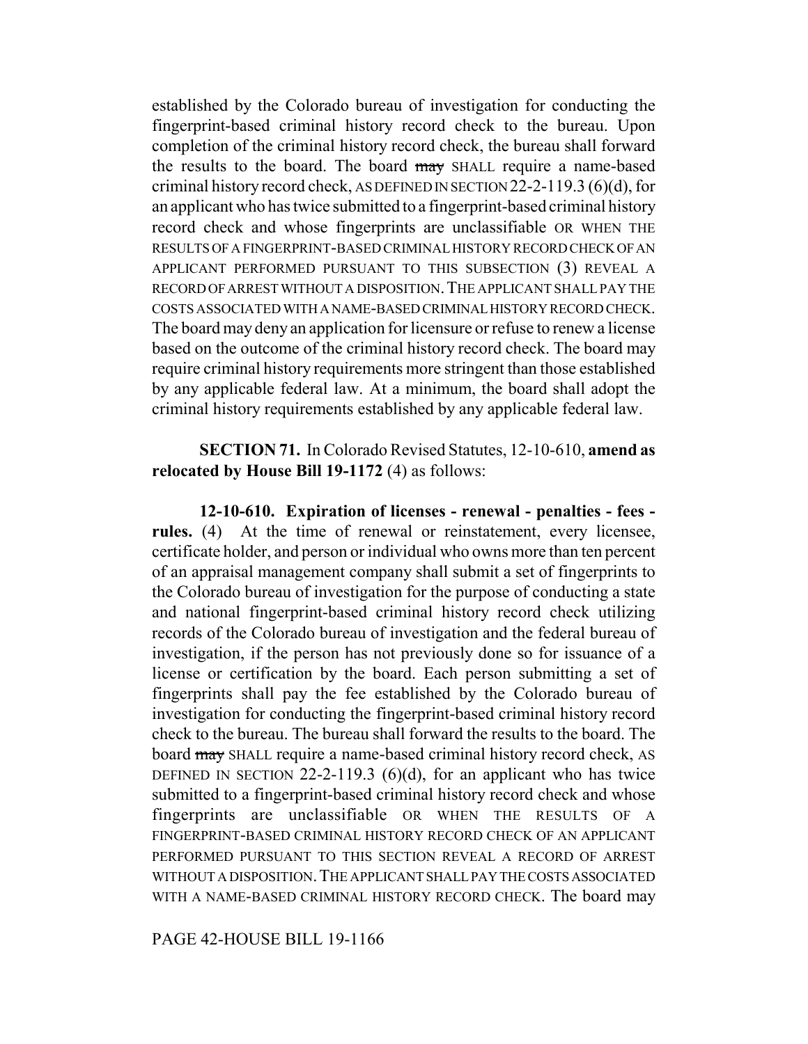established by the Colorado bureau of investigation for conducting the fingerprint-based criminal history record check to the bureau. Upon completion of the criminal history record check, the bureau shall forward the results to the board. The board ~~may~~ SHALL require a name-based criminal history record check, AS DEFINED IN SECTION 22-2-119.3 (6)(d), for an applicant who has twice submitted to a fingerprint-based criminal history record check and whose fingerprints are unclassifiable OR WHEN THE RESULTS OF A FINGERPRINT-BASED CRIMINAL HISTORY RECORD CHECK OF AN APPLICANT PERFORMED PURSUANT TO THIS SUBSECTION (3) REVEAL A RECORD OF ARREST WITHOUT A DISPOSITION. THE APPLICANT SHALL PAY THE COSTS ASSOCIATED WITH A NAME-BASED CRIMINAL HISTORY RECORD CHECK. The board may deny an application for licensure or refuse to renew a license based on the outcome of the criminal history record check. The board may require criminal history requirements more stringent than those established by any applicable federal law. At a minimum, the board shall adopt the criminal history requirements established by any applicable federal law.

**SECTION 71.** In Colorado Revised Statutes, 12-10-610, **amend as relocated by House Bill 19-1172** (4) as follows:

**12-10-610. Expiration of licenses - renewal - penalties - fees - rules.** (4) At the time of renewal or reinstatement, every licensee, certificate holder, and person or individual who owns more than ten percent of an appraisal management company shall submit a set of fingerprints to the Colorado bureau of investigation for the purpose of conducting a state and national fingerprint-based criminal history record check utilizing records of the Colorado bureau of investigation and the federal bureau of investigation, if the person has not previously done so for issuance of a license or certification by the board. Each person submitting a set of fingerprints shall pay the fee established by the Colorado bureau of investigation for conducting the fingerprint-based criminal history record check to the bureau. The bureau shall forward the results to the board. The board ~~may~~ SHALL require a name-based criminal history record check, AS DEFINED IN SECTION 22-2-119.3 (6)(d), for an applicant who has twice submitted to a fingerprint-based criminal history record check and whose fingerprints are unclassifiable OR WHEN THE RESULTS OF A FINGERPRINT-BASED CRIMINAL HISTORY RECORD CHECK OF AN APPLICANT PERFORMED PURSUANT TO THIS SECTION REVEAL A RECORD OF ARREST WITHOUT A DISPOSITION. THE APPLICANT SHALL PAY THE COSTS ASSOCIATED WITH A NAME-BASED CRIMINAL HISTORY RECORD CHECK. The board may

PAGE 42-HOUSE BILL 19-1166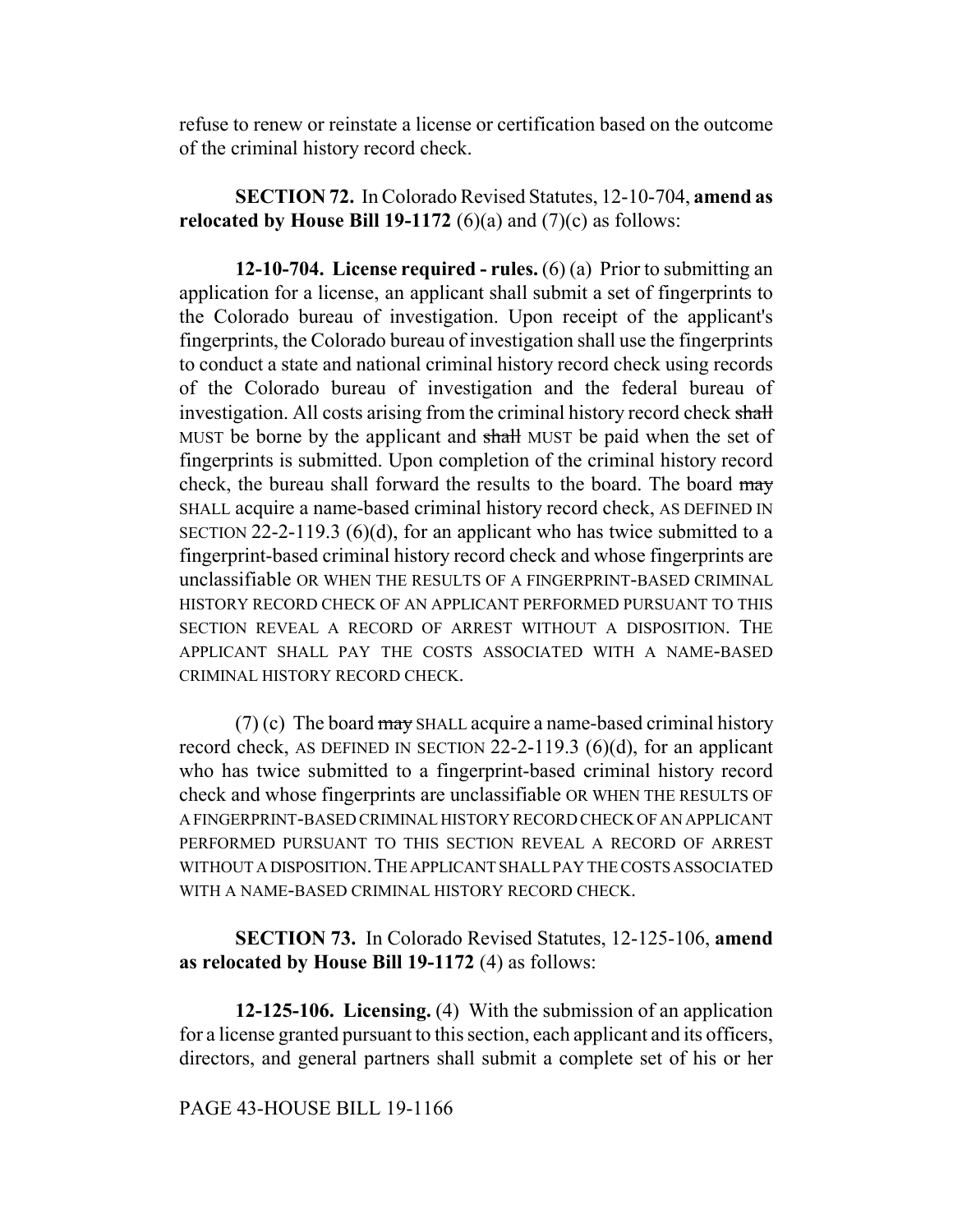refuse to renew or reinstate a license or certification based on the outcome of the criminal history record check.

**SECTION 72.** In Colorado Revised Statutes, 12-10-704, **amend as relocated by House Bill 19-1172** (6)(a) and (7)(c) as follows:

**12-10-704. License required - rules.** (6) (a) Prior to submitting an application for a license, an applicant shall submit a set of fingerprints to the Colorado bureau of investigation. Upon receipt of the applicant's fingerprints, the Colorado bureau of investigation shall use the fingerprints to conduct a state and national criminal history record check using records of the Colorado bureau of investigation and the federal bureau of investigation. All costs arising from the criminal history record check ~~shall~~ MUST be borne by the applicant and ~~shall~~ MUST be paid when the set of fingerprints is submitted. Upon completion of the criminal history record check, the bureau shall forward the results to the board. The board ~~may~~ SHALL acquire a name-based criminal history record check, AS DEFINED IN SECTION 22-2-119.3 (6)(d), for an applicant who has twice submitted to a fingerprint-based criminal history record check and whose fingerprints are unclassifiable OR WHEN THE RESULTS OF A FINGERPRINT-BASED CRIMINAL HISTORY RECORD CHECK OF AN APPLICANT PERFORMED PURSUANT TO THIS SECTION REVEAL A RECORD OF ARREST WITHOUT A DISPOSITION. THE APPLICANT SHALL PAY THE COSTS ASSOCIATED WITH A NAME-BASED CRIMINAL HISTORY RECORD CHECK.

(7) (c) The board ~~may~~ SHALL acquire a name-based criminal history record check, AS DEFINED IN SECTION 22-2-119.3 (6)(d), for an applicant who has twice submitted to a fingerprint-based criminal history record check and whose fingerprints are unclassifiable OR WHEN THE RESULTS OF A FINGERPRINT-BASED CRIMINAL HISTORY RECORD CHECK OF AN APPLICANT PERFORMED PURSUANT TO THIS SECTION REVEAL A RECORD OF ARREST WITHOUT A DISPOSITION. THE APPLICANT SHALL PAY THE COSTS ASSOCIATED WITH A NAME-BASED CRIMINAL HISTORY RECORD CHECK.

**SECTION 73.** In Colorado Revised Statutes, 12-125-106, **amend as relocated by House Bill 19-1172** (4) as follows:

**12-125-106. Licensing.** (4) With the submission of an application for a license granted pursuant to this section, each applicant and its officers, directors, and general partners shall submit a complete set of his or her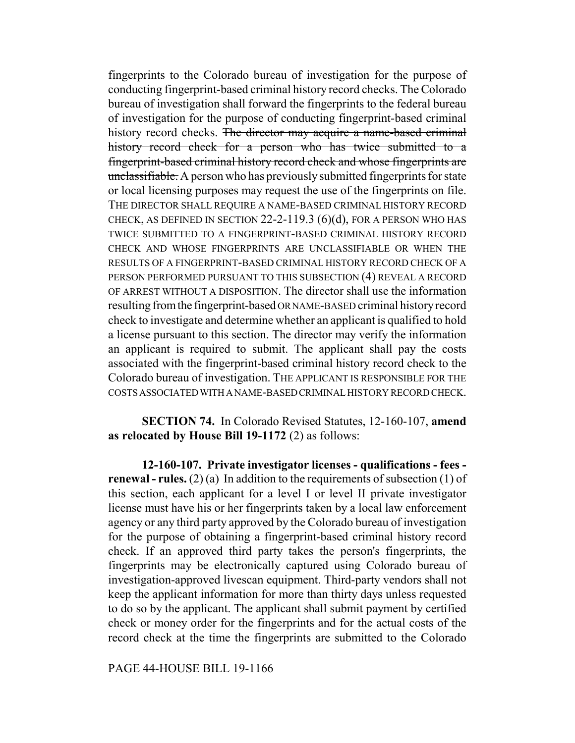fingerprints to the Colorado bureau of investigation for the purpose of conducting fingerprint-based criminal history record checks. The Colorado bureau of investigation shall forward the fingerprints to the federal bureau of investigation for the purpose of conducting fingerprint-based criminal history record checks. ~~The director may acquire a name-based criminal history record check for a person who has twice submitted to a fingerprint-based criminal history record check and whose fingerprints are unclassifiable.~~ A person who has previously submitted fingerprints for state or local licensing purposes may request the use of the fingerprints on file. THE DIRECTOR SHALL REQUIRE A NAME-BASED CRIMINAL HISTORY RECORD CHECK, AS DEFINED IN SECTION 22-2-119.3 (6)(d), FOR A PERSON WHO HAS TWICE SUBMITTED TO A FINGERPRINT-BASED CRIMINAL HISTORY RECORD CHECK AND WHOSE FINGERPRINTS ARE UNCLASSIFIABLE OR WHEN THE RESULTS OF A FINGERPRINT-BASED CRIMINAL HISTORY RECORD CHECK OF A PERSON PERFORMED PURSUANT TO THIS SUBSECTION (4) REVEAL A RECORD OF ARREST WITHOUT A DISPOSITION. The director shall use the information resulting from the fingerprint-based OR NAME-BASED criminal history record check to investigate and determine whether an applicant is qualified to hold a license pursuant to this section. The director may verify the information an applicant is required to submit. The applicant shall pay the costs associated with the fingerprint-based criminal history record check to the Colorado bureau of investigation. THE APPLICANT IS RESPONSIBLE FOR THE COSTS ASSOCIATED WITH A NAME-BASED CRIMINAL HISTORY RECORD CHECK.

**SECTION 74.** In Colorado Revised Statutes, 12-160-107, **amend as relocated by House Bill 19-1172** (2) as follows:

**12-160-107. Private investigator licenses - qualifications - fees - renewal - rules.** (2) (a) In addition to the requirements of subsection (1) of this section, each applicant for a level I or level II private investigator license must have his or her fingerprints taken by a local law enforcement agency or any third party approved by the Colorado bureau of investigation for the purpose of obtaining a fingerprint-based criminal history record check. If an approved third party takes the person's fingerprints, the fingerprints may be electronically captured using Colorado bureau of investigation-approved livescan equipment. Third-party vendors shall not keep the applicant information for more than thirty days unless requested to do so by the applicant. The applicant shall submit payment by certified check or money order for the fingerprints and for the actual costs of the record check at the time the fingerprints are submitted to the Colorado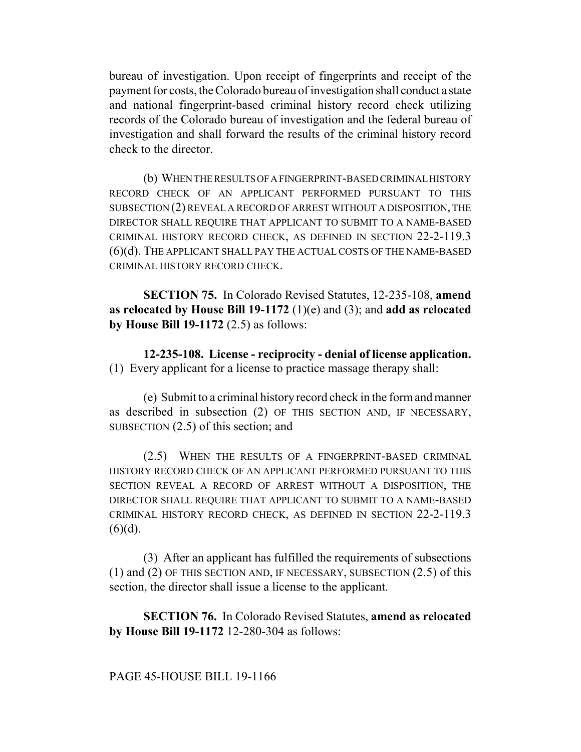bureau of investigation. Upon receipt of fingerprints and receipt of the payment for costs, the Colorado bureau of investigation shall conduct a state and national fingerprint-based criminal history record check utilizing records of the Colorado bureau of investigation and the federal bureau of investigation and shall forward the results of the criminal history record check to the director.

(b) WHEN THE RESULTS OF A FINGERPRINT-BASED CRIMINAL HISTORY RECORD CHECK OF AN APPLICANT PERFORMED PURSUANT TO THIS SUBSECTION (2) REVEAL A RECORD OF ARREST WITHOUT A DISPOSITION, THE DIRECTOR SHALL REQUIRE THAT APPLICANT TO SUBMIT TO A NAME-BASED CRIMINAL HISTORY RECORD CHECK, AS DEFINED IN SECTION 22-2-119.3 (6)(d). THE APPLICANT SHALL PAY THE ACTUAL COSTS OF THE NAME-BASED CRIMINAL HISTORY RECORD CHECK.

**SECTION 75.** In Colorado Revised Statutes, 12-235-108, **amend as relocated by House Bill 19-1172** (1)(e) and (3); and **add as relocated by House Bill 19-1172** (2.5) as follows:

**12-235-108. License - reciprocity - denial of license application.** (1) Every applicant for a license to practice massage therapy shall:

(e) Submit to a criminal history record check in the form and manner as described in subsection (2) OF THIS SECTION AND, IF NECESSARY, SUBSECTION (2.5) of this section; and

(2.5) WHEN THE RESULTS OF A FINGERPRINT-BASED CRIMINAL HISTORY RECORD CHECK OF AN APPLICANT PERFORMED PURSUANT TO THIS SECTION REVEAL A RECORD OF ARREST WITHOUT A DISPOSITION, THE DIRECTOR SHALL REQUIRE THAT APPLICANT TO SUBMIT TO A NAME-BASED CRIMINAL HISTORY RECORD CHECK, AS DEFINED IN SECTION 22-2-119.3 (6)(d).

(3) After an applicant has fulfilled the requirements of subsections (1) and (2) OF THIS SECTION AND, IF NECESSARY, SUBSECTION (2.5) of this section, the director shall issue a license to the applicant.

**SECTION 76.** In Colorado Revised Statutes, **amend as relocated by House Bill 19-1172** 12-280-304 as follows: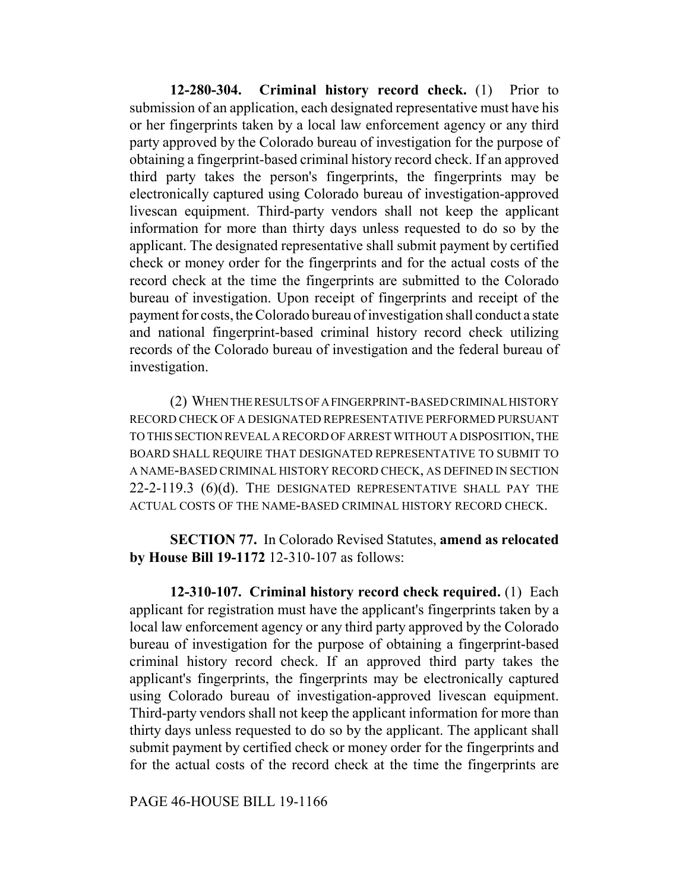**12-280-304. Criminal history record check.** (1) Prior to submission of an application, each designated representative must have his or her fingerprints taken by a local law enforcement agency or any third party approved by the Colorado bureau of investigation for the purpose of obtaining a fingerprint-based criminal history record check. If an approved third party takes the person's fingerprints, the fingerprints may be electronically captured using Colorado bureau of investigation-approved livescan equipment. Third-party vendors shall not keep the applicant information for more than thirty days unless requested to do so by the applicant. The designated representative shall submit payment by certified check or money order for the fingerprints and for the actual costs of the record check at the time the fingerprints are submitted to the Colorado bureau of investigation. Upon receipt of fingerprints and receipt of the payment for costs, the Colorado bureau of investigation shall conduct a state and national fingerprint-based criminal history record check utilizing records of the Colorado bureau of investigation and the federal bureau of investigation.

(2) WHEN THE RESULTS OF A FINGERPRINT-BASED CRIMINAL HISTORY RECORD CHECK OF A DESIGNATED REPRESENTATIVE PERFORMED PURSUANT TO THIS SECTION REVEAL A RECORD OF ARREST WITHOUT A DISPOSITION, THE BOARD SHALL REQUIRE THAT DESIGNATED REPRESENTATIVE TO SUBMIT TO A NAME-BASED CRIMINAL HISTORY RECORD CHECK, AS DEFINED IN SECTION 22-2-119.3 (6)(d). THE DESIGNATED REPRESENTATIVE SHALL PAY THE ACTUAL COSTS OF THE NAME-BASED CRIMINAL HISTORY RECORD CHECK.

**SECTION 77.** In Colorado Revised Statutes, **amend as relocated by House Bill 19-1172** 12-310-107 as follows:

**12-310-107. Criminal history record check required.** (1) Each applicant for registration must have the applicant's fingerprints taken by a local law enforcement agency or any third party approved by the Colorado bureau of investigation for the purpose of obtaining a fingerprint-based criminal history record check. If an approved third party takes the applicant's fingerprints, the fingerprints may be electronically captured using Colorado bureau of investigation-approved livescan equipment. Third-party vendors shall not keep the applicant information for more than thirty days unless requested to do so by the applicant. The applicant shall submit payment by certified check or money order for the fingerprints and for the actual costs of the record check at the time the fingerprints are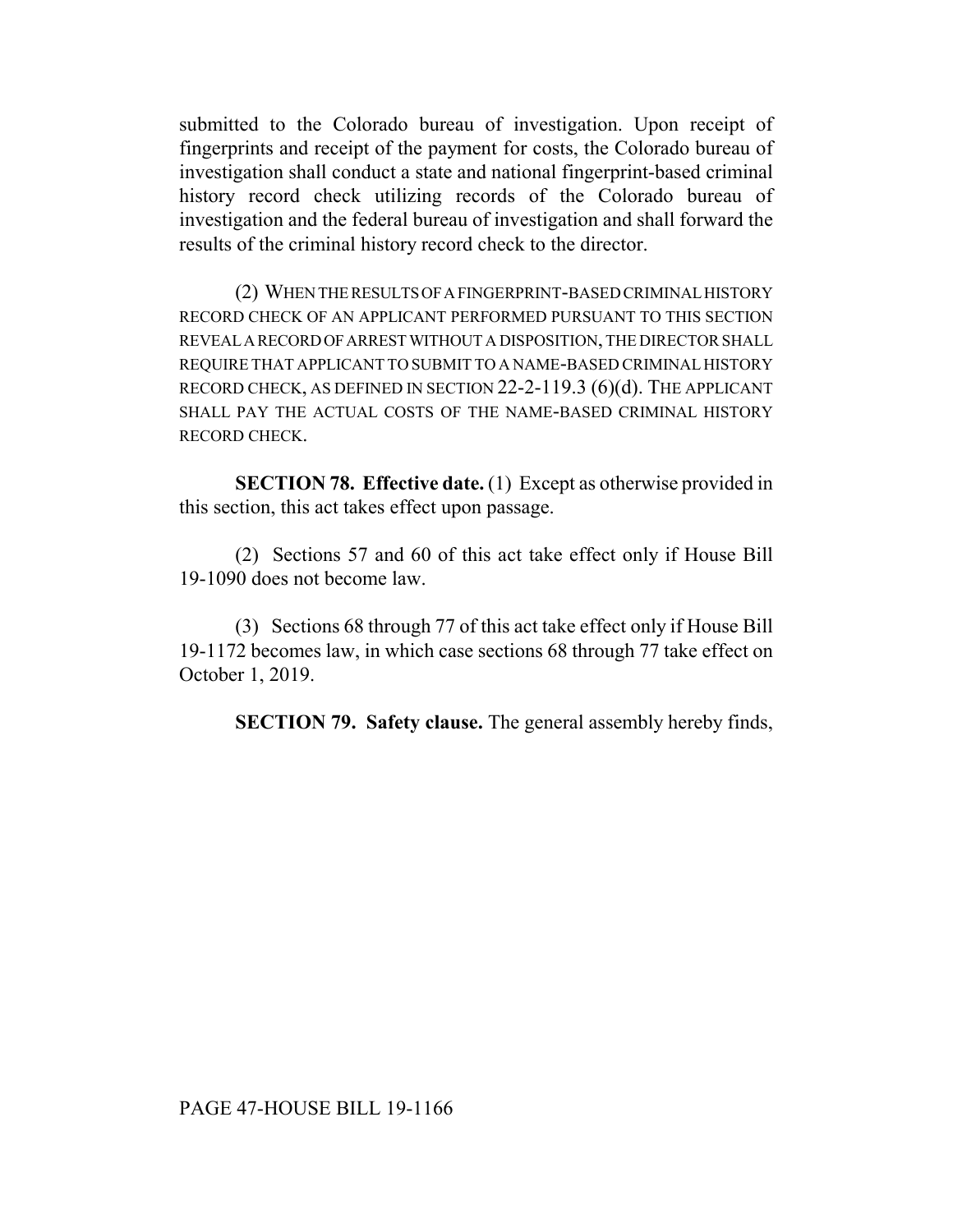submitted to the Colorado bureau of investigation. Upon receipt of fingerprints and receipt of the payment for costs, the Colorado bureau of investigation shall conduct a state and national fingerprint-based criminal history record check utilizing records of the Colorado bureau of investigation and the federal bureau of investigation and shall forward the results of the criminal history record check to the director.

(2) WHEN THE RESULTS OF A FINGERPRINT-BASED CRIMINAL HISTORY RECORD CHECK OF AN APPLICANT PERFORMED PURSUANT TO THIS SECTION REVEAL A RECORD OF ARREST WITHOUT A DISPOSITION, THE DIRECTOR SHALL REQUIRE THAT APPLICANT TO SUBMIT TO A NAME-BASED CRIMINAL HISTORY RECORD CHECK, AS DEFINED IN SECTION 22-2-119.3 (6)(d). THE APPLICANT SHALL PAY THE ACTUAL COSTS OF THE NAME-BASED CRIMINAL HISTORY RECORD CHECK.

**SECTION 78. Effective date.** (1) Except as otherwise provided in this section, this act takes effect upon passage.

(2) Sections 57 and 60 of this act take effect only if House Bill 19-1090 does not become law.

(3) Sections 68 through 77 of this act take effect only if House Bill 19-1172 becomes law, in which case sections 68 through 77 take effect on October 1, 2019.

**SECTION 79. Safety clause.** The general assembly hereby finds,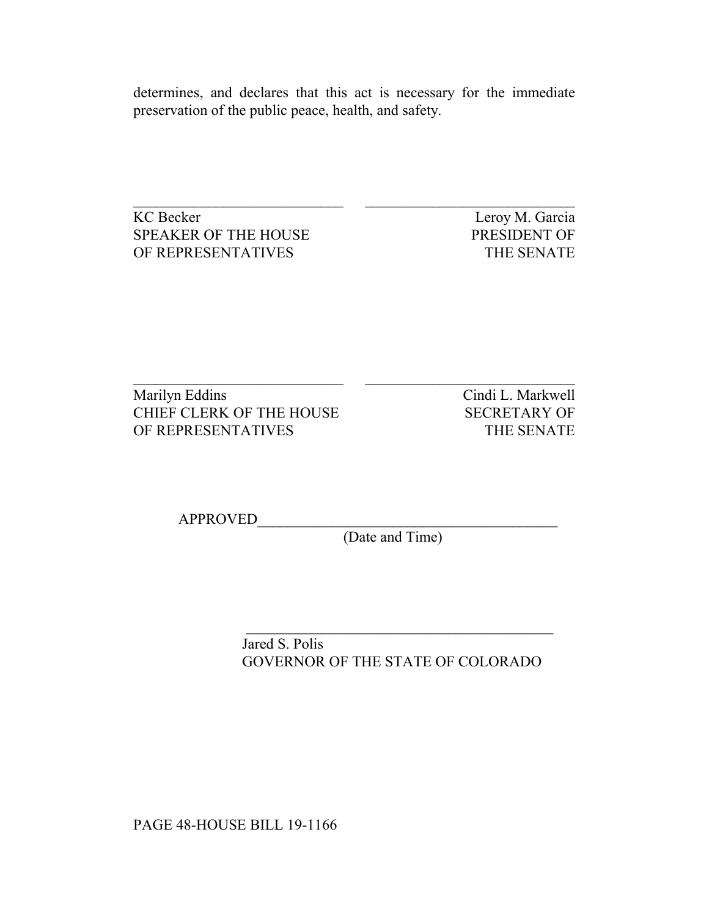determines, and declares that this act is necessary for the immediate preservation of the public peace, health, and safety.

\_\_\_\_\_\_\_\_\_\_\_\_\_\_\_\_\_\_\_\_\_\_\_\_\_\_\_\_
KC Becker
SPEAKER OF THE HOUSE
OF REPRESENTATIVES

\_\_\_\_\_\_\_\_\_\_\_\_\_\_\_\_\_\_\_\_\_\_\_\_\_\_\_\_
Leroy M. Garcia
PRESIDENT OF
THE SENATE

\_\_\_\_\_\_\_\_\_\_\_\_\_\_\_\_\_\_\_\_\_\_\_\_\_\_\_\_
Marilyn Eddins
CHIEF CLERK OF THE HOUSE
OF REPRESENTATIVES

\_\_\_\_\_\_\_\_\_\_\_\_\_\_\_\_\_\_\_\_\_\_\_\_\_\_\_\_
Cindi L. Markwell
SECRETARY OF
THE SENATE

APPROVED\_\_\_\_\_\_\_\_\_\_\_\_\_\_\_\_\_\_\_\_\_\_\_\_\_\_\_\_\_\_\_\_\_\_\_\_\_\_\_\_
(Date and Time)

\_\_\_\_\_\_\_\_\_\_\_\_\_\_\_\_\_\_\_\_\_\_\_\_\_\_\_\_\_\_\_\_\_\_\_\_\_\_\_\_
Jared S. Polis
GOVERNOR OF THE STATE OF COLORADO

PAGE 48-HOUSE BILL 19-1166